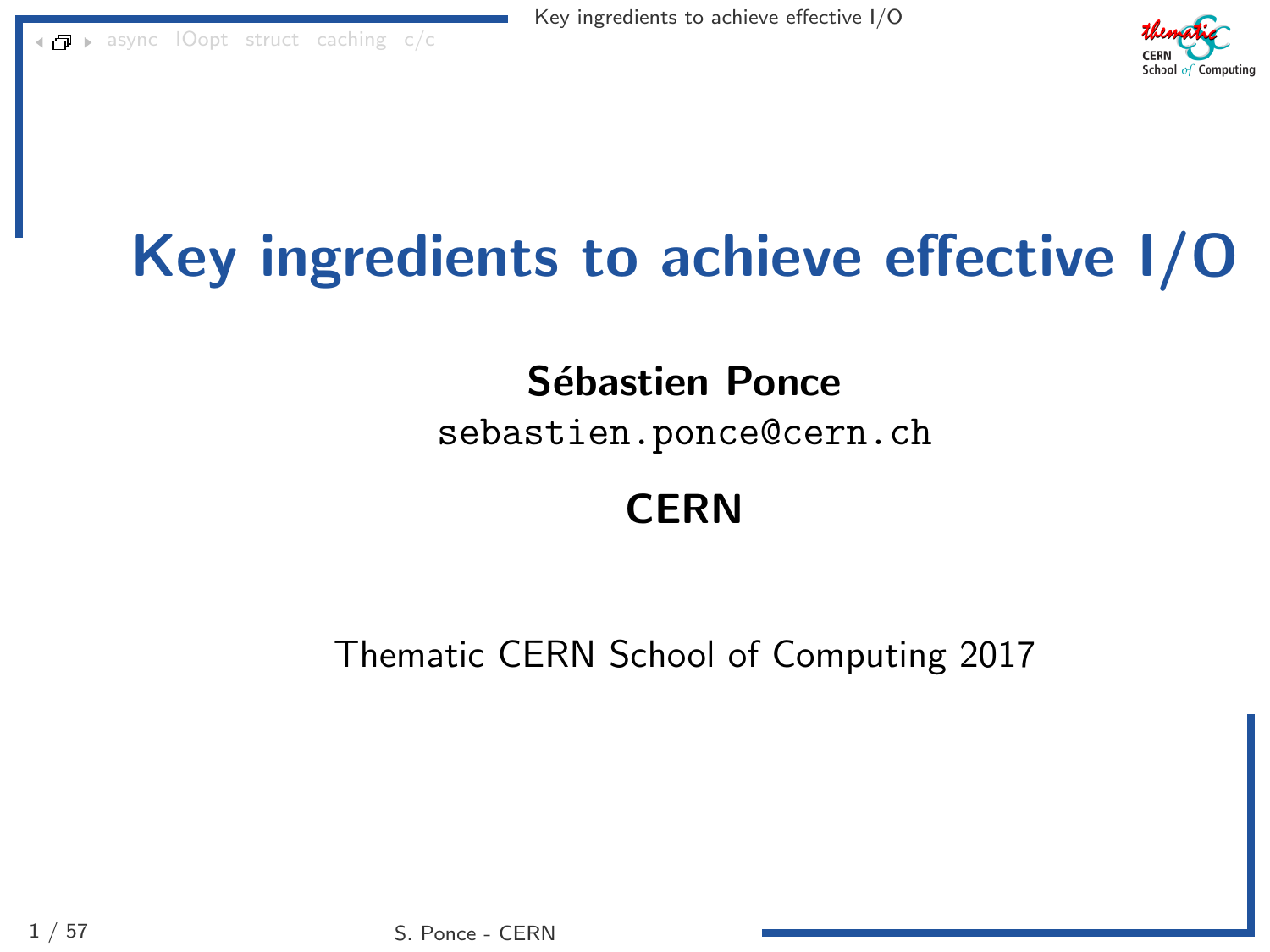# Key ingredients to achieve effective I/O

**Sébastien Ponce**

sebastien.ponce@cern.ch

**CERN**

Thematic CERN School of Computing 2017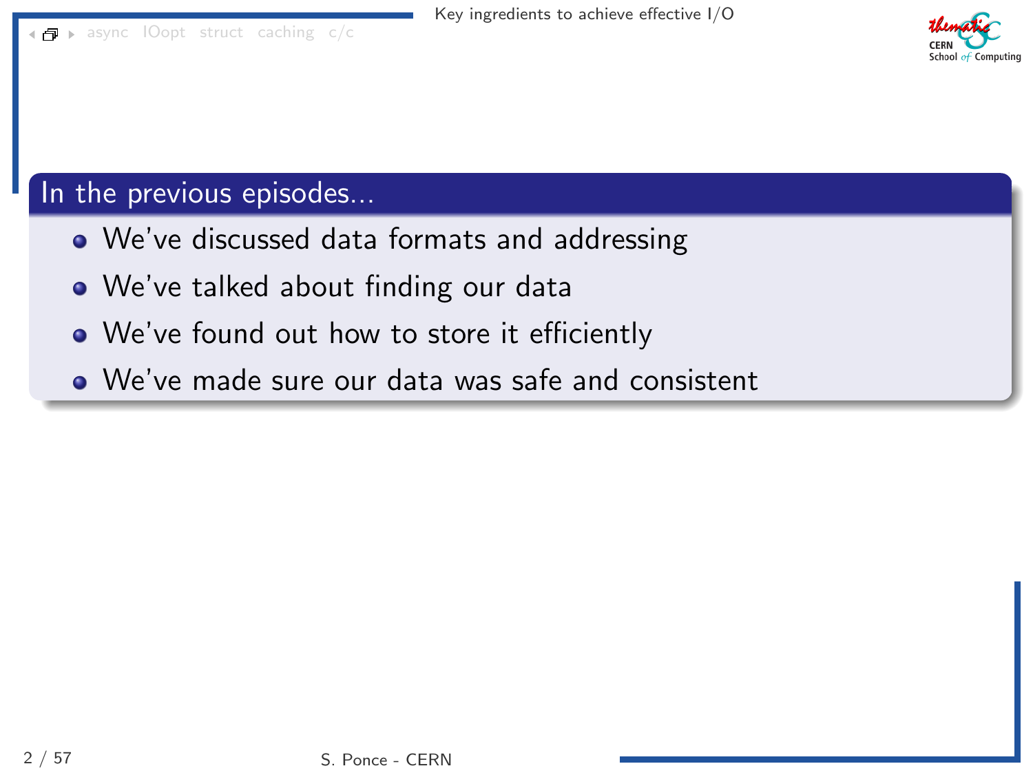## In the previous episodes...

- We've discussed data formats and addressing
- We've talked about finding our data
- We've found out how to store it efficiently
- We've made sure our data was safe and consistent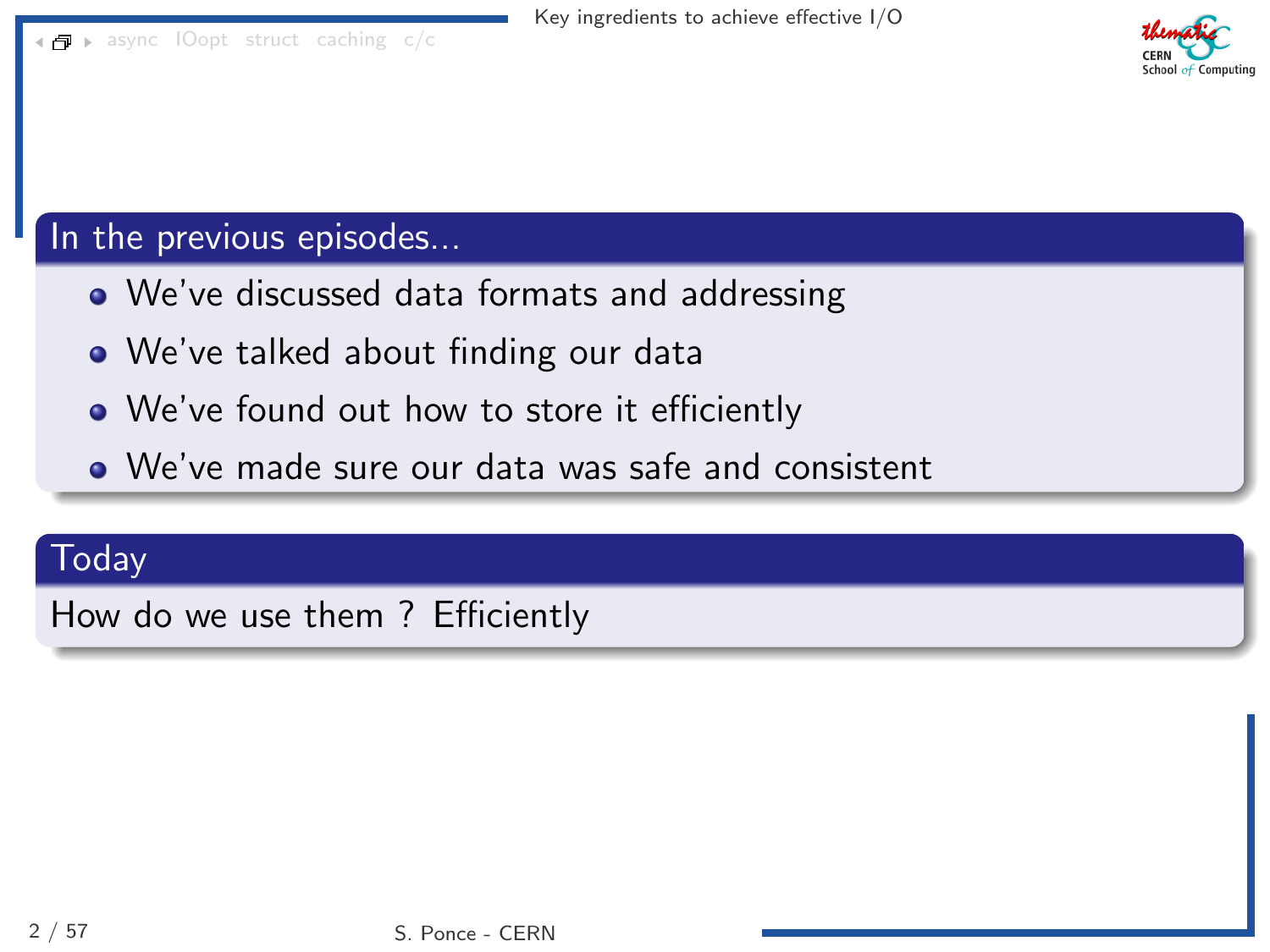## In the previous episodes...

- We've discussed data formats and addressing
- We've talked about finding our data
- We've found out how to store it efficiently
- We've made sure our data was safe and consistent

## Today

How do we use them ? Efficiently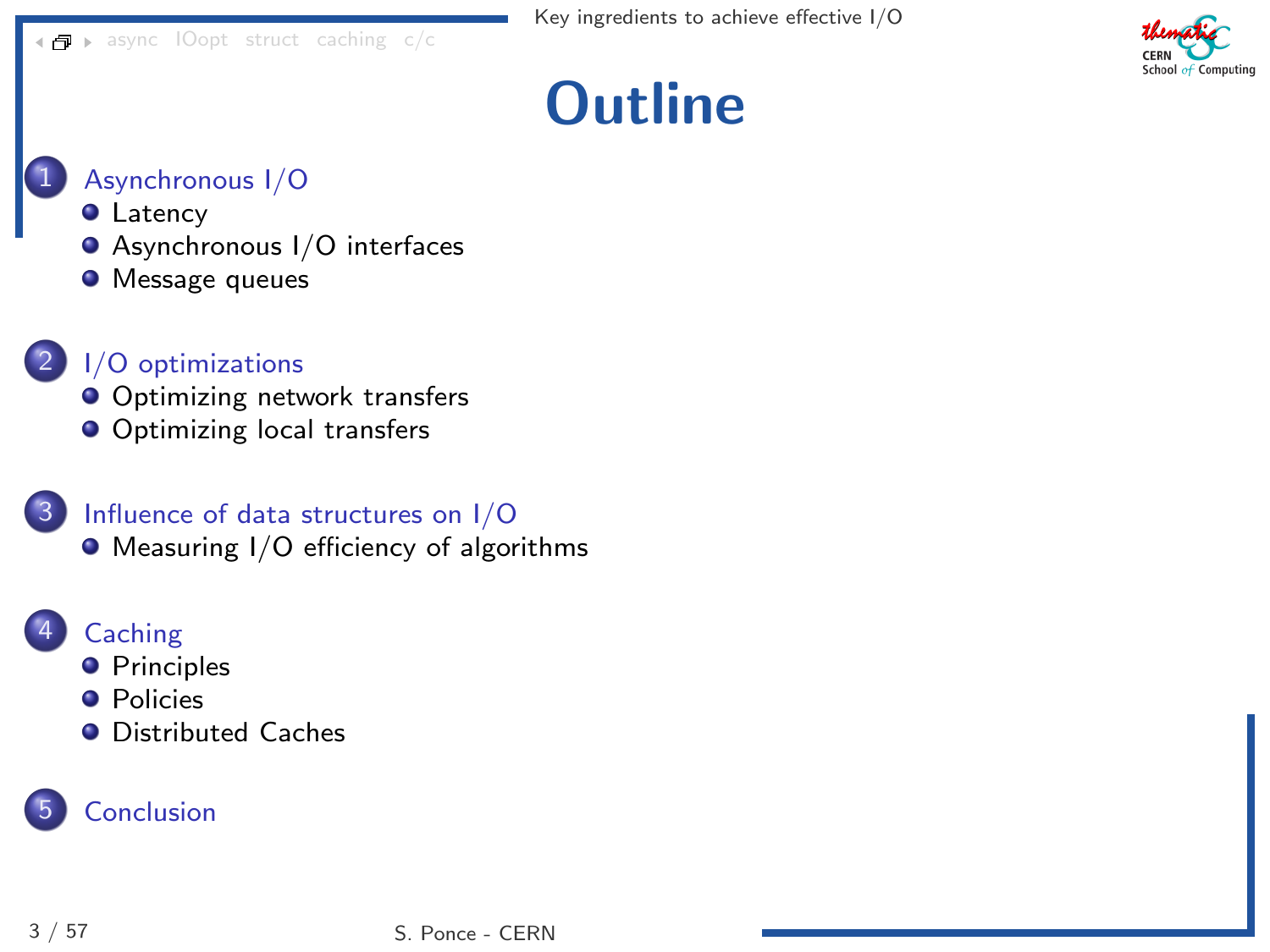# Outline

1. Asynchronous I/O
   - Latency
   - Asynchronous I/O interfaces
   - Message queues

2. I/O optimizations
   - Optimizing network transfers
   - Optimizing local transfers

3. Influence of data structures on I/O
   - Measuring I/O efficiency of algorithms

4. Caching
   - Principles
   - Policies
   - Distributed Caches

5. Conclusion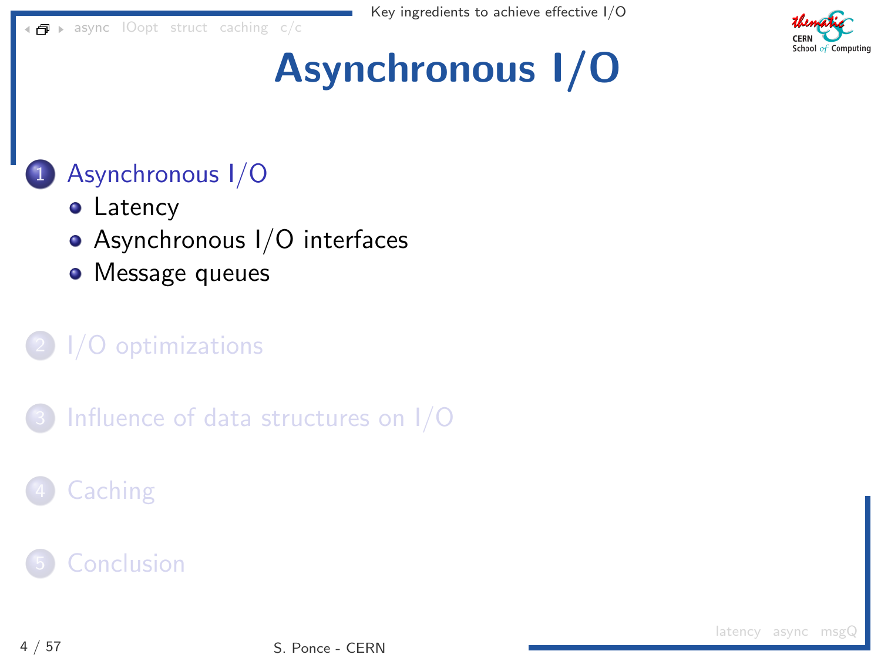# Asynchronous I/O

1. Asynchronous I/O
   - Latency
   - Asynchronous I/O interfaces
   - Message queues
2. I/O optimizations
3. Influence of data structures on I/O
4. Caching
5. Conclusion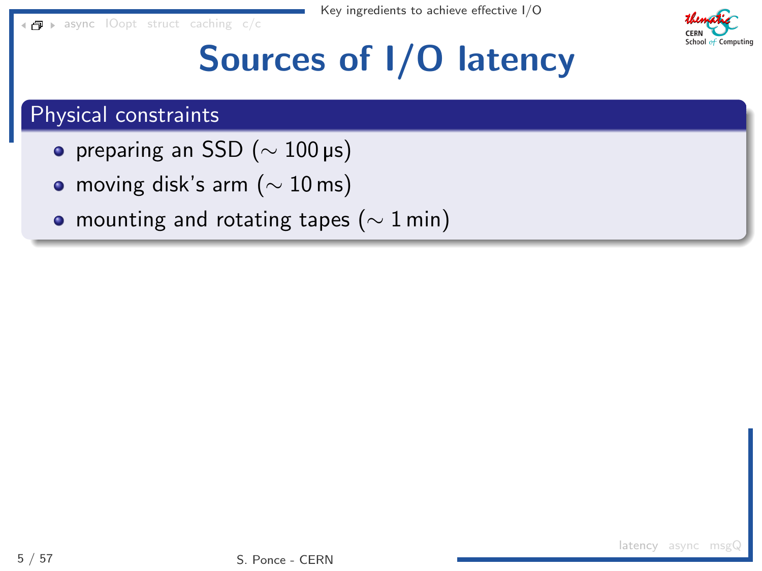# Sources of I/O latency

## Physical constraints

- preparing an SSD ($\sim 100\,\mu s$)
- moving disk's arm ($\sim 10\,ms$)
- mounting and rotating tapes ($\sim 1\,min$)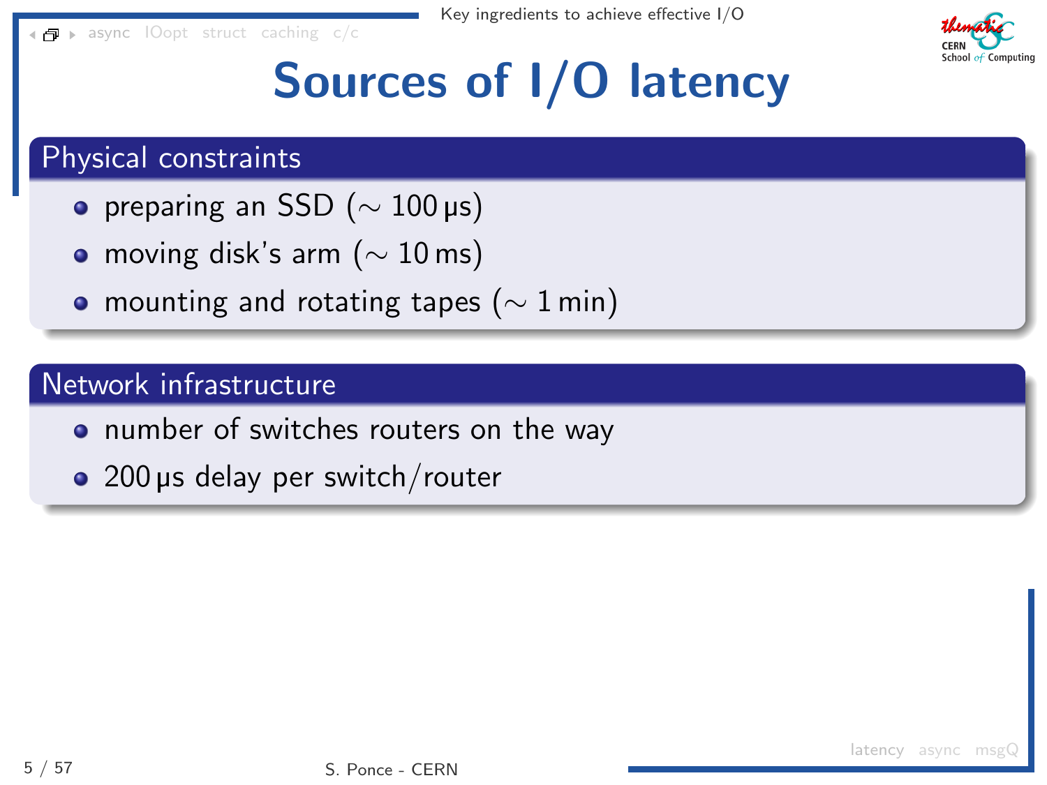# Sources of I/O latency

## Physical constraints

- preparing an SSD ($\sim$ 100 µs)
- moving disk's arm ($\sim$ 10 ms)
- mounting and rotating tapes ($\sim$ 1 min)

## Network infrastructure

- number of switches routers on the way
- 200 µs delay per switch/router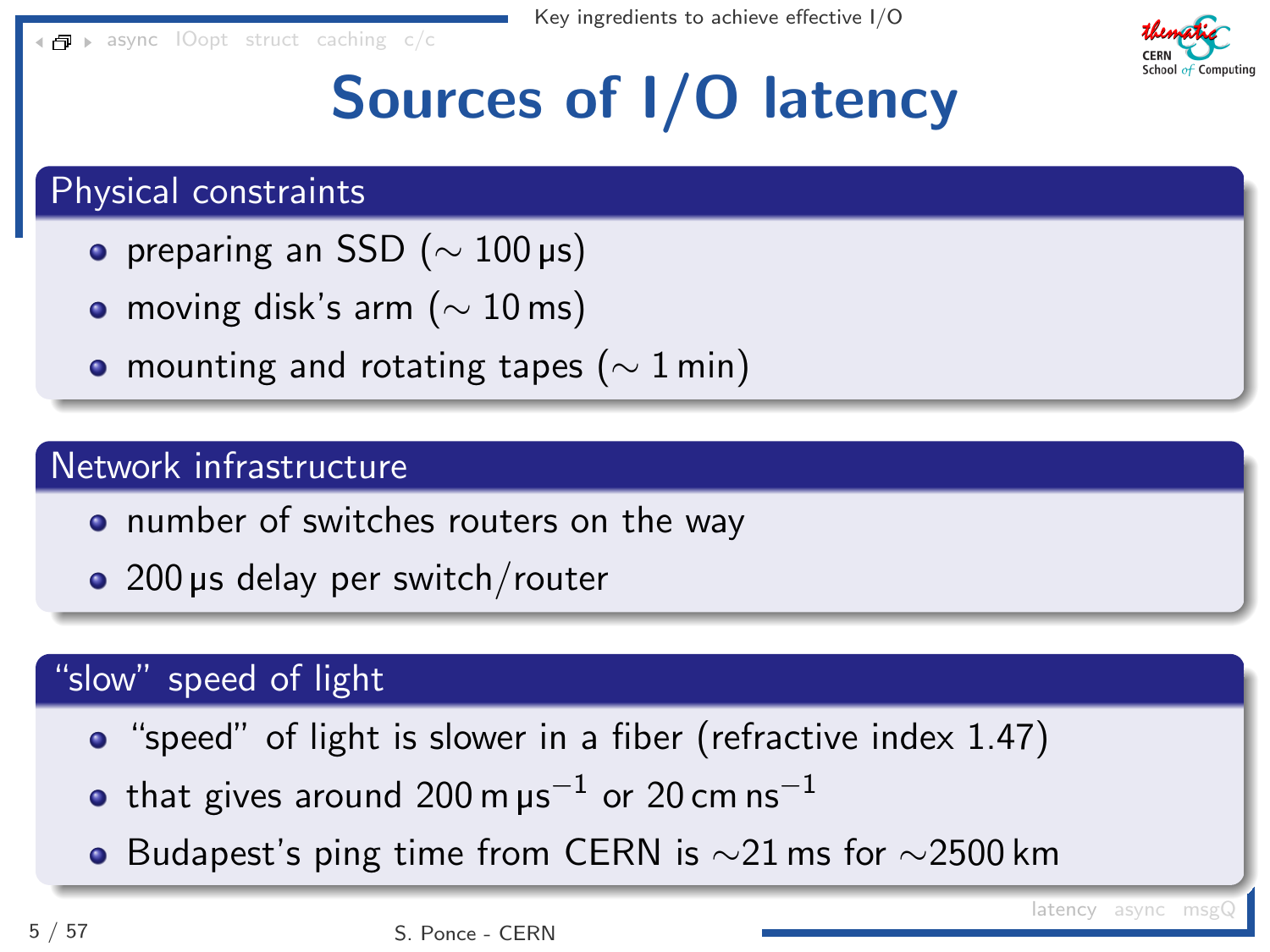# Sources of I/O latency

## Physical constraints

- preparing an SSD ($\sim$ 100 μs)
- moving disk's arm ($\sim$ 10 ms)
- mounting and rotating tapes ($\sim$ 1 min)

## Network infrastructure

- number of switches routers on the way
- 200 μs delay per switch/router

## "slow" speed of light

- "speed" of light is slower in a fiber (refractive index 1.47)
- that gives around $200\,\mathrm{m}\,\mu\mathrm{s}^{-1}$ or $20\,\mathrm{cm}\,\mathrm{ns}^{-1}$
- Budapest's ping time from CERN is $\sim$21 ms for $\sim$2500 km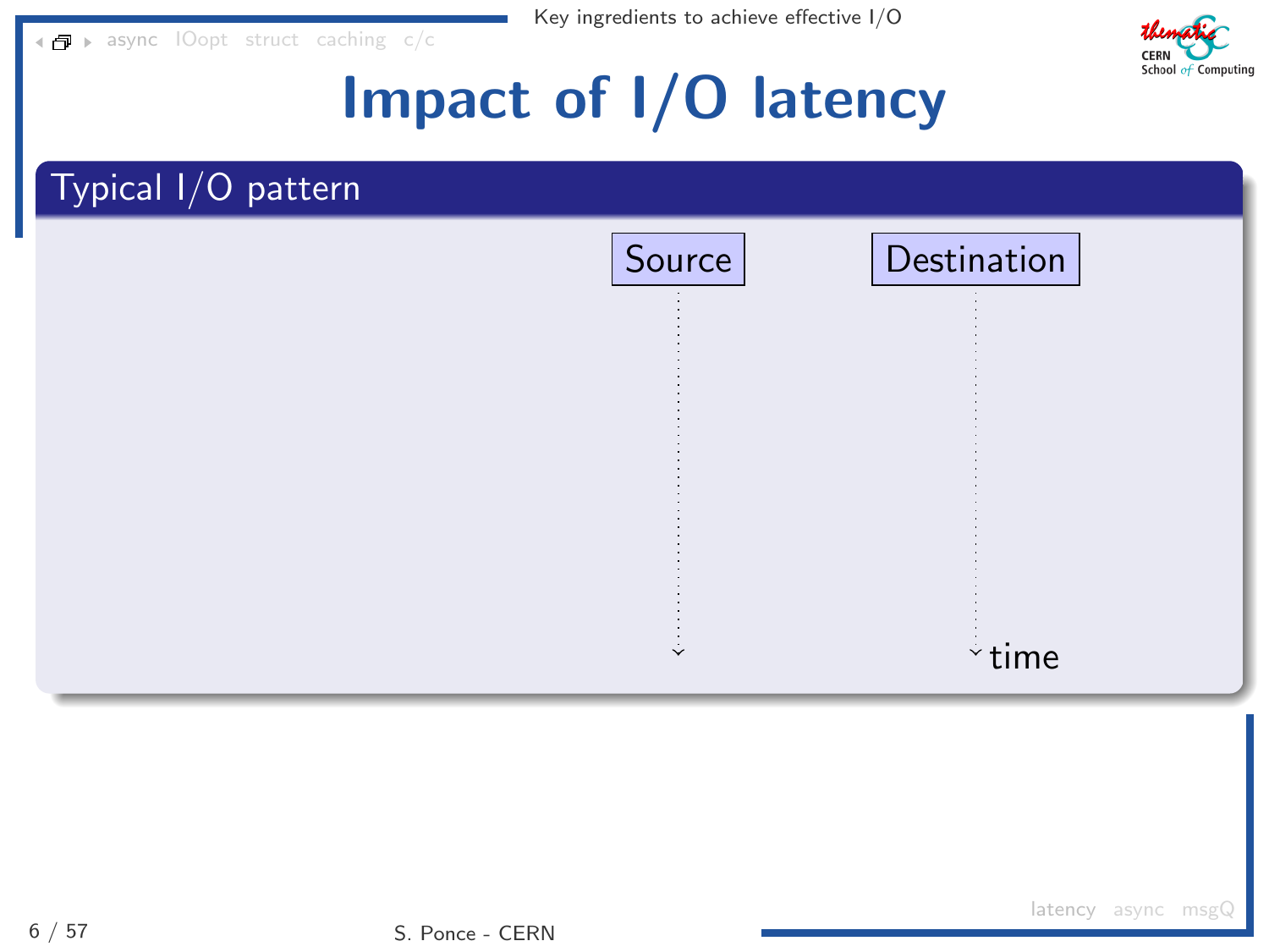# Impact of I/O latency

## Typical I/O pattern

Source

Destination

time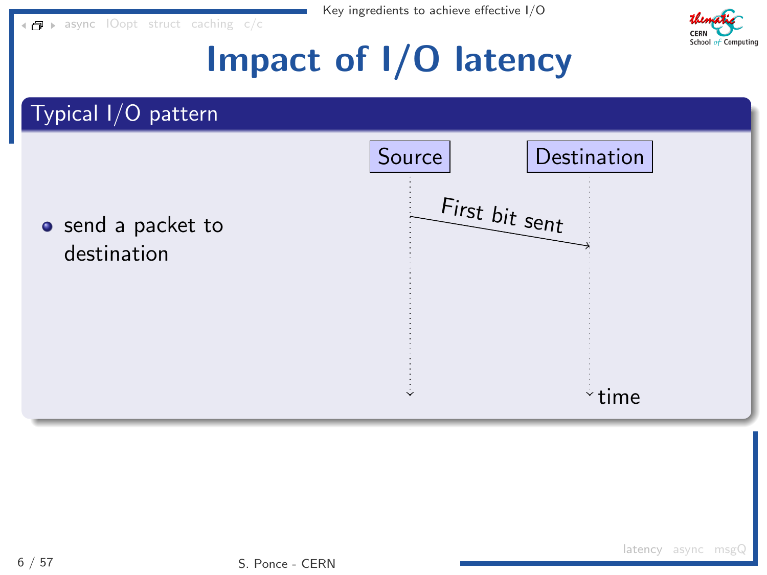# Impact of I/O latency

## Typical I/O pattern

- send a packet to destination

Source

Destination

First bit sent

time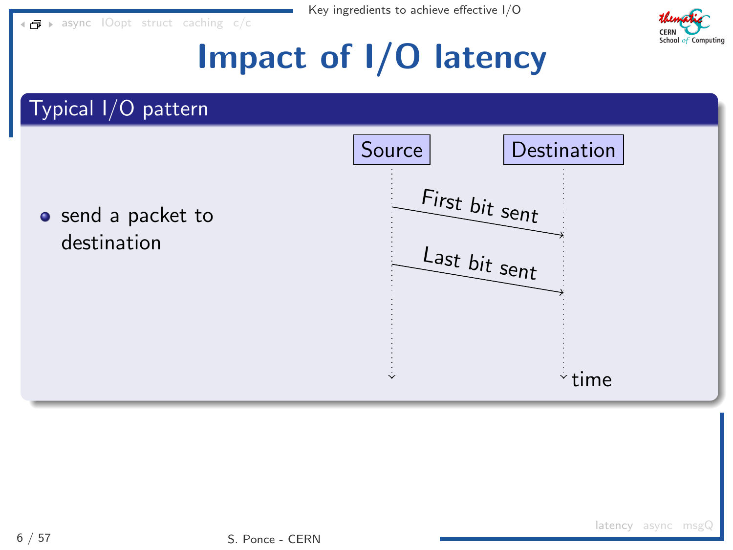# Impact of I/O latency

## Typical I/O pattern

- send a packet to destination

Source

Destination

First bit sent

Last bit sent

time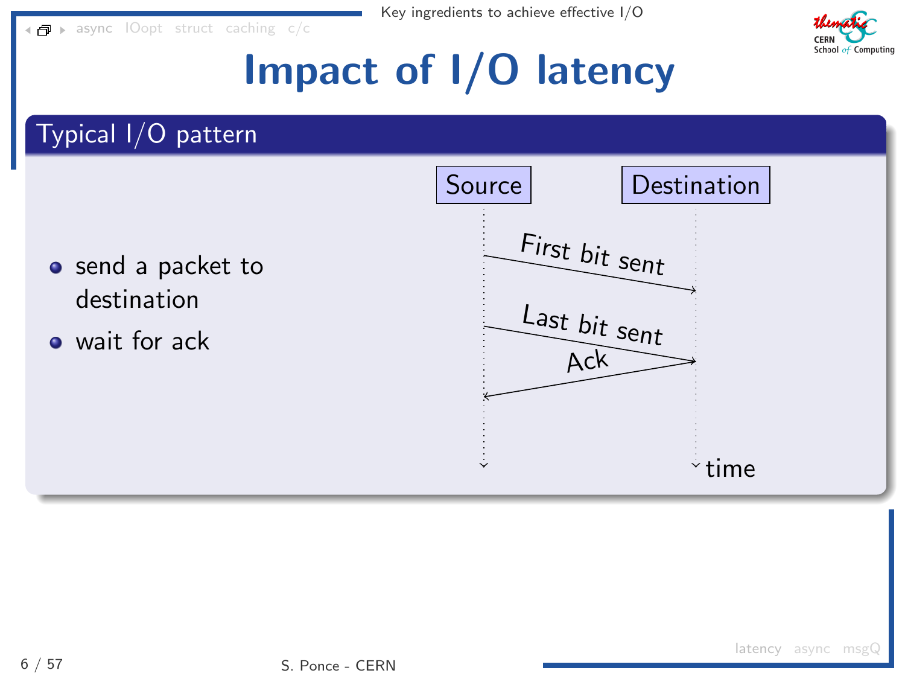# Impact of I/O latency

## Typical I/O pattern

- send a packet to destination
- wait for ack

Source

Destination

First bit sent

Last bit sent

Ack

time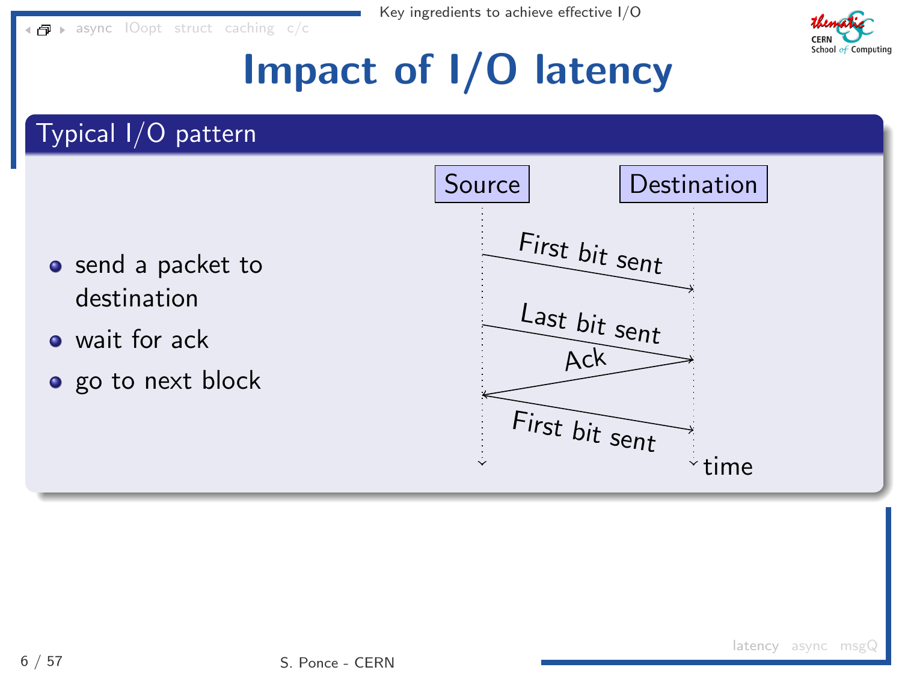# Impact of I/O latency

## Typical I/O pattern

- send a packet to destination
- wait for ack
- go to next block

Source

Destination

First bit sent

Last bit sent

Ack

First bit sent

time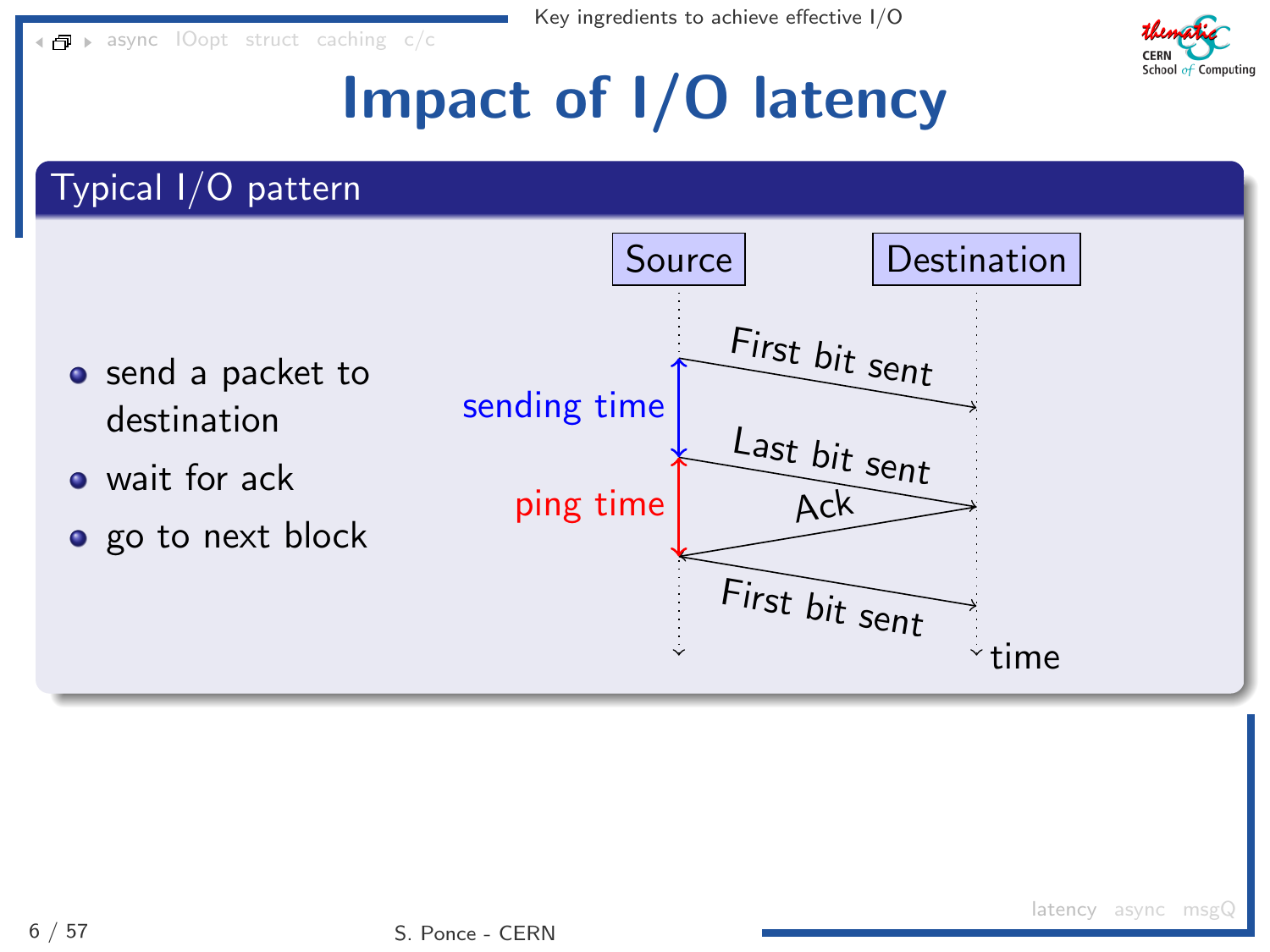# Impact of I/O latency

## Typical I/O pattern

- send a packet to destination
- wait for ack
- go to next block

Source

Destination

First bit sent

sending time

Last bit sent

Ack

ping time

First bit sent

time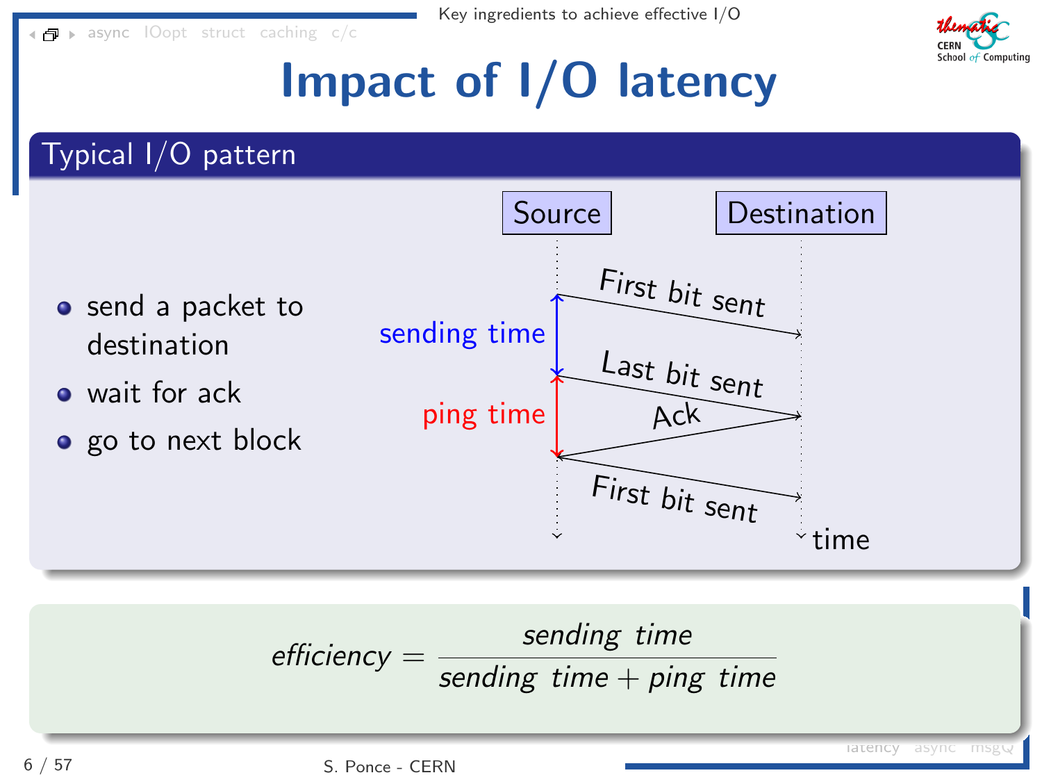# Impact of I/O latency

## Typical I/O pattern

- send a packet to destination
- wait for ack
- go to next block

Source

Destination

First bit sent

sending time

Last bit sent

ping time

Ack

First bit sent

time

$$efficiency = \frac{sending\ \ time}{sending\ \ time + ping\ \ time}$$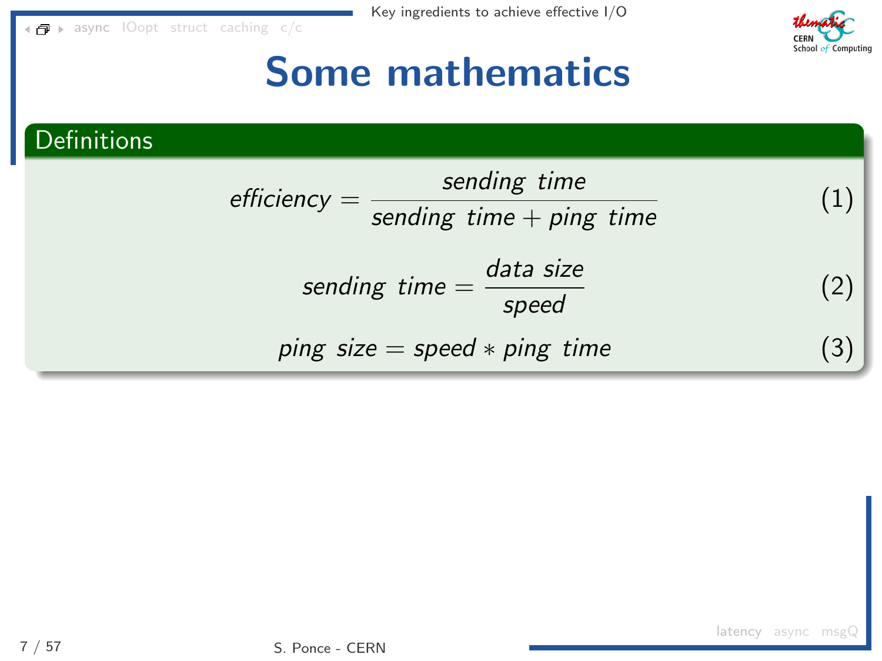# Some mathematics

## Definitions

$$efficiency = \frac{sending\ time}{sending\ time + ping\ time} \tag{1}$$

$$sending\ time = \frac{data\ size}{speed} \tag{2}$$

$$ping\ size = speed * ping\ time \tag{3}$$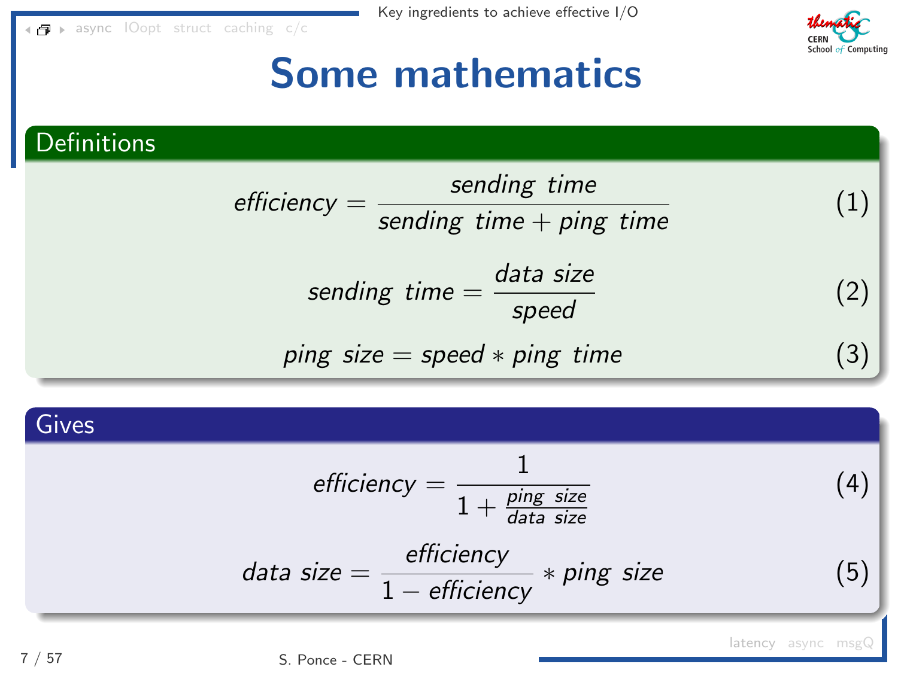# Some mathematics

## Definitions

$$efficiency = \frac{sending\ time}{sending\ time + ping\ time} \tag{1}$$

$$sending\ time = \frac{data\ size}{speed} \tag{2}$$

$$ping\ size = speed * ping\ time \tag{3}$$

## Gives

$$efficiency = \frac{1}{1 + \frac{ping\ size}{data\ size}} \tag{4}$$

$$data\ size = \frac{efficiency}{1 - efficiency} * ping\ size \tag{5}$$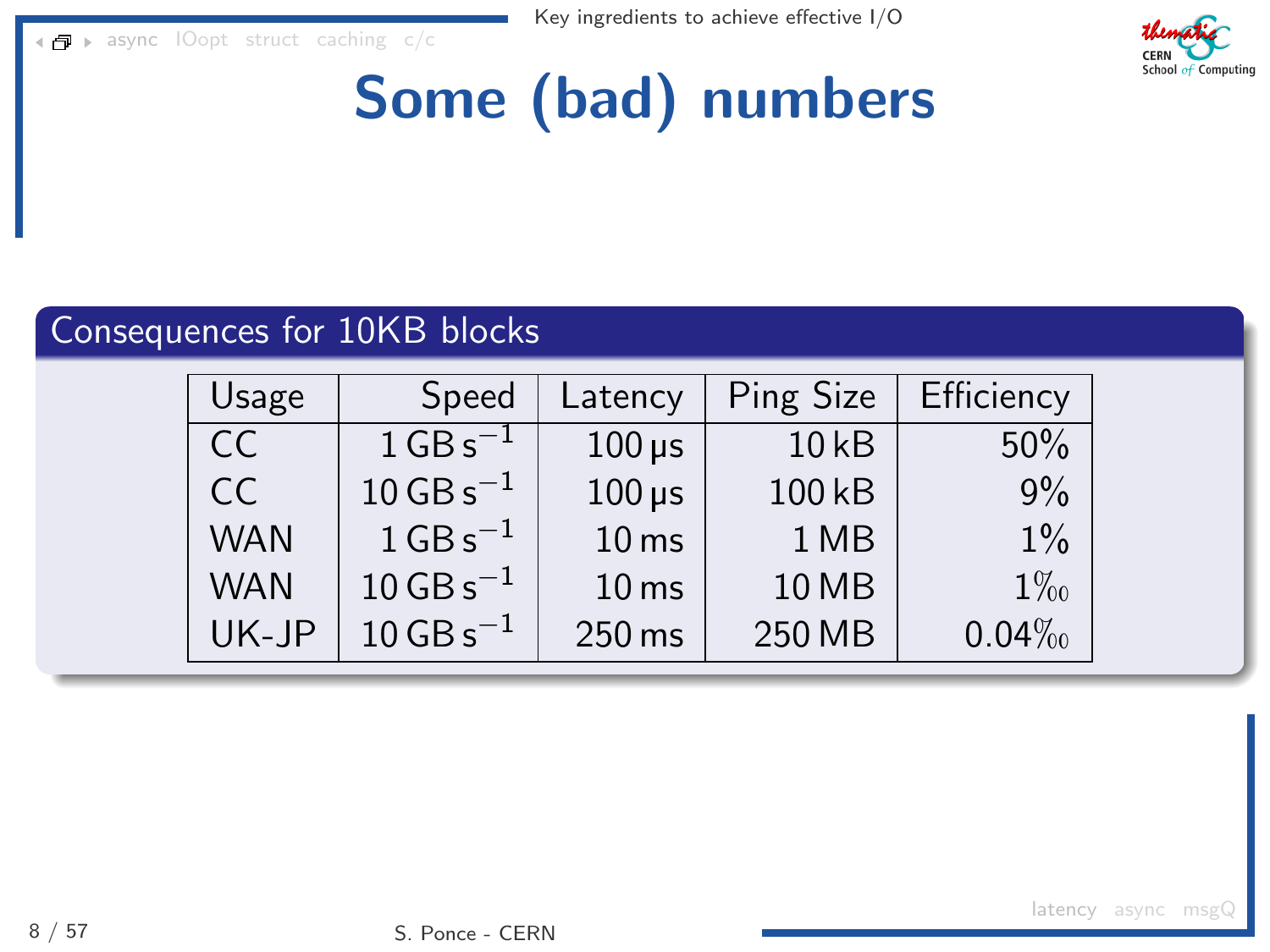# Some (bad) numbers

## Consequences for 10KB blocks

| Usage | Speed | Latency | Ping Size | Efficiency |
|---|---|---|---|---|
| CC | $1\,\text{GB}\,\text{s}^{-1}$ | 100 µs | 10 kB | 50% |
| CC | $10\,\text{GB}\,\text{s}^{-1}$ | 100 µs | 100 kB | 9% |
| WAN | $1\,\text{GB}\,\text{s}^{-1}$ | 10 ms | 1 MB | 1% |
| WAN | $10\,\text{GB}\,\text{s}^{-1}$ | 10 ms | 10 MB | 1‰ |
| UK-JP | $10\,\text{GB}\,\text{s}^{-1}$ | 250 ms | 250 MB | 0.04‰ |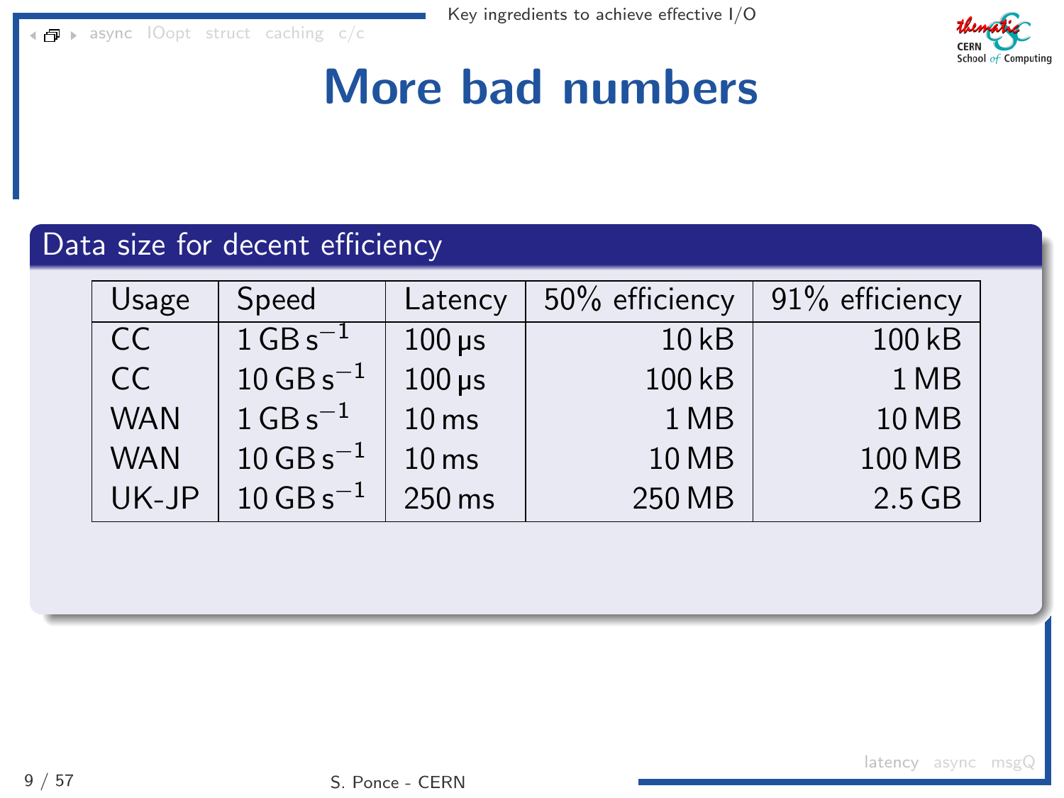# More bad numbers

## Data size for decent efficiency

| Usage | Speed | Latency | 50% efficiency | 91% efficiency |
|---|---|---|---|---|
| CC | $1\,\mathrm{GB\,s^{-1}}$ | 100 µs | 10 kB | 100 kB |
| CC | $10\,\mathrm{GB\,s^{-1}}$ | 100 µs | 100 kB | 1 MB |
| WAN | $1\,\mathrm{GB\,s^{-1}}$ | 10 ms | 1 MB | 10 MB |
| WAN | $10\,\mathrm{GB\,s^{-1}}$ | 10 ms | 10 MB | 100 MB |
| UK-JP | $10\,\mathrm{GB\,s^{-1}}$ | 250 ms | 250 MB | 2.5 GB |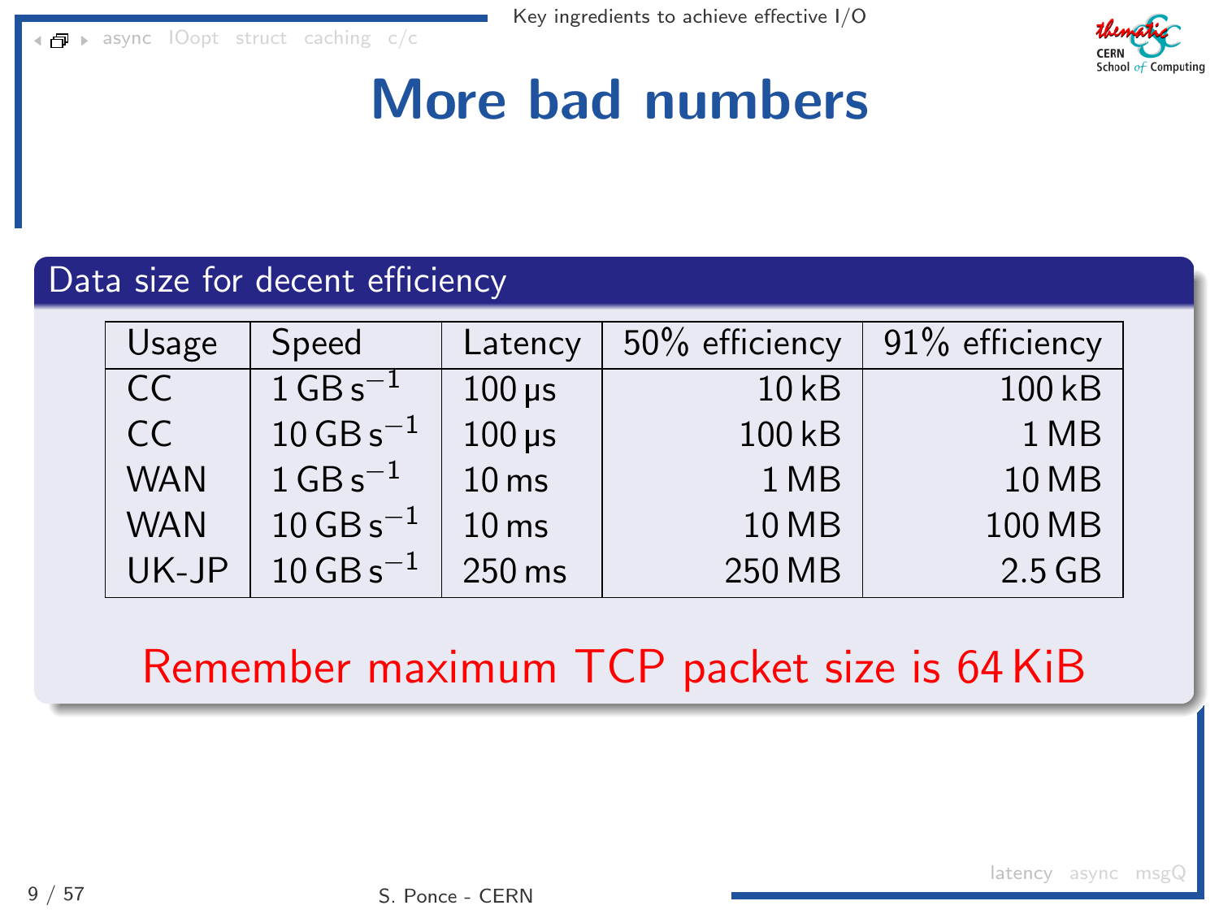# More bad numbers

## Data size for decent efficiency

| Usage | Speed | Latency | 50% efficiency | 91% efficiency |
|---|---|---|---|---|
| CC | $1\,\mathrm{GB\,s^{-1}}$ | 100 µs | 10 kB | 100 kB |
| CC | $10\,\mathrm{GB\,s^{-1}}$ | 100 µs | 100 kB | 1 MB |
| WAN | $1\,\mathrm{GB\,s^{-1}}$ | 10 ms | 1 MB | 10 MB |
| WAN | $10\,\mathrm{GB\,s^{-1}}$ | 10 ms | 10 MB | 100 MB |
| UK-JP | $10\,\mathrm{GB\,s^{-1}}$ | 250 ms | 250 MB | 2.5 GB |

Remember maximum TCP packet size is 64 KiB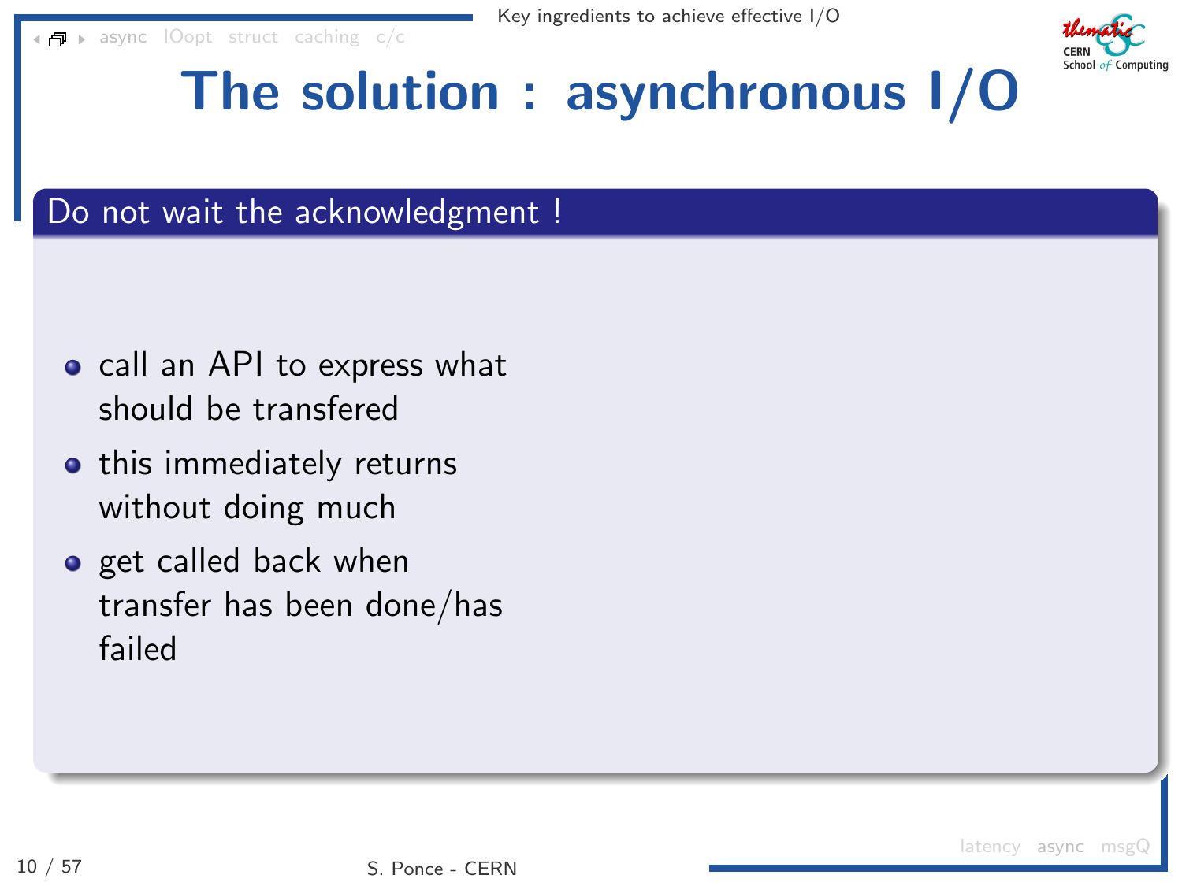# The solution : asynchronous I/O

## Do not wait the acknowledgment !

- call an API to express what should be transfered
- this immediately returns without doing much
- get called back when transfer has been done/has failed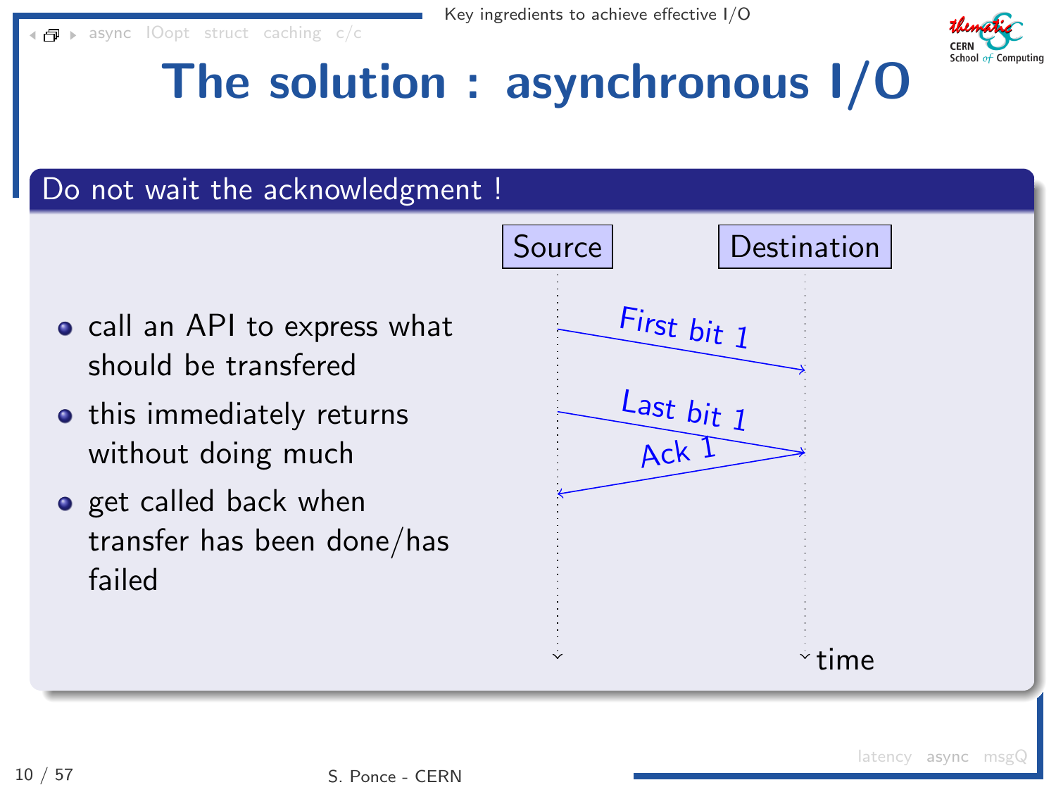# The solution : asynchronous I/O

## Do not wait the acknowledgment !

- call an API to express what should be transfered
- this immediately returns without doing much
- get called back when transfer has been done/has failed

Source

Destination

First bit 1

Last bit 1

Ack 1

time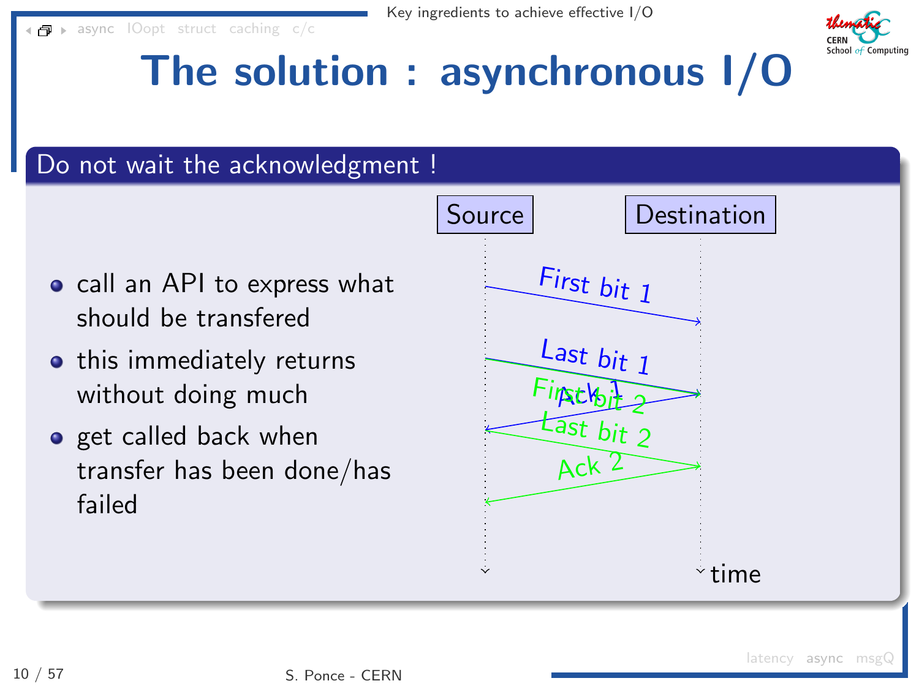# The solution : asynchronous I/O

## Do not wait the acknowledgment !

- call an API to express what should be transfered
- this immediately returns without doing much
- get called back when transfer has been done/has failed

Source

Destination

First bit 1

Last bit 1

First bit 2

Ack 1

Last bit 2

Ack 2

time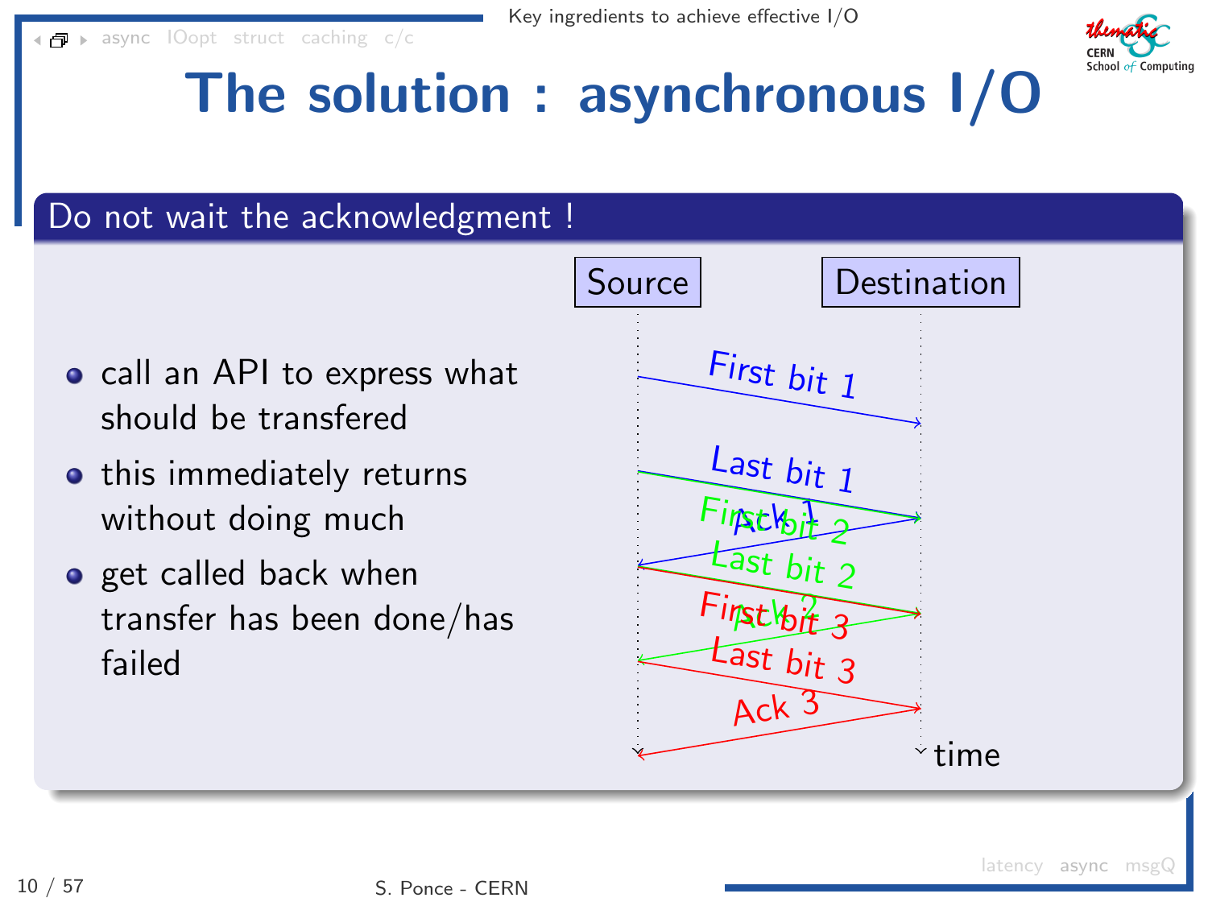# The solution : asynchronous I/O

## Do not wait the acknowledgment !

- call an API to express what should be transfered
- this immediately returns without doing much
- get called back when transfer has been done/has failed

Source

Destination

First bit 1

Last bit 1

First bit 2

Ack 1

Last bit 2

First bit 3

Ack 2

Last bit 3

Ack 3

time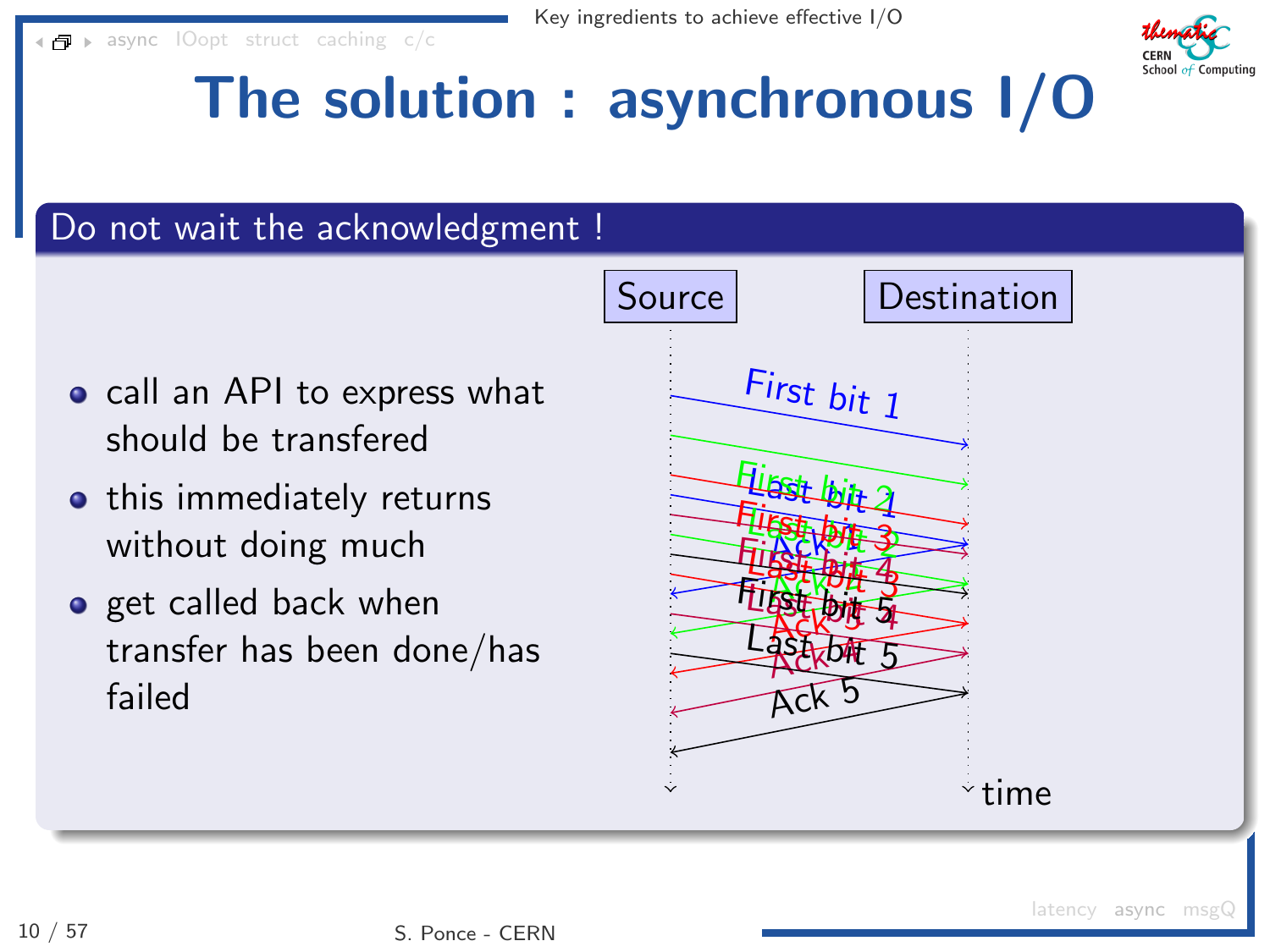# The solution : asynchronous I/O

## Do not wait the acknowledgment !

- call an API to express what should be transfered
- this immediately returns without doing much
- get called back when transfer has been done/has failed

Source

Destination

First bit 1

First bit 2

Last bit 1

First bit 3

Last bit 2

Ack 1

First bit 4

Last bit 3

Ack 2

First bit 5

Last bit 4

Ack 3

Last bit 5

Ack 4

Ack 5

time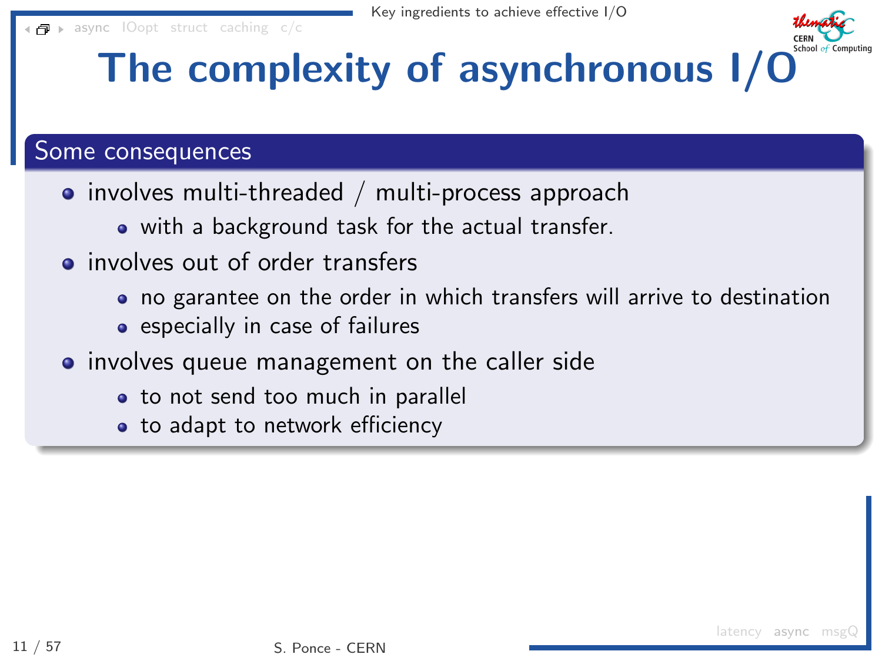# The complexity of asynchronous I/O

## Some consequences

- involves multi-threaded / multi-process approach
  - with a background task for the actual transfer.
- involves out of order transfers
  - no garantee on the order in which transfers will arrive to destination
  - especially in case of failures
- involves queue management on the caller side
  - to not send too much in parallel
  - to adapt to network efficiency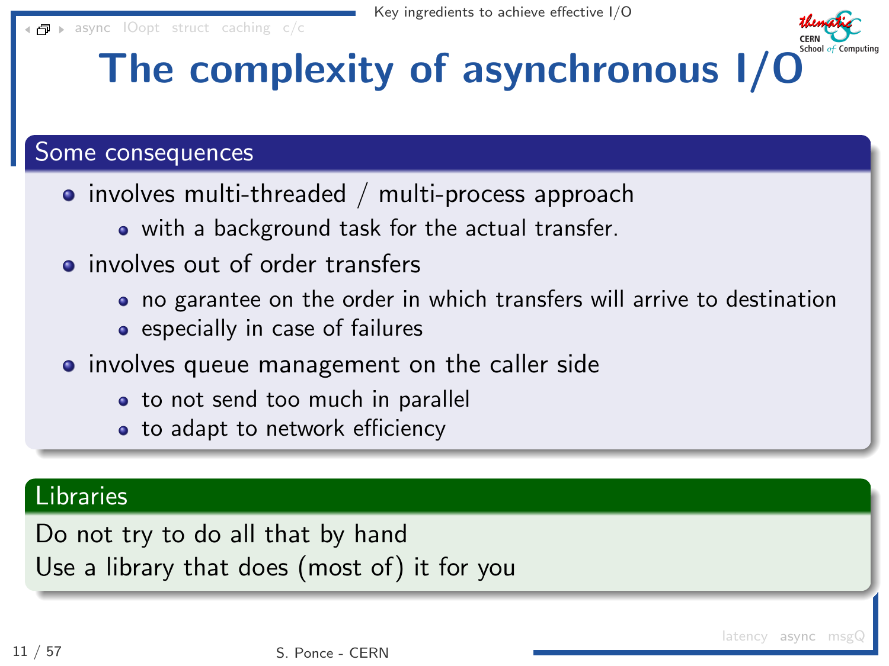# The complexity of asynchronous I/O

## Some consequences

- involves multi-threaded / multi-process approach
  - with a background task for the actual transfer.
- involves out of order transfers
  - no garantee on the order in which transfers will arrive to destination
  - especially in case of failures
- involves queue management on the caller side
  - to not send too much in parallel
  - to adapt to network efficiency

## Libraries

Do not try to do all that by hand
Use a library that does (most of) it for you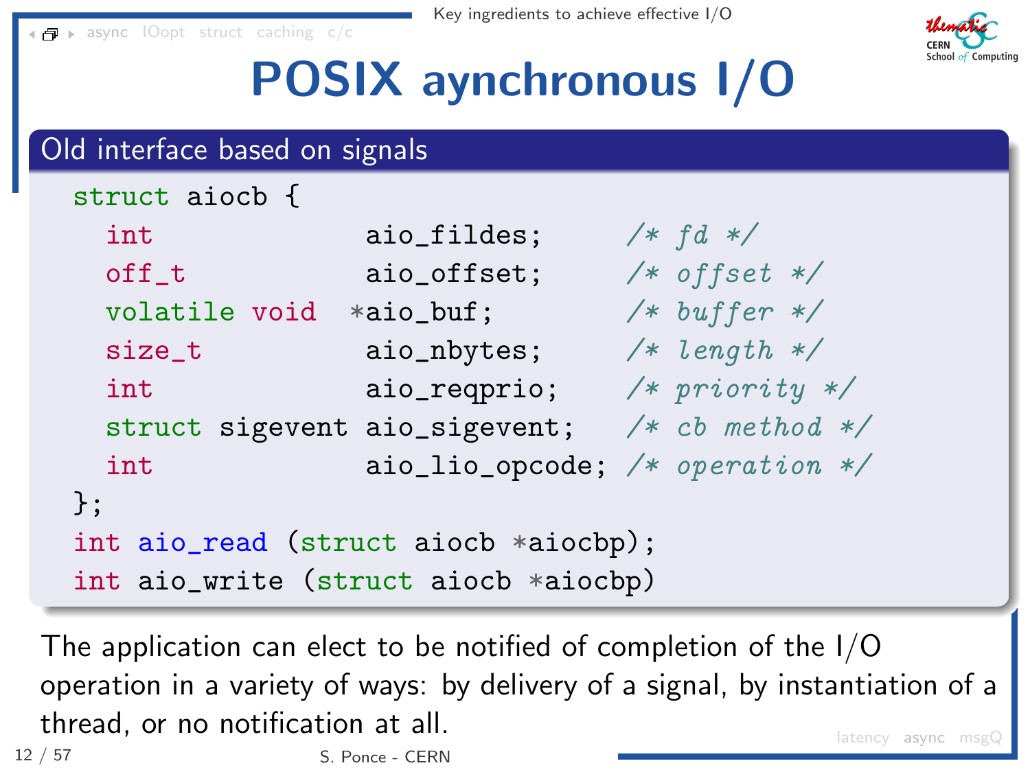# POSIX aynchronous I/O

## Old interface based on signals

```
struct aiocb {
  int               aio_fildes;     /* fd */
  off_t             aio_offset;     /* offset */
  volatile void    *aio_buf;        /* buffer */
  size_t            aio_nbytes;     /* length */
  int               aio_reqprio;    /* priority */
  struct sigevent aio_sigevent;     /* cb method */
  int               aio_lio_opcode; /* operation */
};
int aio_read (struct aiocb *aiocbp);
int aio_write (struct aiocb *aiocbp)
```

The application can elect to be notified of completion of the I/O operation in a variety of ways: by delivery of a signal, by instantiation of a thread, or no notification at all.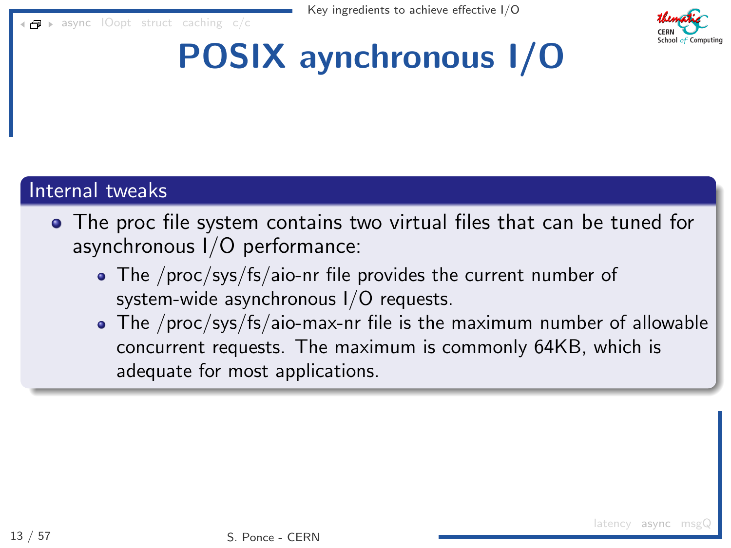# POSIX aynchronous I/O

## Internal tweaks

- The proc file system contains two virtual files that can be tuned for asynchronous I/O performance:
  - The /proc/sys/fs/aio-nr file provides the current number of system-wide asynchronous I/O requests.
  - The /proc/sys/fs/aio-max-nr file is the maximum number of allowable concurrent requests. The maximum is commonly 64KB, which is adequate for most applications.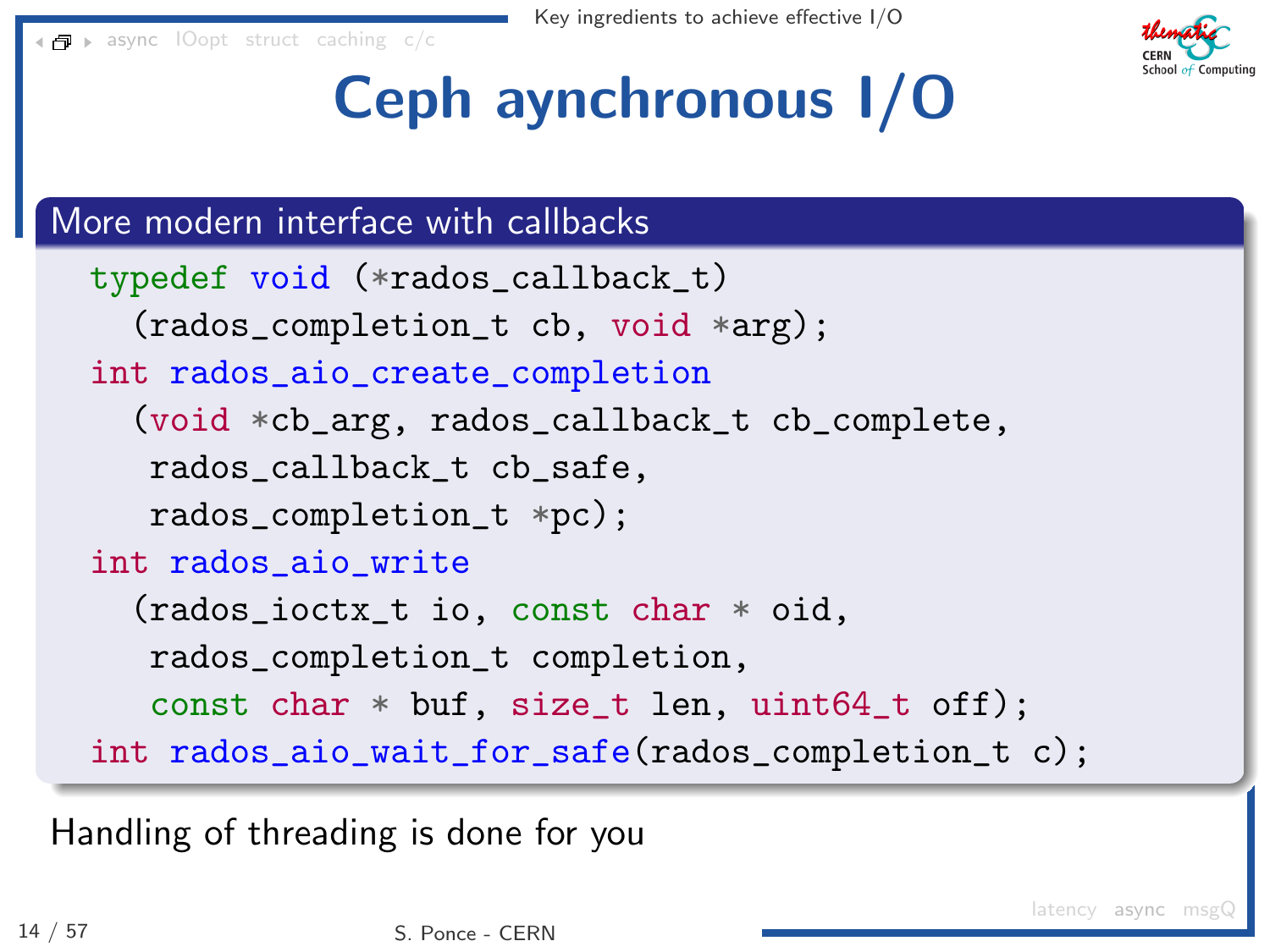# Ceph aynchronous I/O

**More modern interface with callbacks**

```
typedef void (*rados_callback_t)
  (rados_completion_t cb, void *arg);
int rados_aio_create_completion
  (void *cb_arg, rados_callback_t cb_complete,
   rados_callback_t cb_safe,
   rados_completion_t *pc);
int rados_aio_write
  (rados_ioctx_t io, const char * oid,
   rados_completion_t completion,
   const char * buf, size_t len, uint64_t off);
int rados_aio_wait_for_safe(rados_completion_t c);
```

Handling of threading is done for you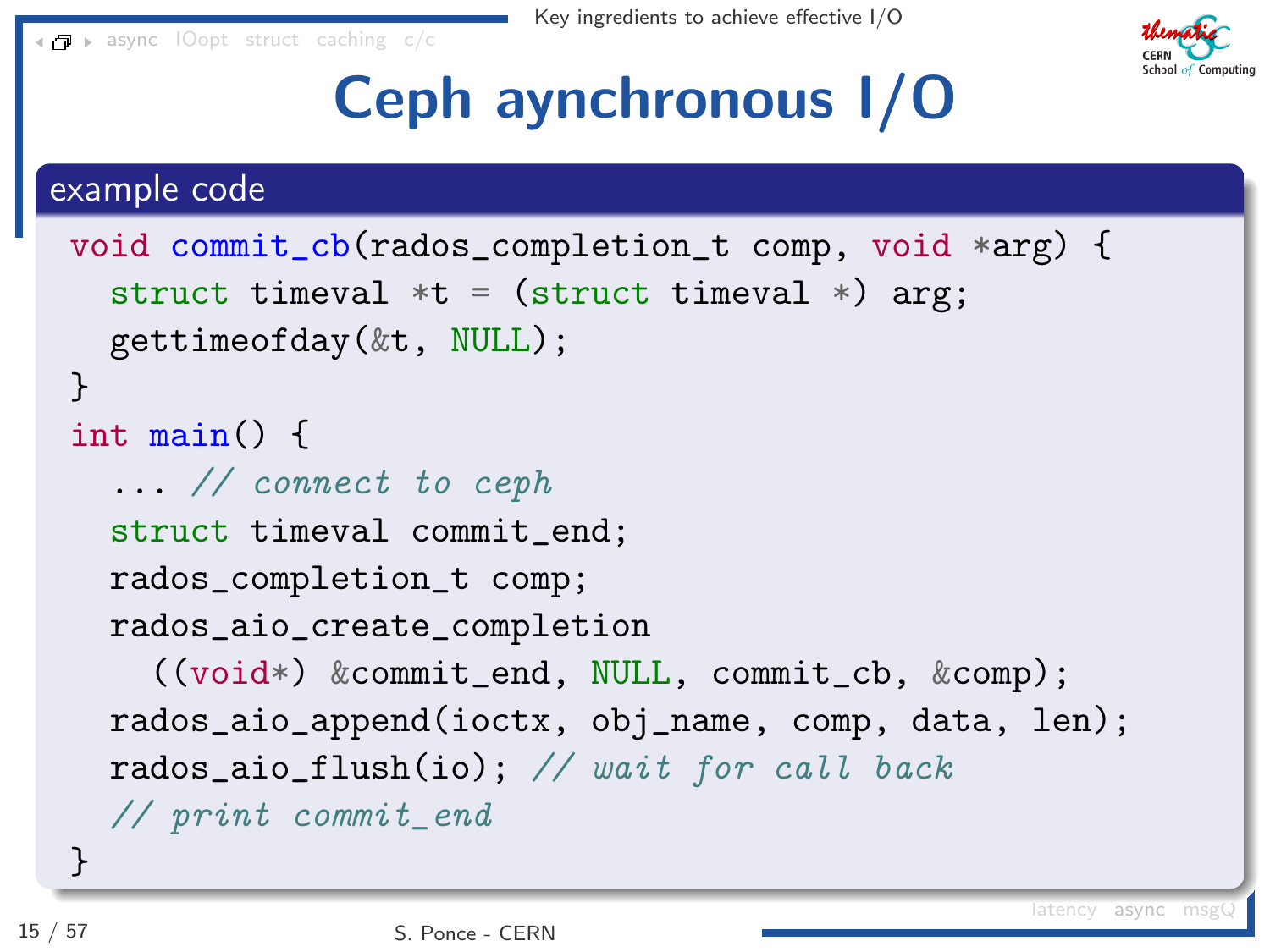# Ceph aynchronous I/O

**example code**

```
void commit_cb(rados_completion_t comp, void *arg) {
  struct timeval *t = (struct timeval *) arg;
  gettimeofday(&t, NULL);
}
int main() {
  ... // connect to ceph
  struct timeval commit_end;
  rados_completion_t comp;
  rados_aio_create_completion
    ((void*) &commit_end, NULL, commit_cb, &comp);
  rados_aio_append(ioctx, obj_name, comp, data, len);
  rados_aio_flush(io); // wait for call back
  // print commit_end
}
```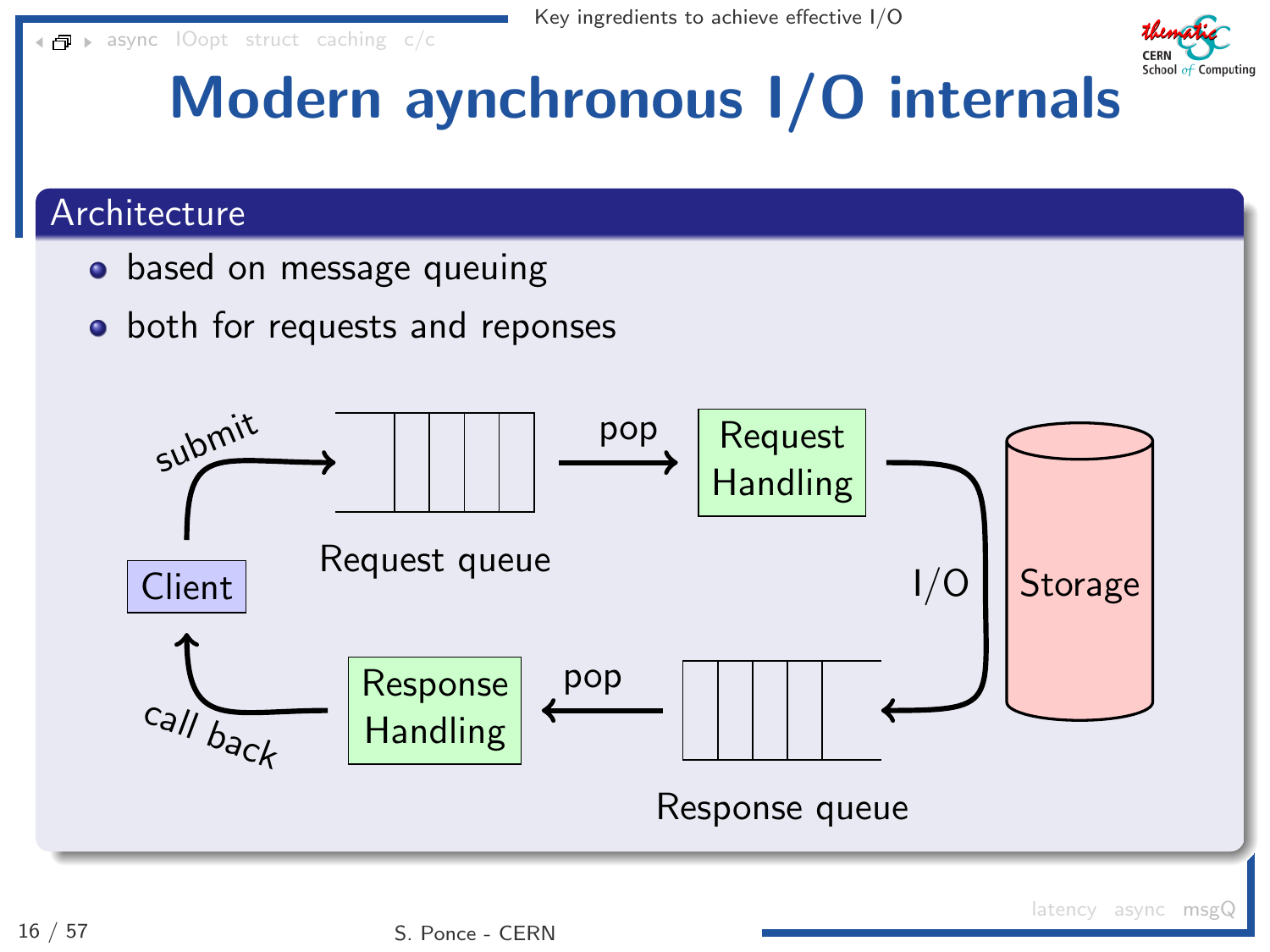# Modern aynchronous I/O internals

## Architecture

- based on message queuing
- both for requests and reponses

submit

Request queue

pop

Request Handling

I/O

Storage

Client

call back

Response Handling

pop

Response queue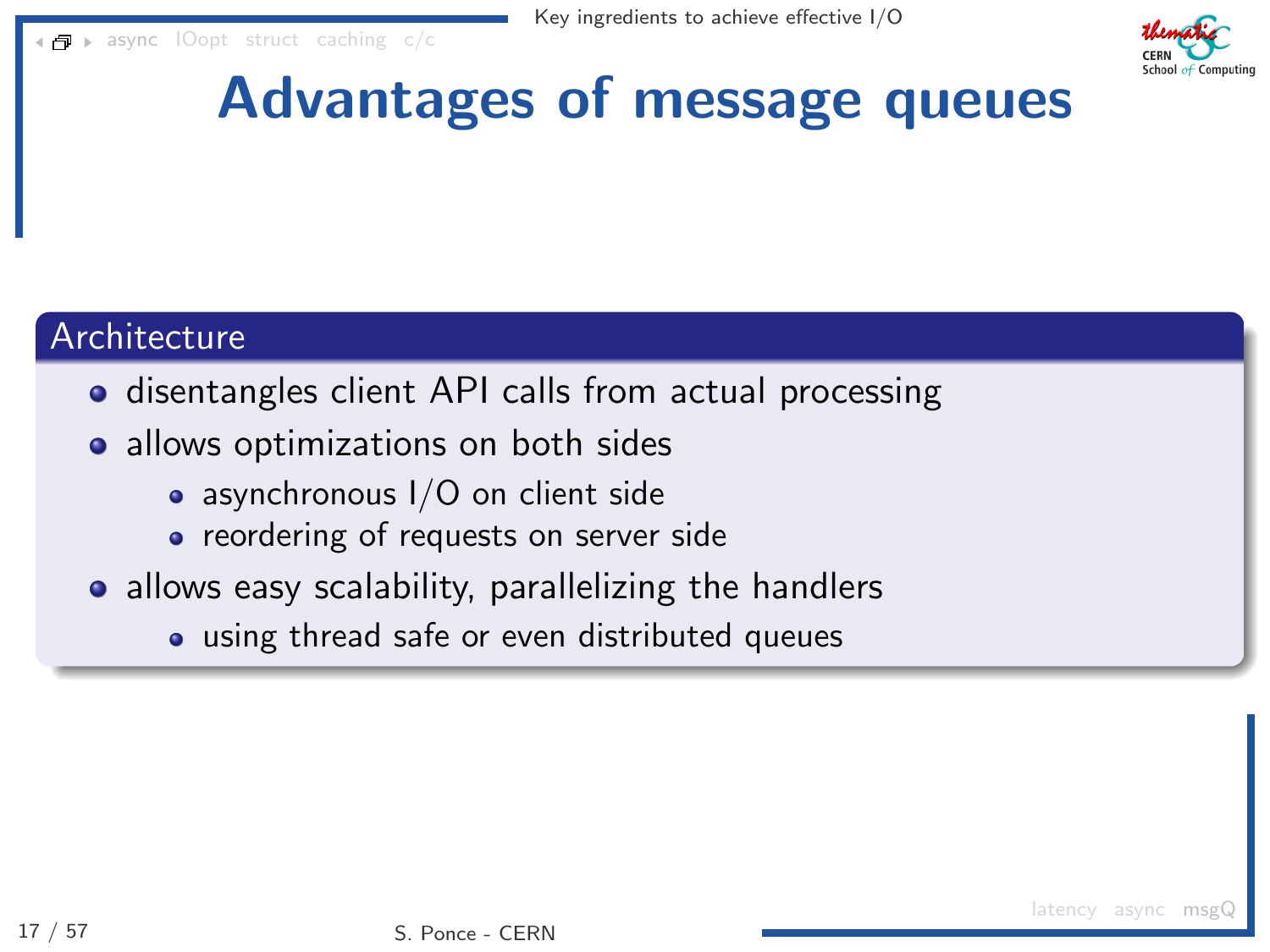# Advantages of message queues

## Architecture

- disentangles client API calls from actual processing
- allows optimizations on both sides
  - asynchronous I/O on client side
  - reordering of requests on server side
- allows easy scalability, parallelizing the handlers
  - using thread safe or even distributed queues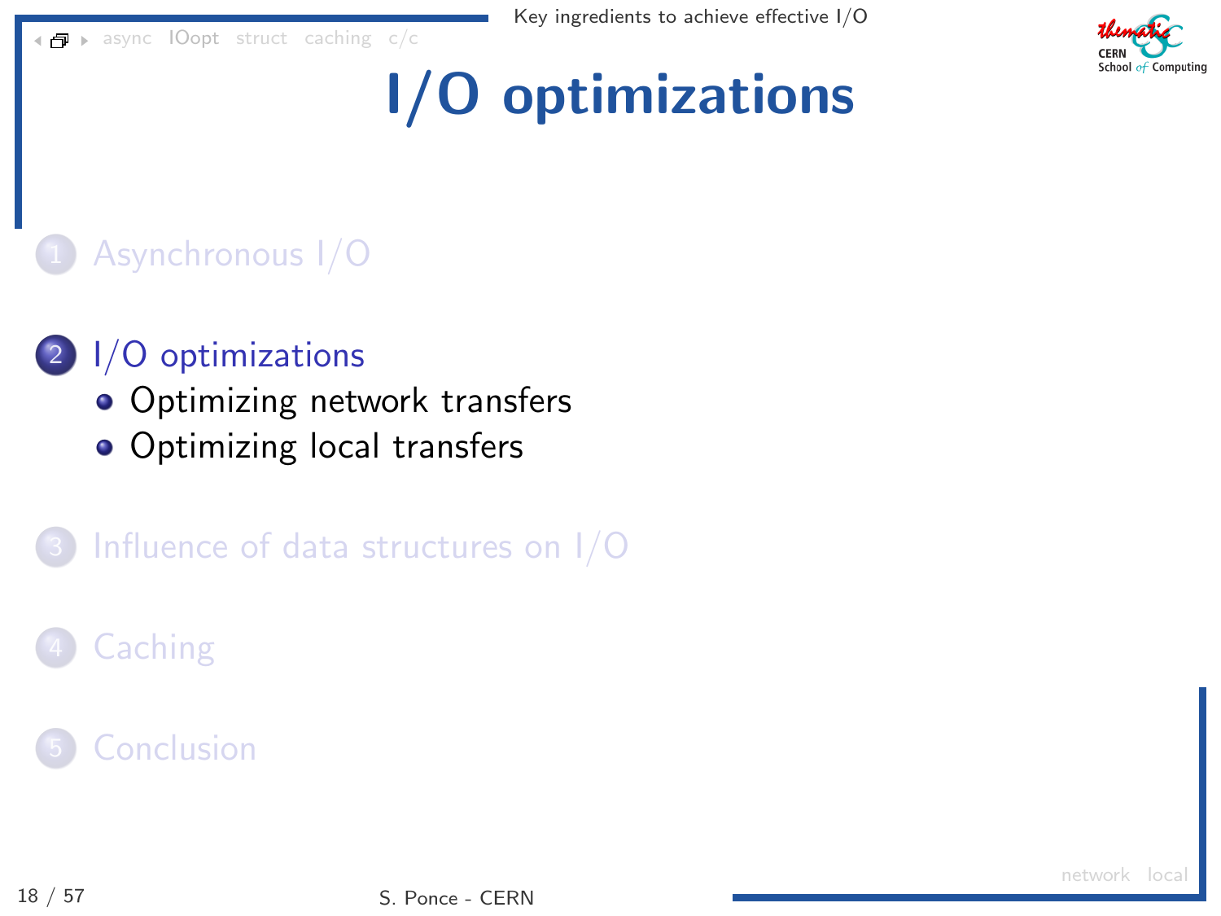# I/O optimizations

1. Asynchronous I/O
2. I/O optimizations
   - Optimizing network transfers
   - Optimizing local transfers
3. Influence of data structures on I/O
4. Caching
5. Conclusion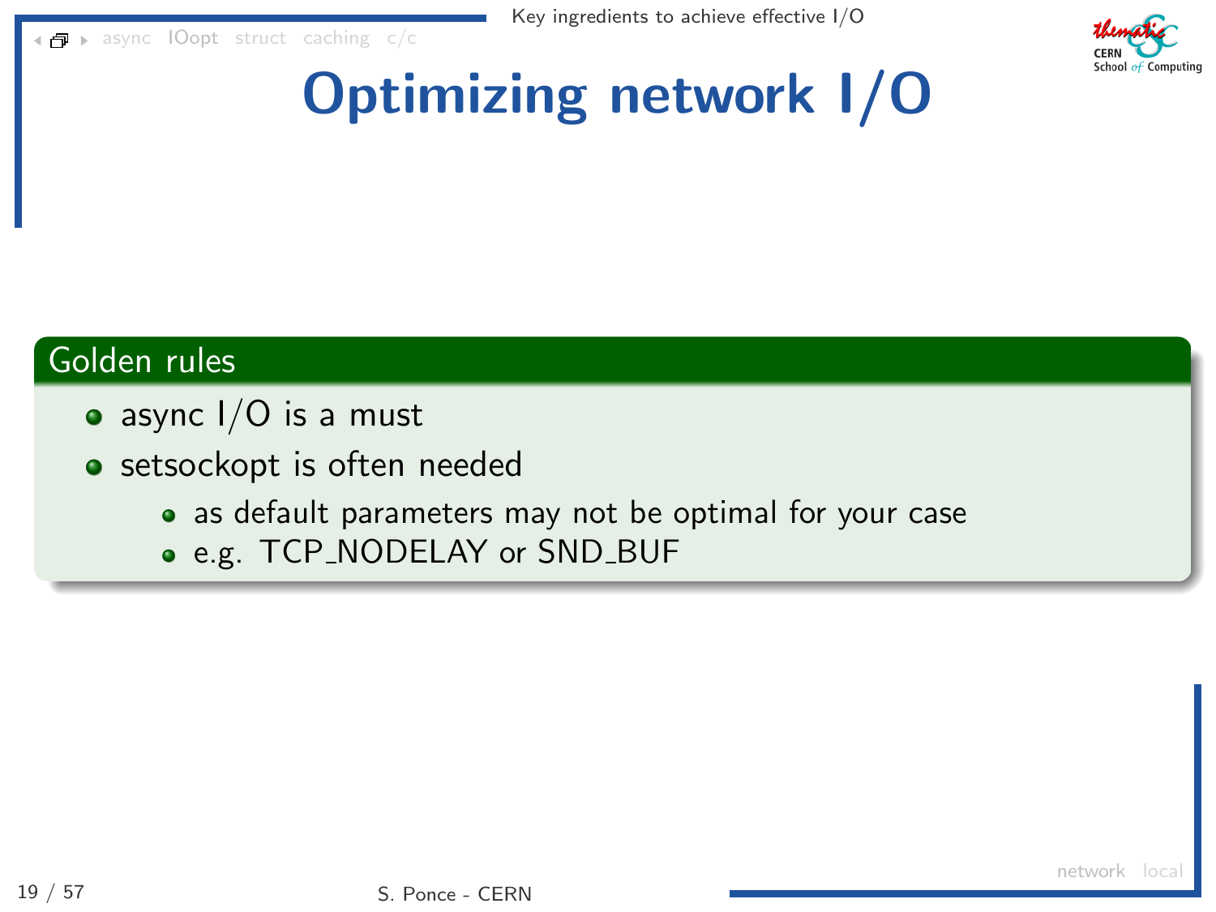# Optimizing network I/O

## Golden rules

- async I/O is a must
- setsockopt is often needed
  - as default parameters may not be optimal for your case
  - e.g. TCP_NODELAY or SND_BUF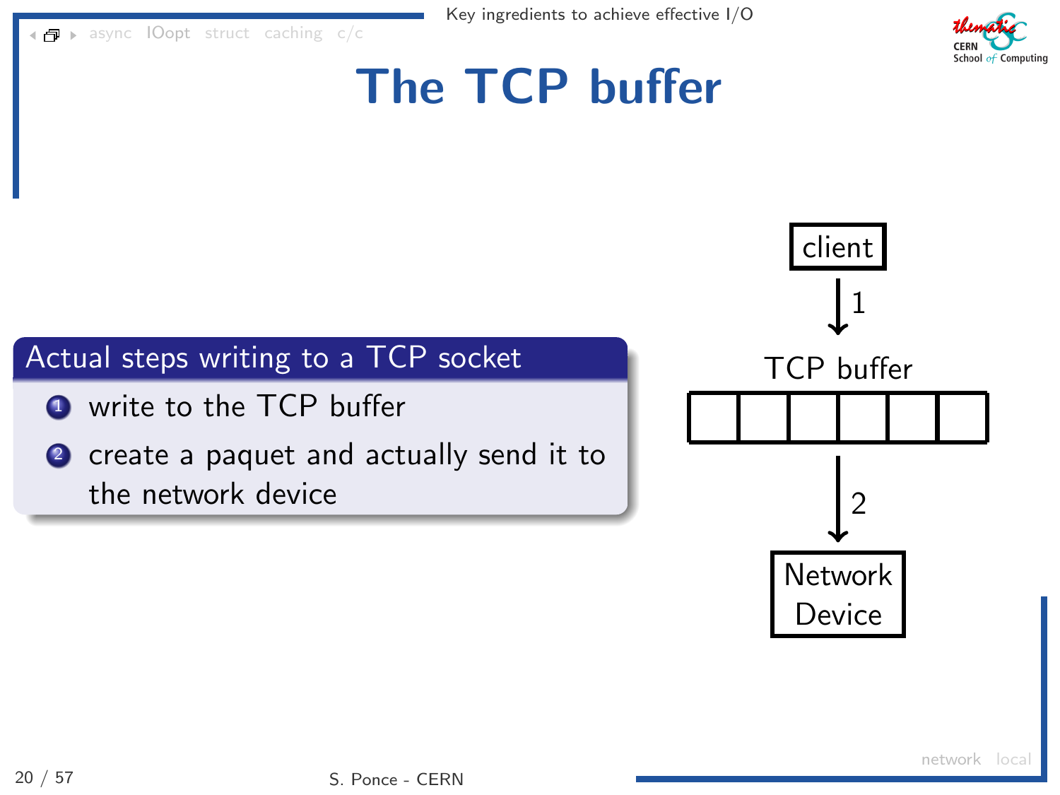# The TCP buffer

**Actual steps writing to a TCP socket**

1. write to the TCP buffer
2. create a paquet and actually send it to the network device

client

1

TCP buffer

2

Network Device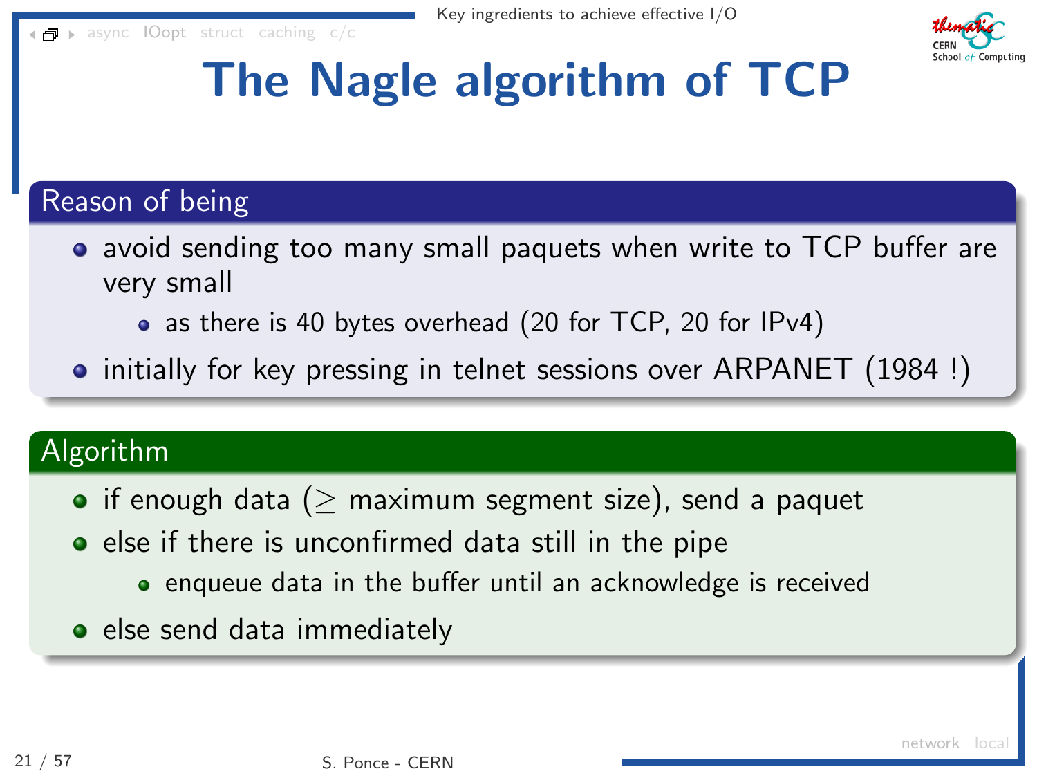# The Nagle algorithm of TCP

## Reason of being

- avoid sending too many small paquets when write to TCP buffer are very small
  - as there is 40 bytes overhead (20 for TCP, 20 for IPv4)
- initially for key pressing in telnet sessions over ARPANET (1984 !)

## Algorithm

- if enough data ($\geq$ maximum segment size), send a paquet
- else if there is unconfirmed data still in the pipe
  - enqueue data in the buffer until an acknowledge is received
- else send data immediately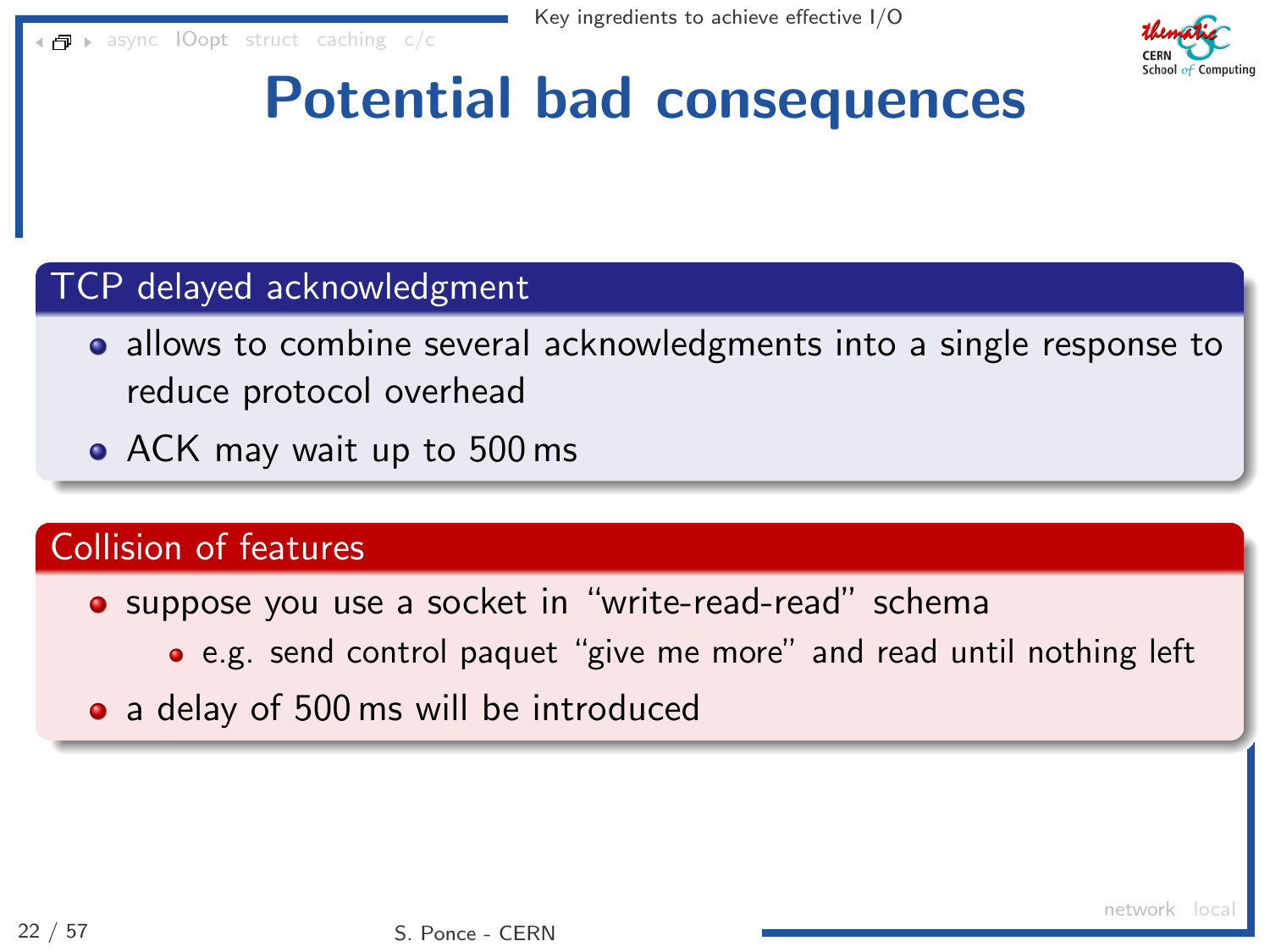# Potential bad consequences

## TCP delayed acknowledgment

- allows to combine several acknowledgments into a single response to reduce protocol overhead
- ACK may wait up to 500 ms

## Collision of features

- suppose you use a socket in “write-read-read” schema
  - e.g. send control paquet “give me more” and read until nothing left
- a delay of 500 ms will be introduced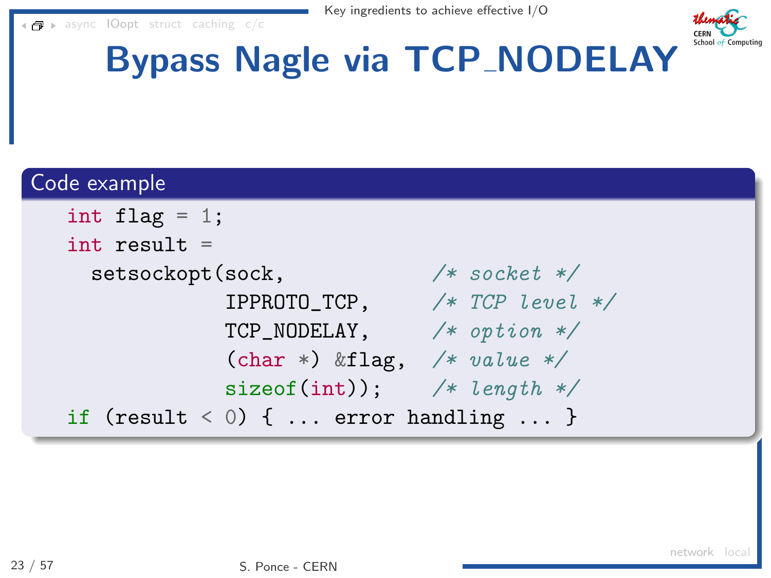# Bypass Nagle via TCP_NODELAY

**Code example**

```
int flag = 1;
int result =
  setsockopt(sock,             /* socket */
             IPPROTO_TCP,      /* TCP level */
             TCP_NODELAY,      /* option */
             (char *) &flag,   /* value */
             sizeof(int));     /* length */
if (result < 0) { ... error handling ... }
```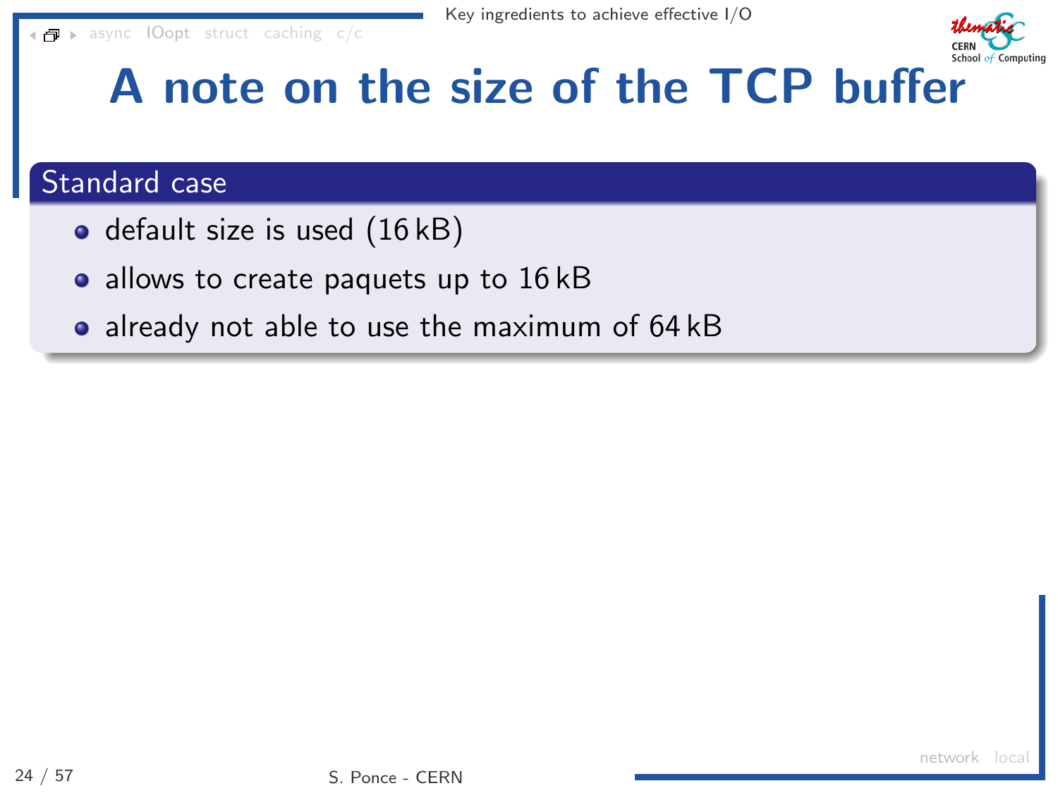# A note on the size of the TCP buffer

## Standard case

- default size is used (16 kB)
- allows to create paquets up to 16 kB
- already not able to use the maximum of 64 kB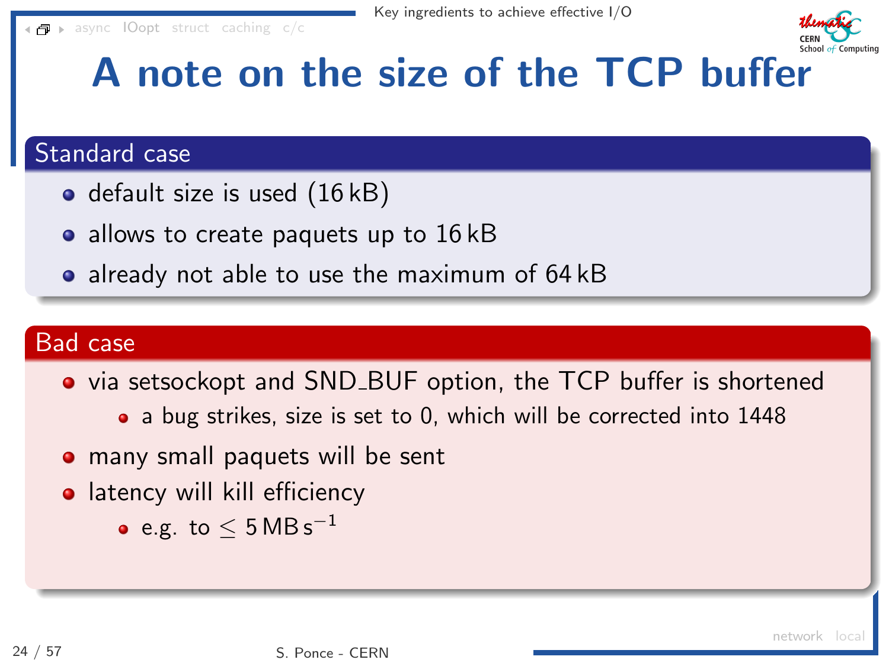# A note on the size of the TCP buffer

## Standard case

- default size is used (16 kB)
- allows to create paquets up to 16 kB
- already not able to use the maximum of 64 kB

## Bad case

- via setsockopt and SND_BUF option, the TCP buffer is shortened
  - a bug strikes, size is set to 0, which will be corrected into 1448
- many small paquets will be sent
- latency will kill efficiency
  - e.g. to $\leq 5\,\mathrm{MB\,s^{-1}}$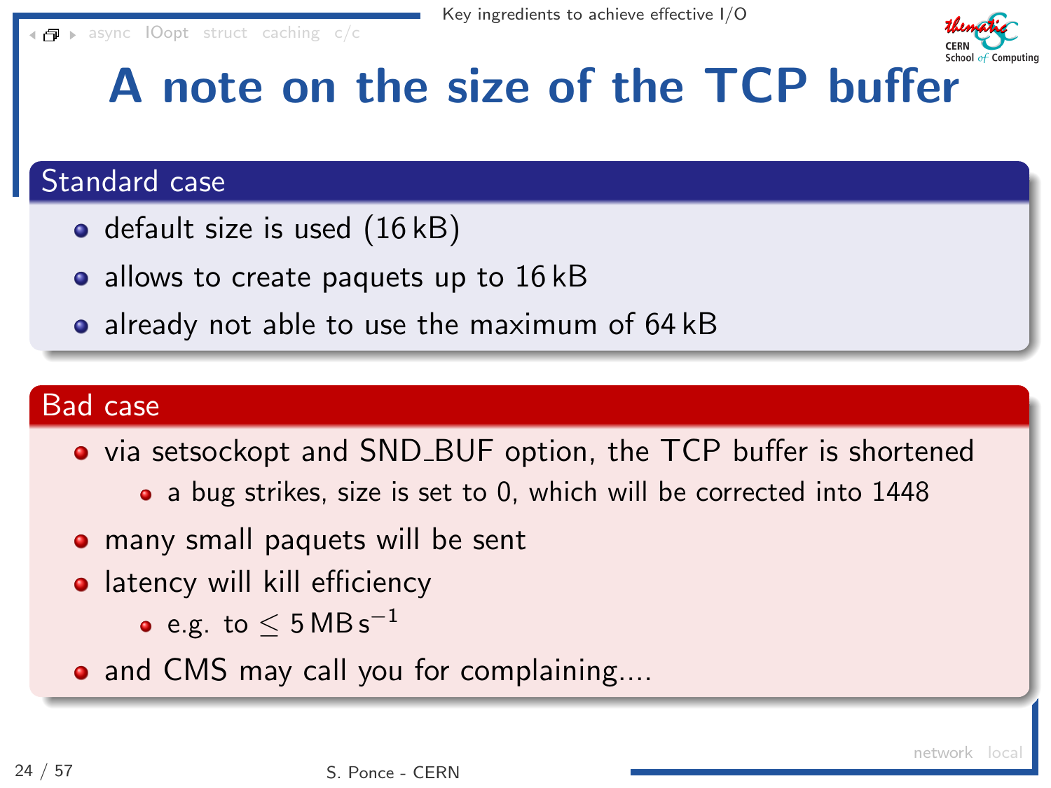# A note on the size of the TCP buffer

## Standard case

- default size is used (16 kB)
- allows to create paquets up to 16 kB
- already not able to use the maximum of 64 kB

## Bad case

- via setsockopt and SND_BUF option, the TCP buffer is shortened
  - a bug strikes, size is set to 0, which will be corrected into 1448
- many small paquets will be sent
- latency will kill efficiency
  - e.g. to $\leq 5\,\mathrm{MB\,s^{-1}}$
- and CMS may call you for complaining....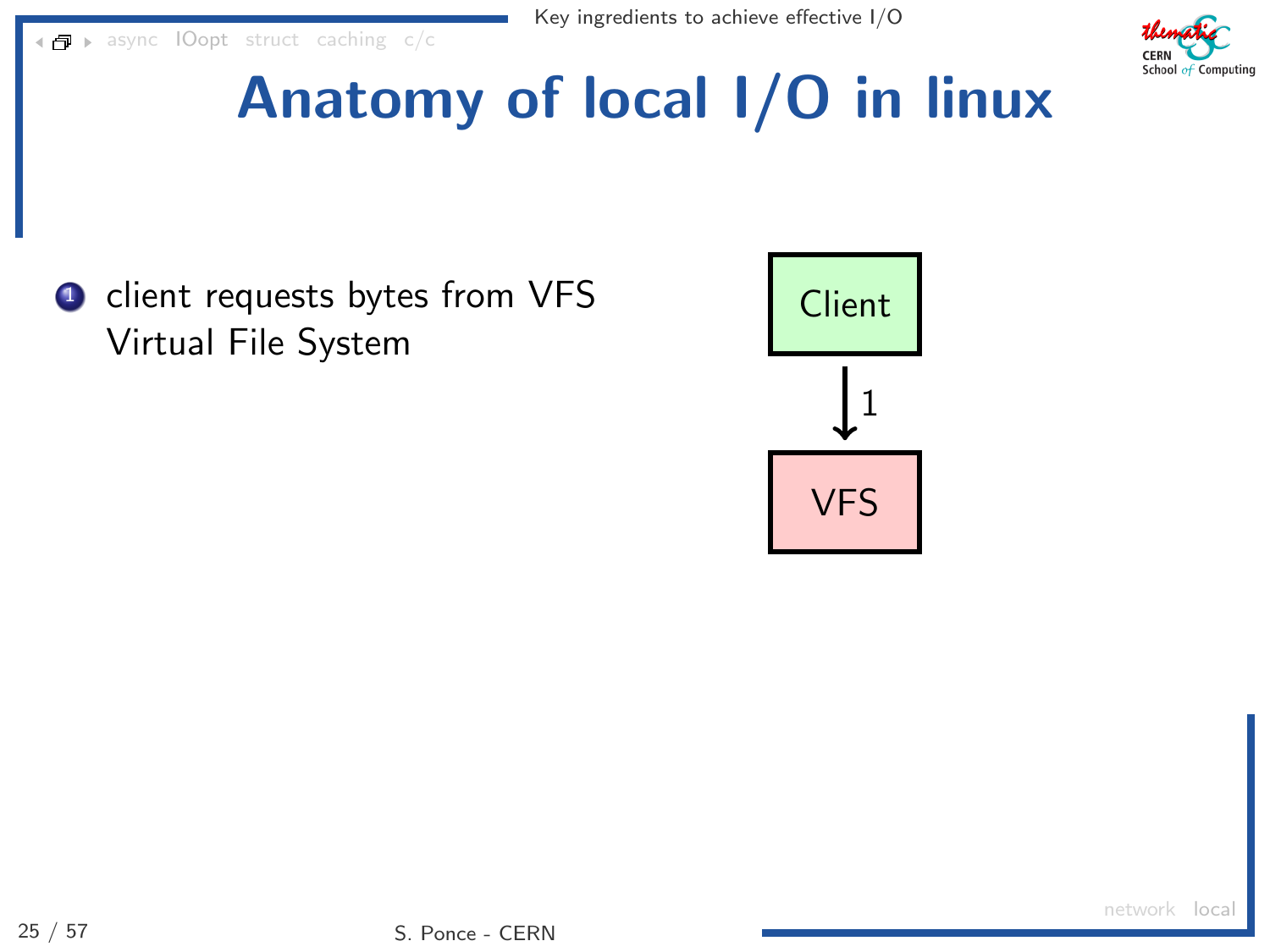# Anatomy of local I/O in linux

1. client requests bytes from VFS
   Virtual File System

Client

1

VFS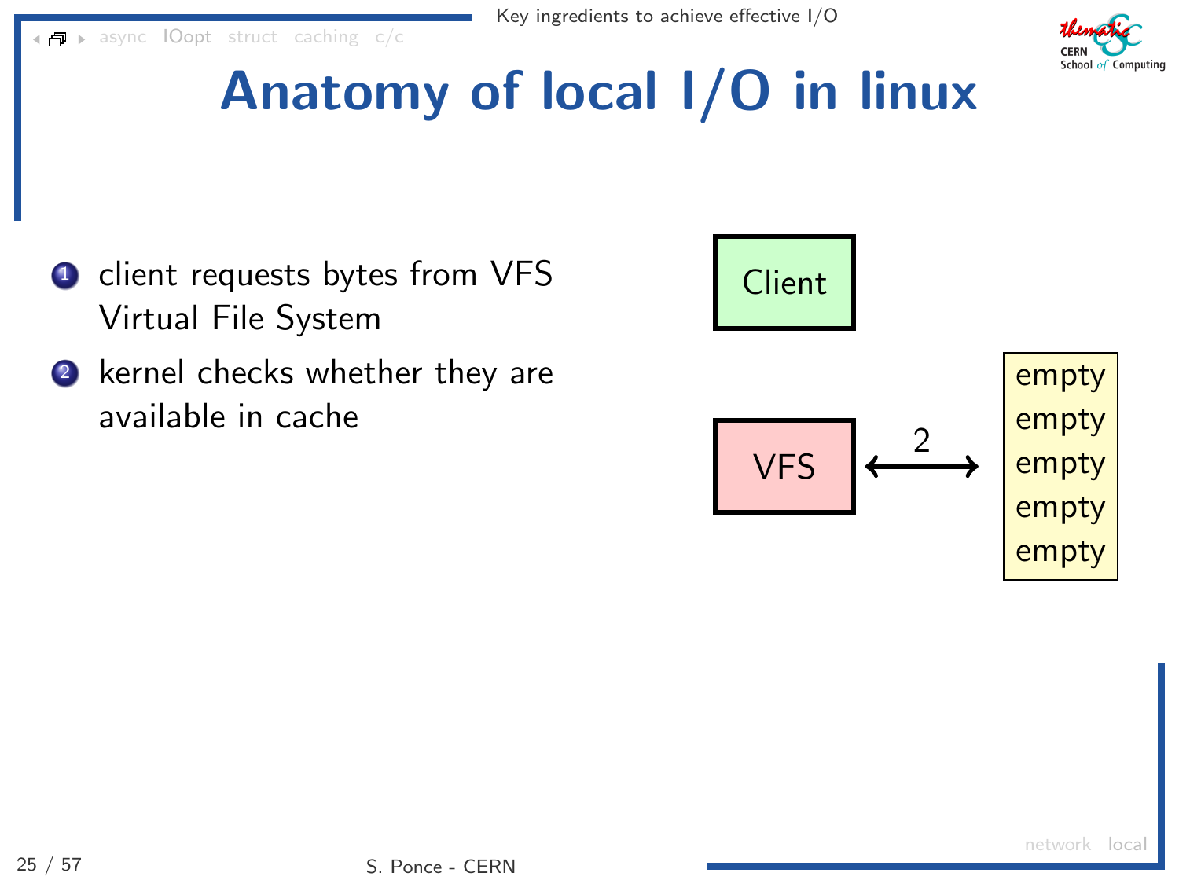# Anatomy of local I/O in linux

1. client requests bytes from VFS Virtual File System
2. kernel checks whether they are available in cache

Client

VFS

2

empty
empty
empty
empty
empty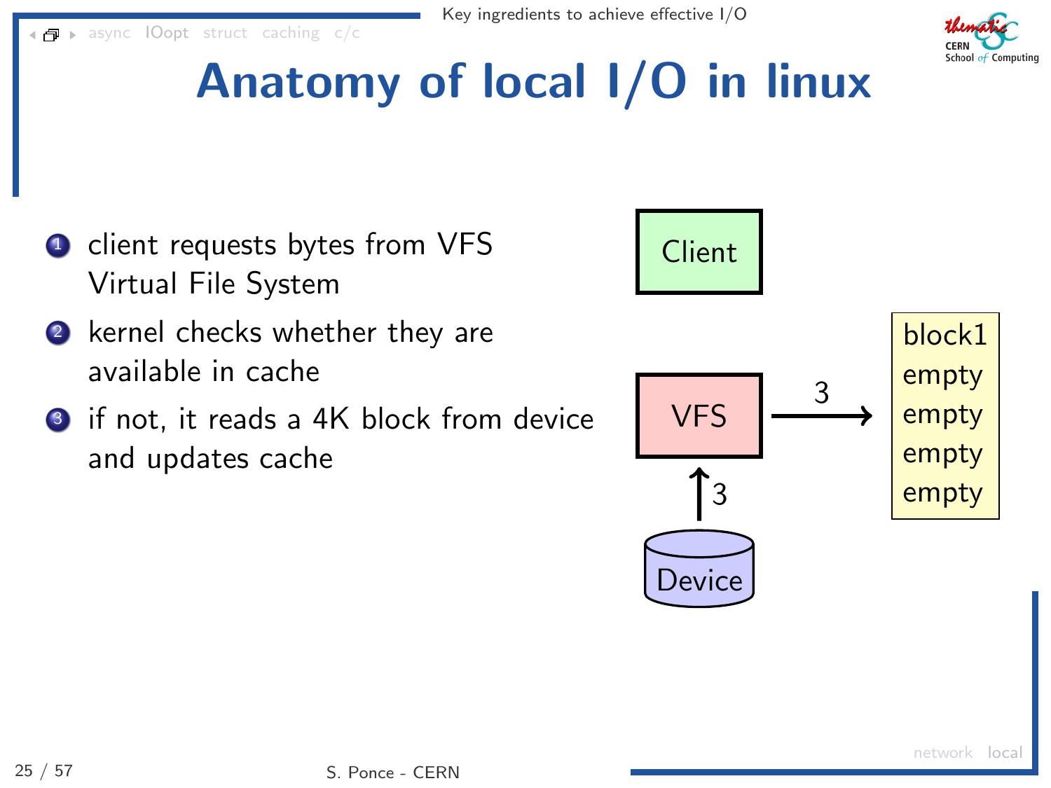# Anatomy of local I/O in linux

1. client requests bytes from VFS
   Virtual File System
2. kernel checks whether they are available in cache
3. if not, it reads a 4K block from device and updates cache

Client

VFS

3

3

Device

block1
empty
empty
empty
empty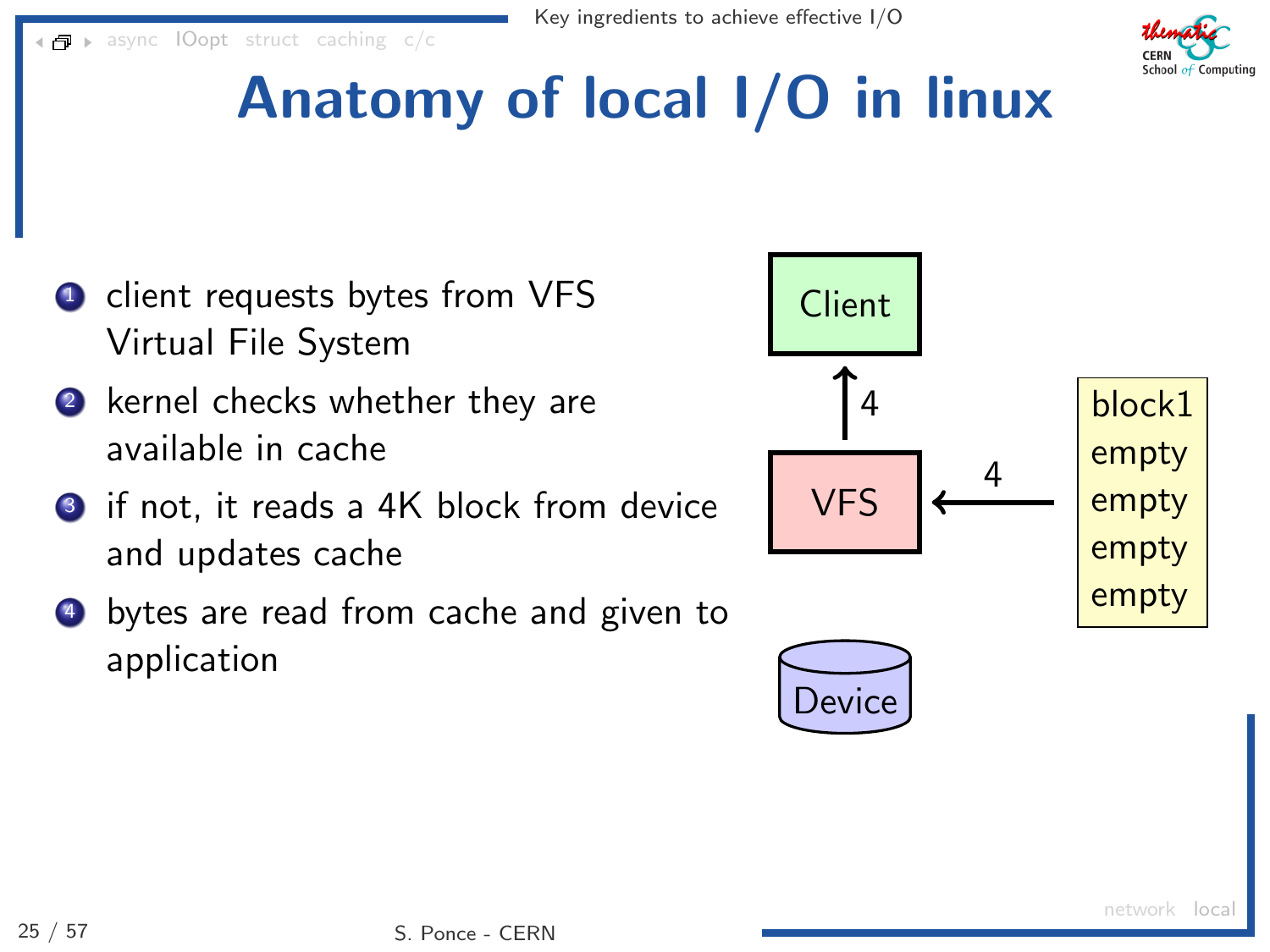# Anatomy of local I/O in linux

1. client requests bytes from VFS Virtual File System
2. kernel checks whether they are available in cache
3. if not, it reads a 4K block from device and updates cache
4. bytes are read from cache and given to application

Client

4

VFS

4

block1
empty
empty
empty
empty

Device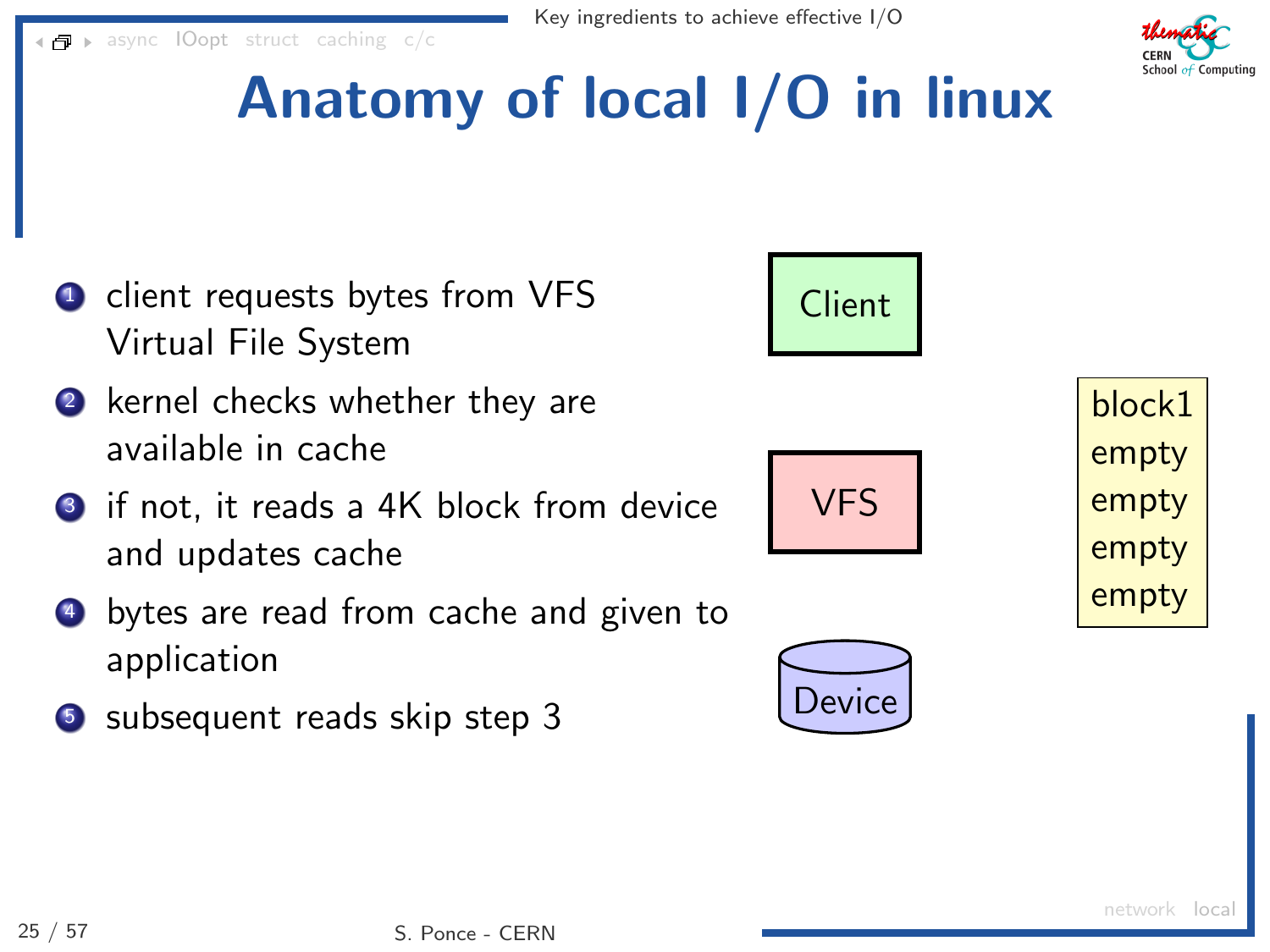# Anatomy of local I/O in linux

1. client requests bytes from VFS Virtual File System
2. kernel checks whether they are available in cache
3. if not, it reads a 4K block from device and updates cache
4. bytes are read from cache and given to application
5. subsequent reads skip step 3

Client

VFS

Device

block1
empty
empty
empty
empty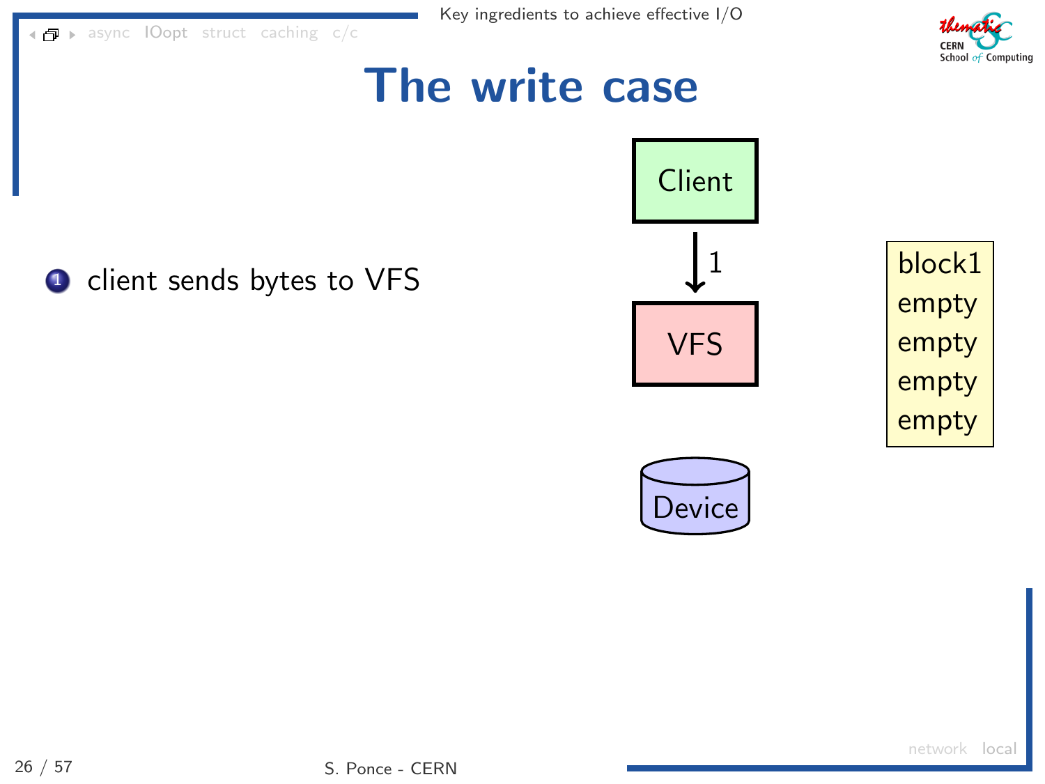# The write case

1. client sends bytes to VFS

Client

1

VFS

Device

block1
empty
empty
empty
empty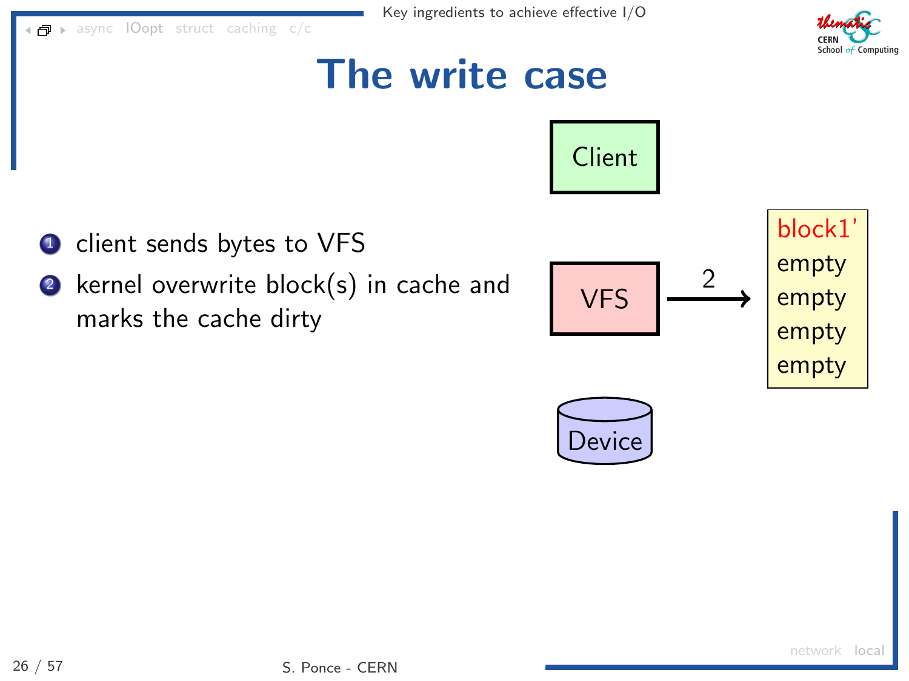# The write case

1. client sends bytes to VFS
2. kernel overwrite block(s) in cache and marks the cache dirty

Client

VFS

2

block1'
empty
empty
empty
empty

Device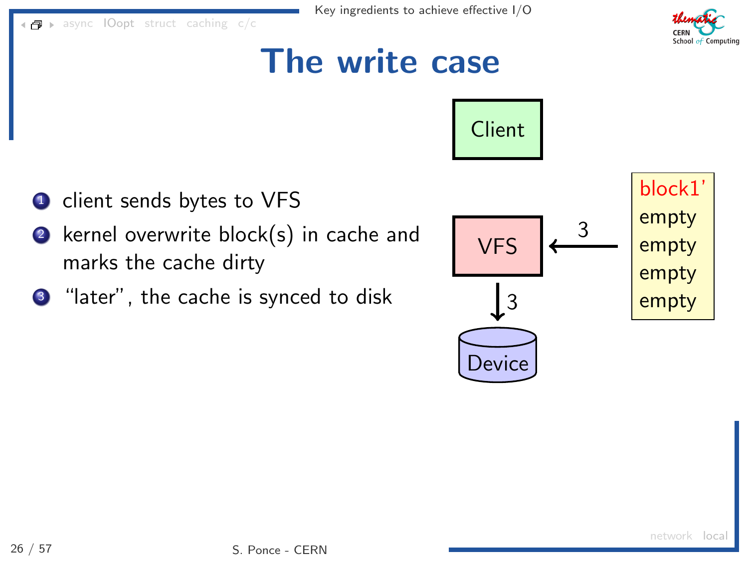# The write case

1. client sends bytes to VFS
2. kernel overwrite block(s) in cache and marks the cache dirty
3. “later”, the cache is synced to disk

Client

VFS

Device

3

3

block1'
empty
empty
empty
empty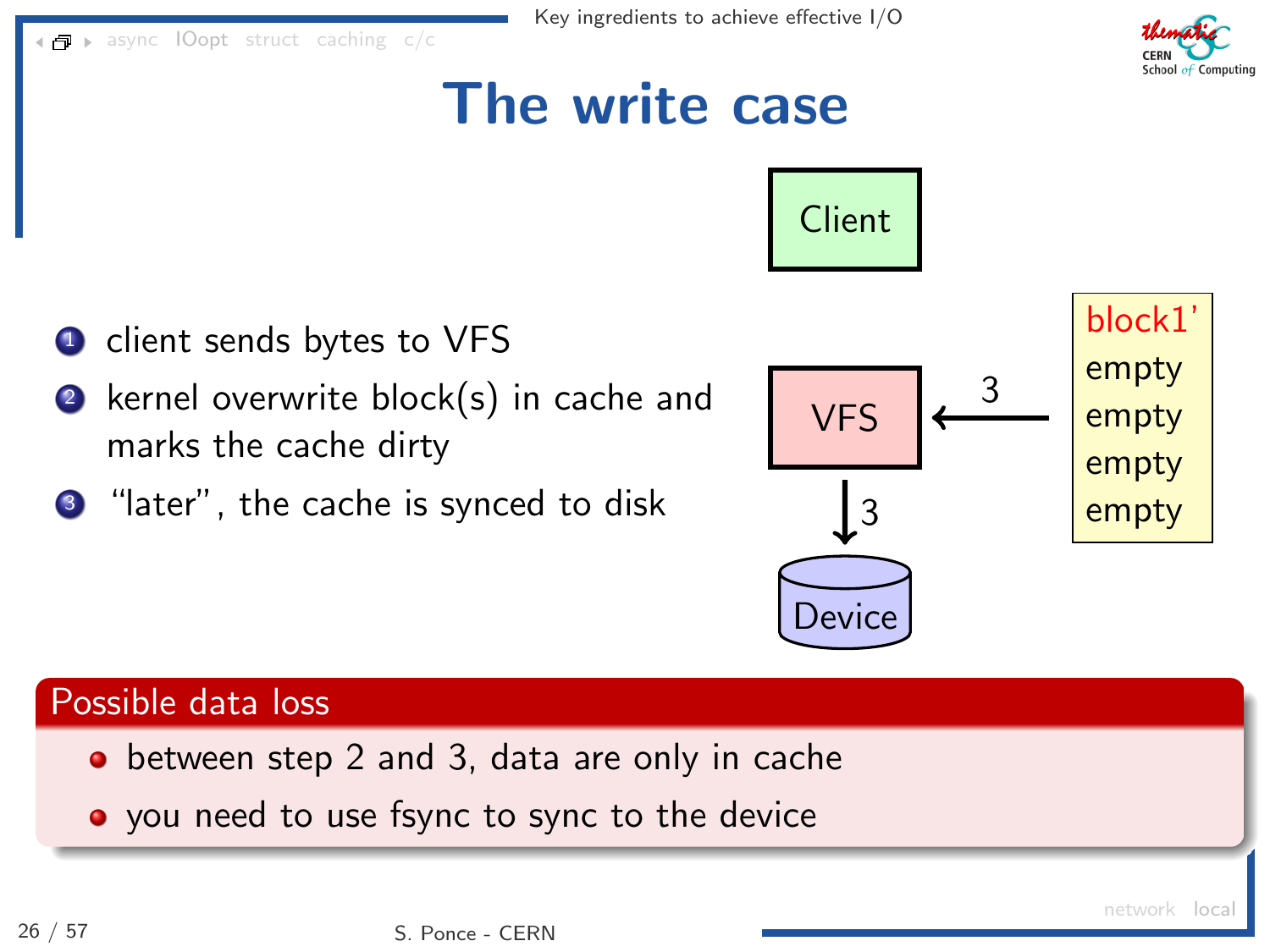# The write case

1. client sends bytes to VFS
2. kernel overwrite block(s) in cache and marks the cache dirty
3. “later”, the cache is synced to disk

Client

VFS

Device

3

3

block1'
empty
empty
empty
empty

**Possible data loss**

- between step 2 and 3, data are only in cache
- you need to use fsync to sync to the device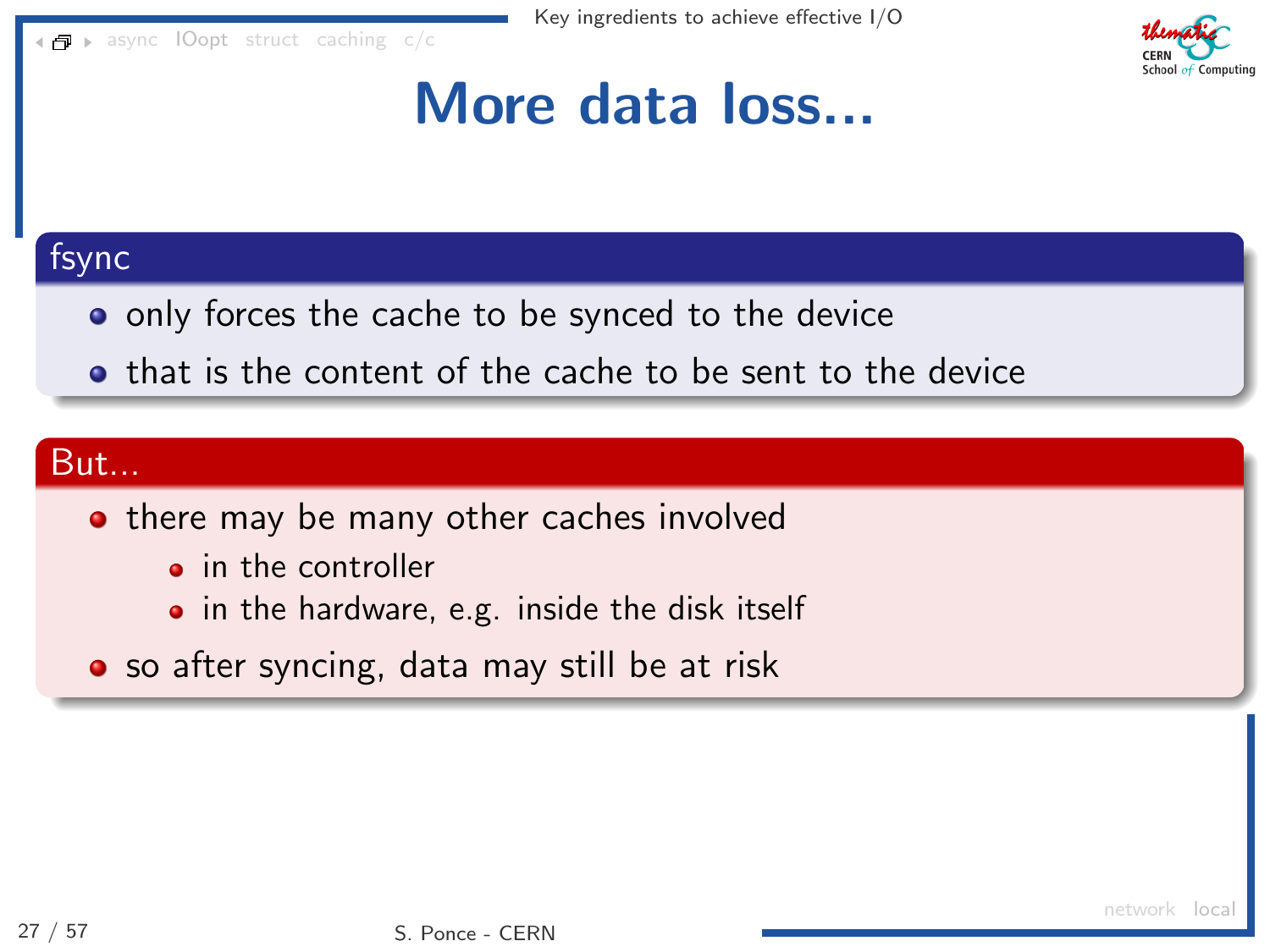# More data loss...

### fsync

- only forces the cache to be synced to the device
- that is the content of the cache to be sent to the device

### But...

- there may be many other caches involved
  - in the controller
  - in the hardware, e.g. inside the disk itself
- so after syncing, data may still be at risk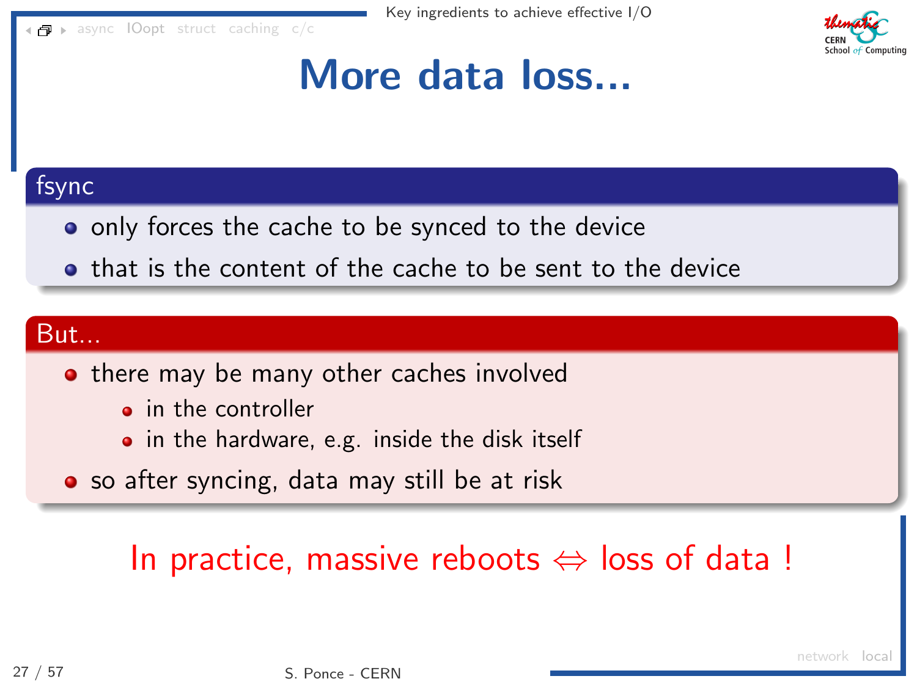# More data loss...

## fsync

- only forces the cache to be synced to the device
- that is the content of the cache to be sent to the device

## But...

- there may be many other caches involved
  - in the controller
  - in the hardware, e.g. inside the disk itself
- so after syncing, data may still be at risk

In practice, massive reboots $\Leftrightarrow$ loss of data !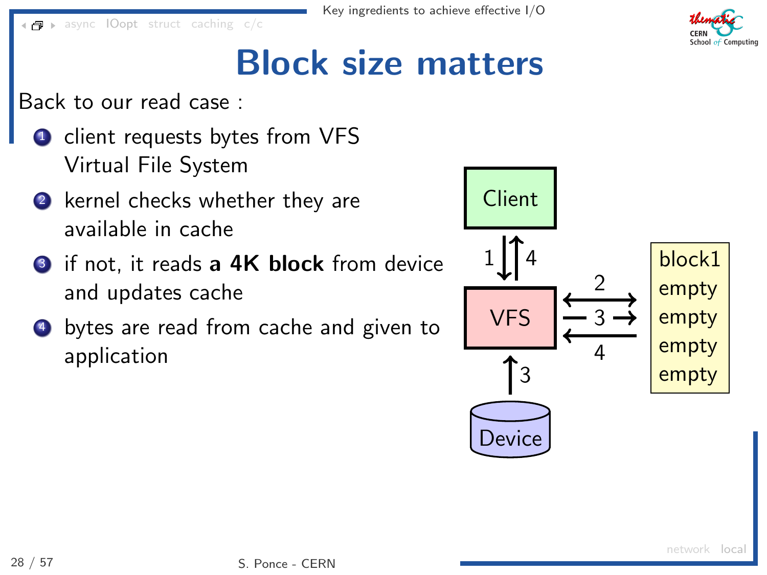# Block size matters

Back to our read case :

1. client requests bytes from VFS
   Virtual File System
2. kernel checks whether they are available in cache
3. if not, it reads **a 4K block** from device and updates cache
4. bytes are read from cache and given to application

Client

1 4

VFS

2 3 4

3

Device

block1
empty
empty
empty
empty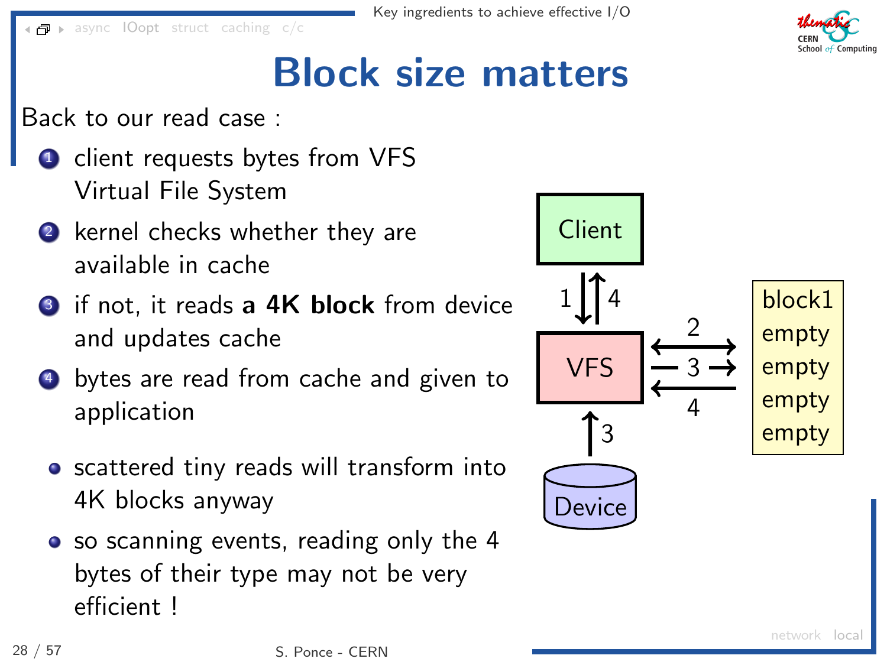# Block size matters

Back to our read case :

1. client requests bytes from VFS
   Virtual File System
2. kernel checks whether they are available in cache
3. if not, it reads **a 4K block** from device and updates cache
4. bytes are read from cache and given to application

- scattered tiny reads will transform into 4K blocks anyway
- so scanning events, reading only the 4 bytes of their type may not be very efficient !

Client

1 4

VFS

2

3

4

3

Device

block1
empty
empty
empty
empty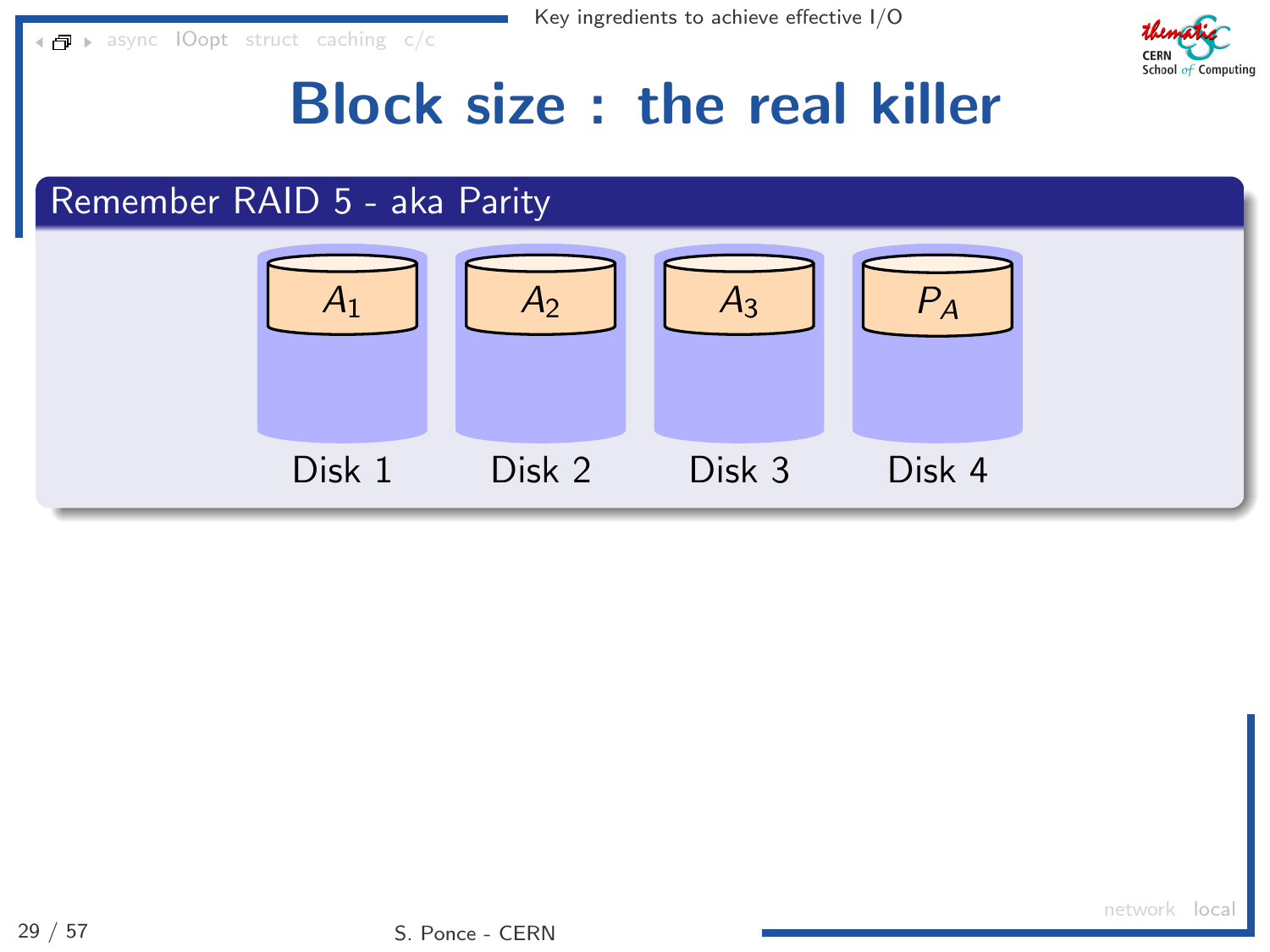# Block size : the real killer

## Remember RAID 5 - aka Parity

$A_1$

$A_2$

$A_3$

$P_A$

Disk 1

Disk 2

Disk 3

Disk 4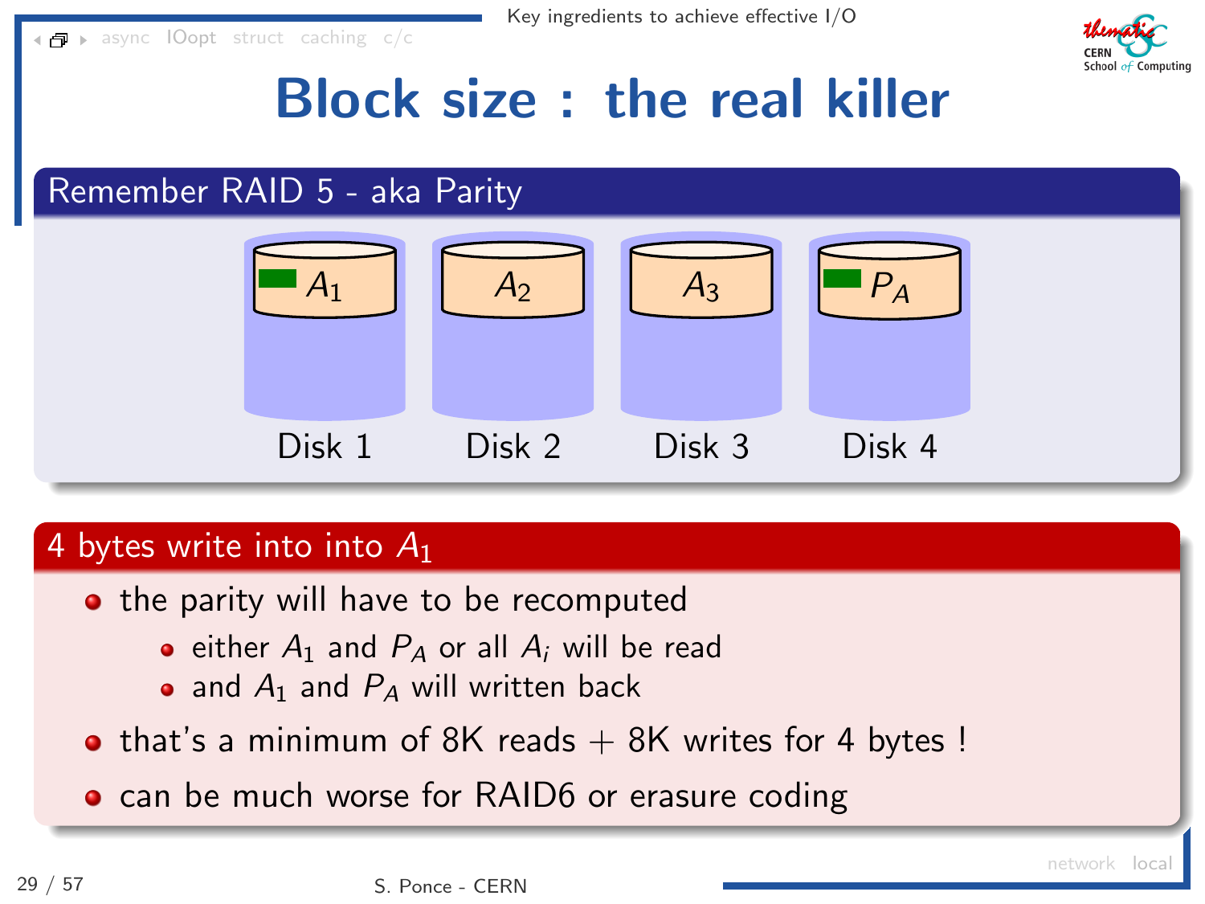# Block size : the real killer

## Remember RAID 5 - aka Parity

$A_1$ $A_2$ $A_3$ $P_A$

Disk 1 Disk 2 Disk 3 Disk 4

## 4 bytes write into into $A_1$

- the parity will have to be recomputed
  - either $A_1$ and $P_A$ or all $A_i$ will be read
  - and $A_1$ and $P_A$ will written back
- that's a minimum of 8K reads + 8K writes for 4 bytes !
- can be much worse for RAID6 or erasure coding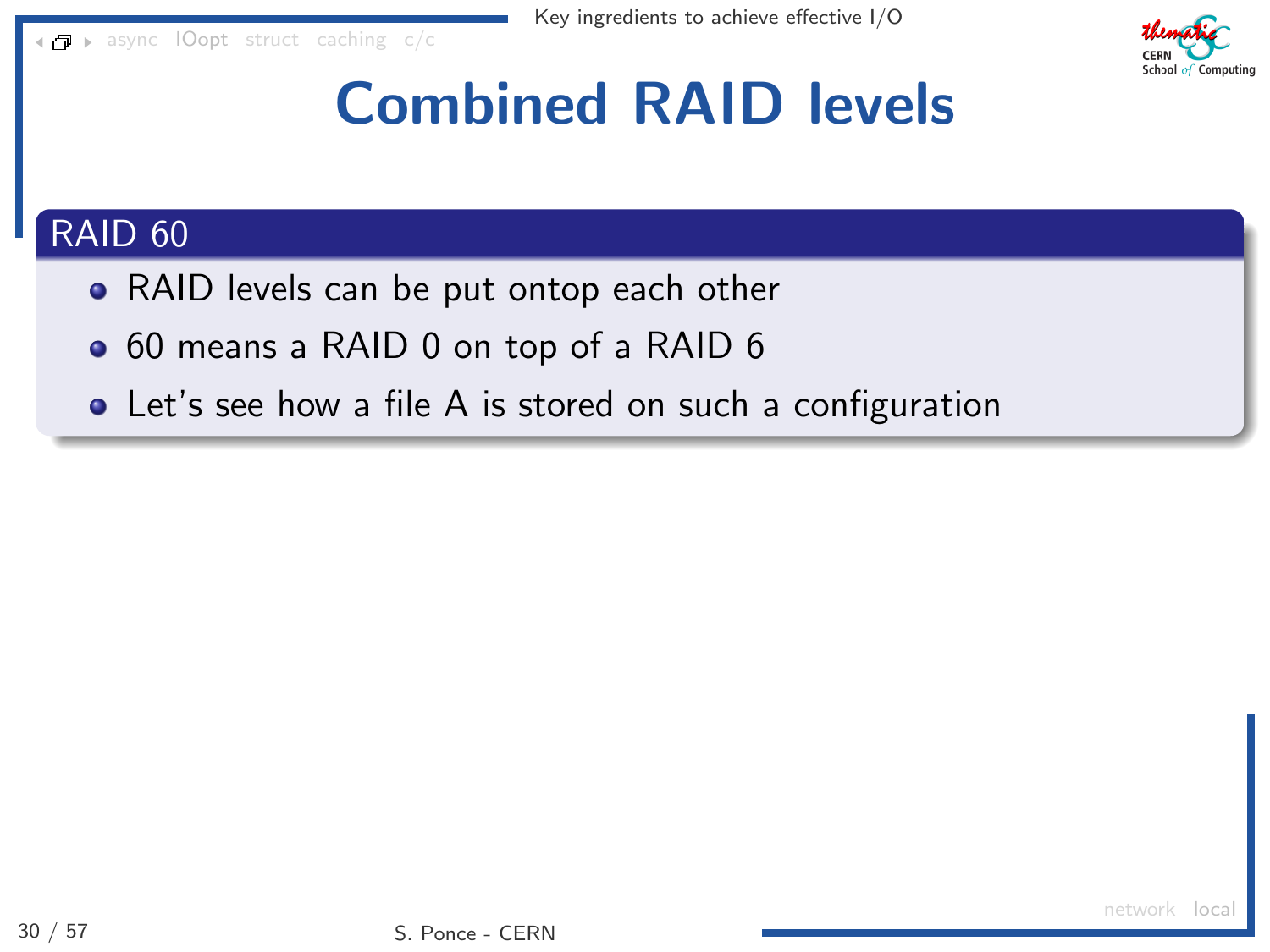# Combined RAID levels

## RAID 60

- RAID levels can be put ontop each other
- 60 means a RAID 0 on top of a RAID 6
- Let's see how a file A is stored on such a configuration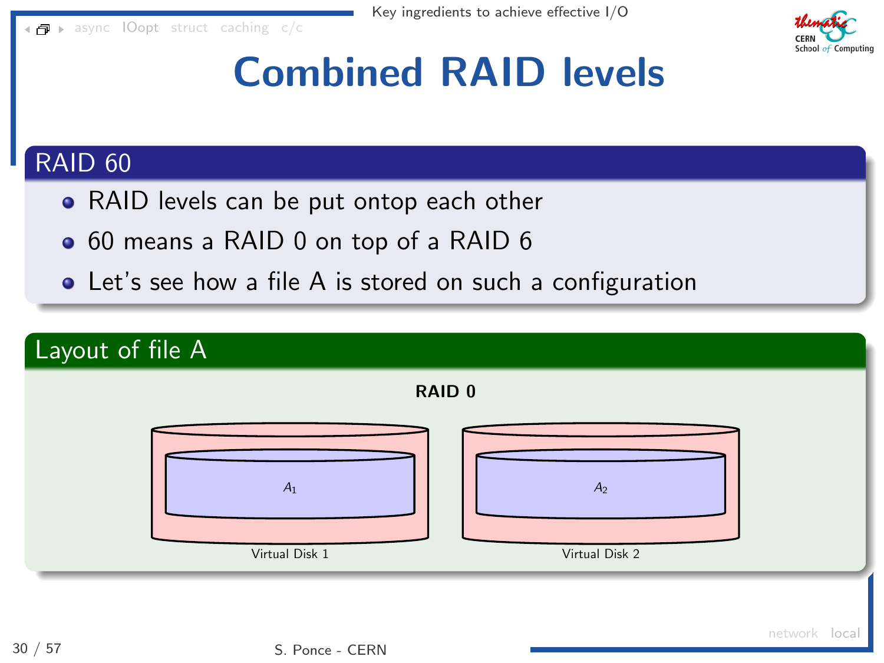# Combined RAID levels

## RAID 60

- RAID levels can be put ontop each other
- 60 means a RAID 0 on top of a RAID 6
- Let's see how a file A is stored on such a configuration

## Layout of file A

**RAID 0**

$A_1$

Virtual Disk 1

$A_2$

Virtual Disk 2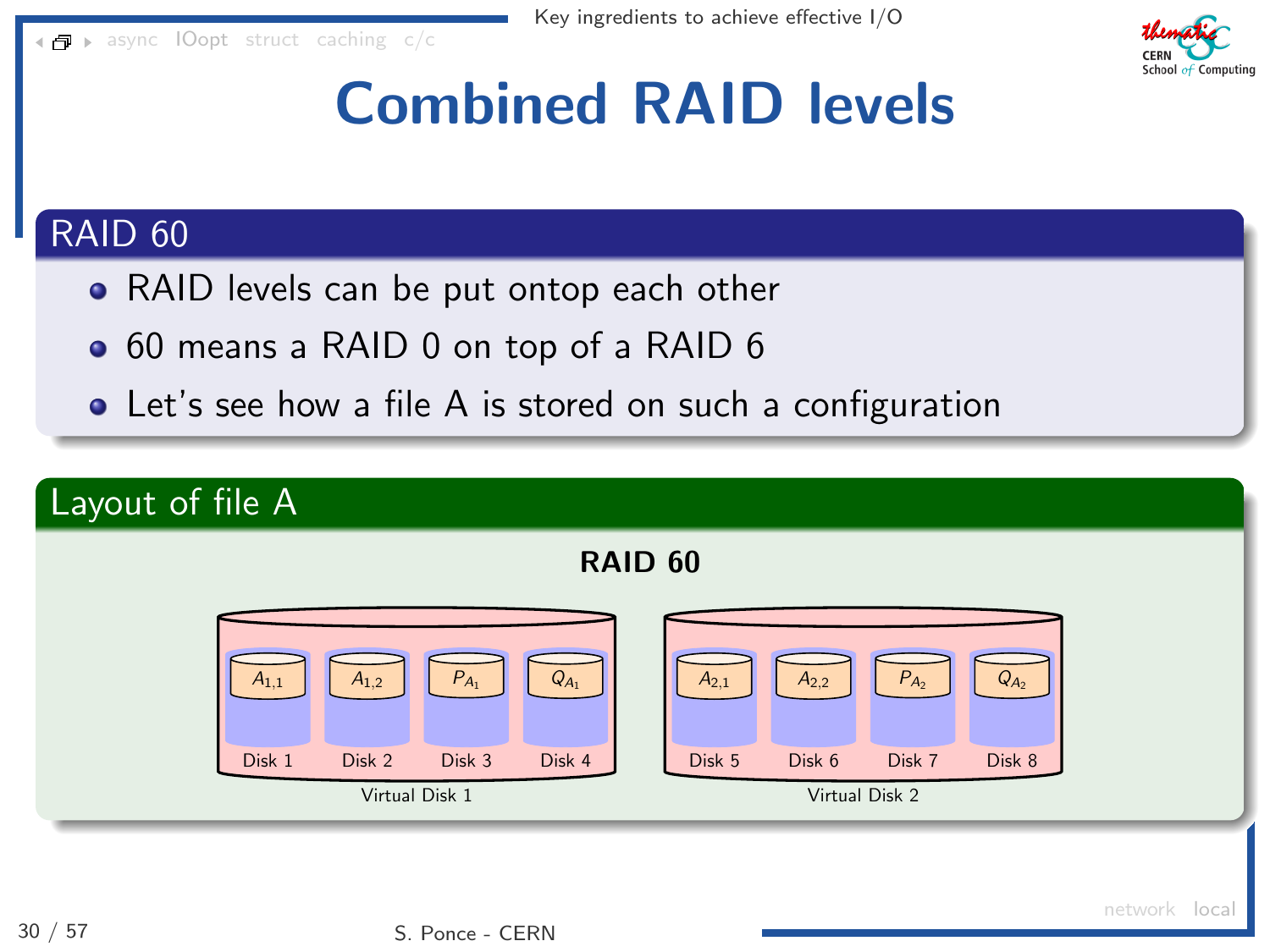# Combined RAID levels

## RAID 60

- RAID levels can be put ontop each other
- 60 means a RAID 0 on top of a RAID 6
- Let's see how a file A is stored on such a configuration

## Layout of file A

**RAID 60**

$A_{1,1}$ $A_{1,2}$ $P_{A_1}$ $Q_{A_1}$

Disk 1 Disk 2 Disk 3 Disk 4

Virtual Disk 1

$A_{2,1}$ $A_{2,2}$ $P_{A_2}$ $Q_{A_2}$

Disk 5 Disk 6 Disk 7 Disk 8

Virtual Disk 2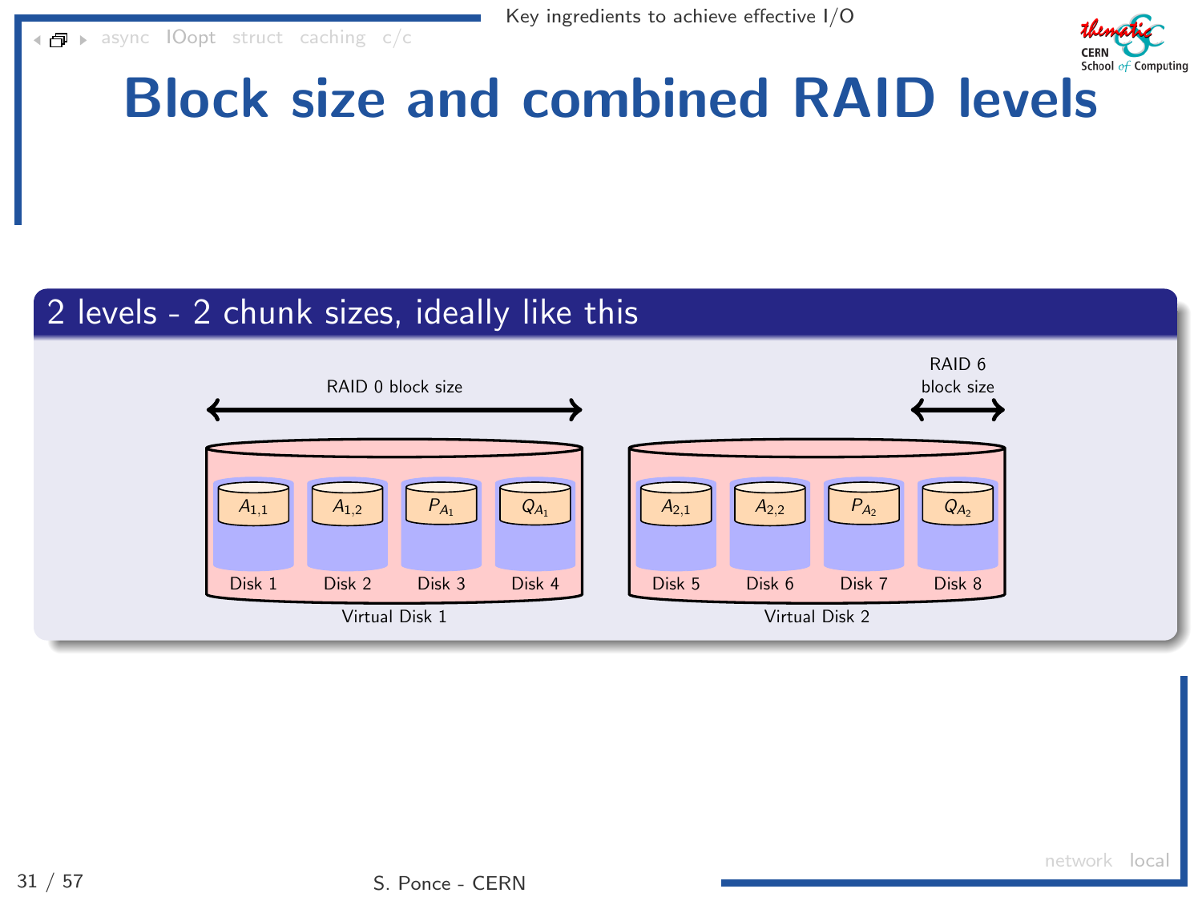# Block size and combined RAID levels

## 2 levels - 2 chunk sizes, ideally like this

RAID 0 block size

RAID 6 block size

$A_{1,1}$ $A_{1,2}$ $P_{A_1}$ $Q_{A_1}$

Disk 1 Disk 2 Disk 3 Disk 4

Virtual Disk 1

$A_{2,1}$ $A_{2,2}$ $P_{A_2}$ $Q_{A_2}$

Disk 5 Disk 6 Disk 7 Disk 8

Virtual Disk 2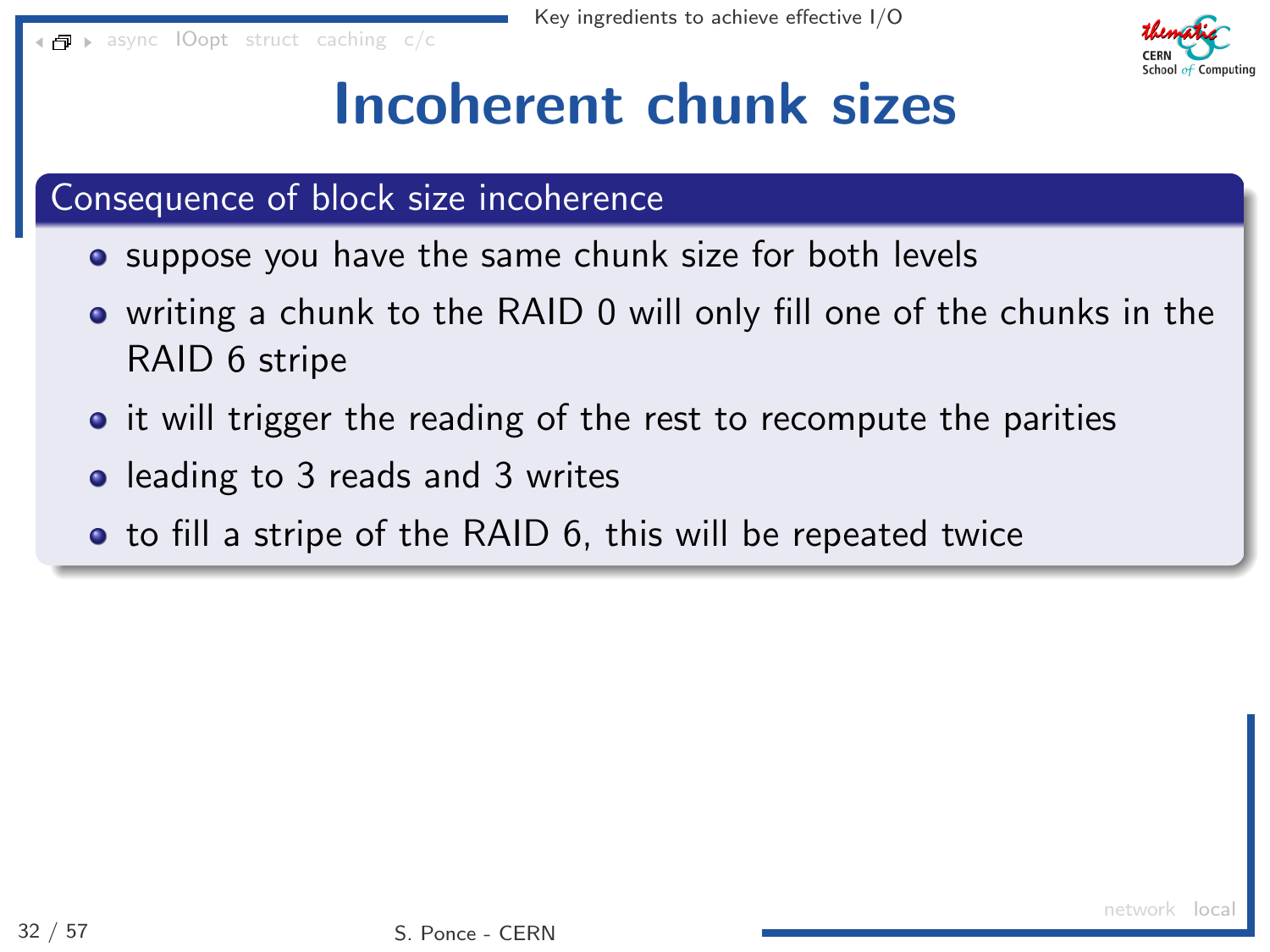# Incoherent chunk sizes

## Consequence of block size incoherence

- suppose you have the same chunk size for both levels
- writing a chunk to the RAID 0 will only fill one of the chunks in the RAID 6 stripe
- it will trigger the reading of the rest to recompute the parities
- leading to 3 reads and 3 writes
- to fill a stripe of the RAID 6, this will be repeated twice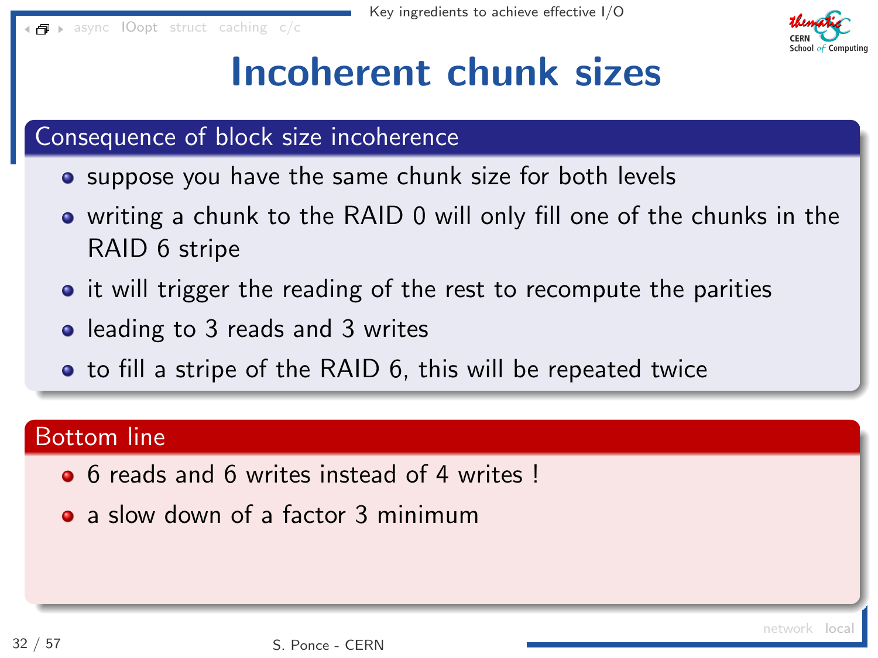# Incoherent chunk sizes

## Consequence of block size incoherence

- suppose you have the same chunk size for both levels
- writing a chunk to the RAID 0 will only fill one of the chunks in the RAID 6 stripe
- it will trigger the reading of the rest to recompute the parities
- leading to 3 reads and 3 writes
- to fill a stripe of the RAID 6, this will be repeated twice

## Bottom line

- 6 reads and 6 writes instead of 4 writes !
- a slow down of a factor 3 minimum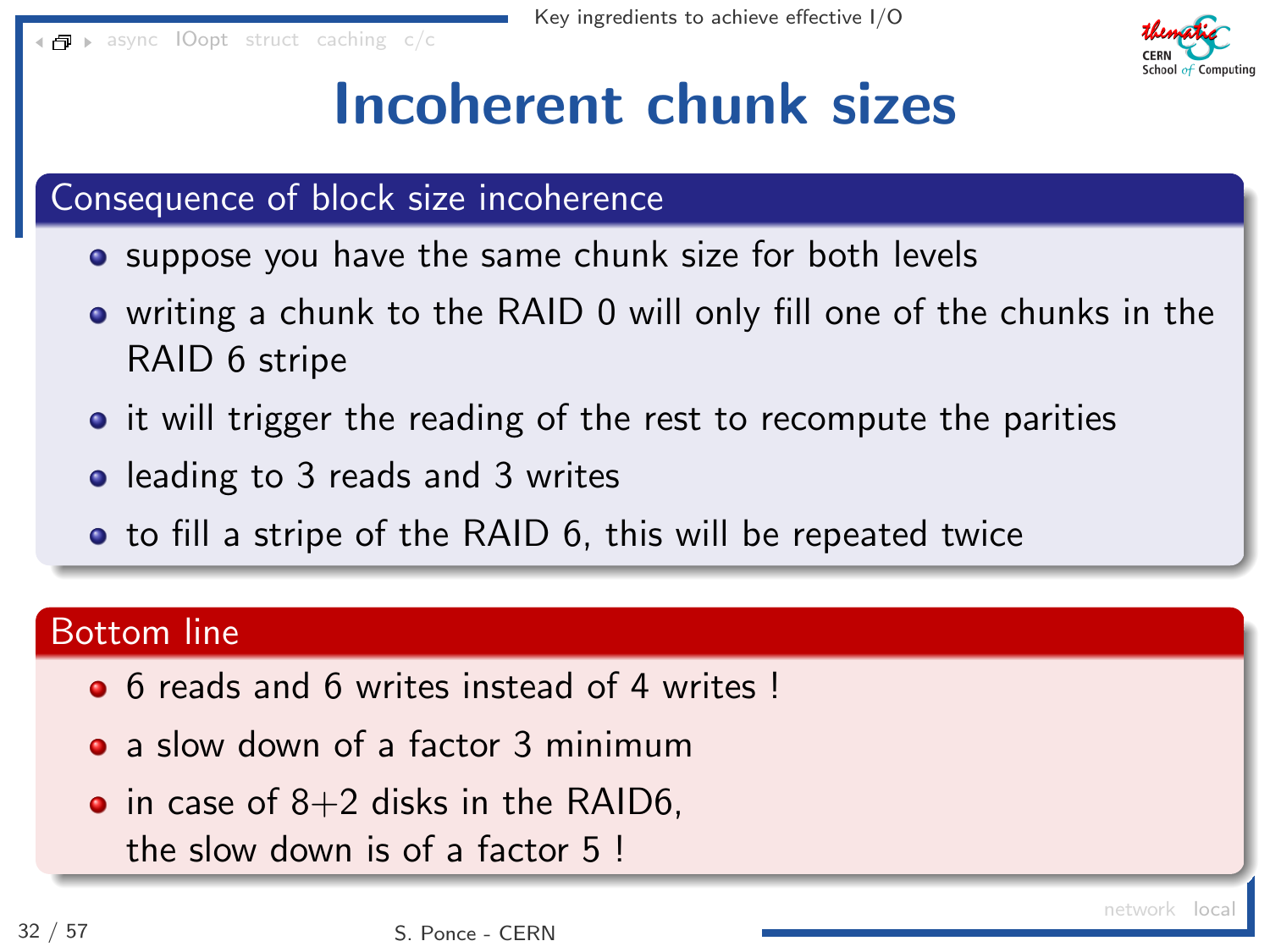# Incoherent chunk sizes

## Consequence of block size incoherence

- suppose you have the same chunk size for both levels
- writing a chunk to the RAID 0 will only fill one of the chunks in the RAID 6 stripe
- it will trigger the reading of the rest to recompute the parities
- leading to 3 reads and 3 writes
- to fill a stripe of the RAID 6, this will be repeated twice

## Bottom line

- 6 reads and 6 writes instead of 4 writes !
- a slow down of a factor 3 minimum
- in case of 8+2 disks in the RAID6, the slow down is of a factor 5 !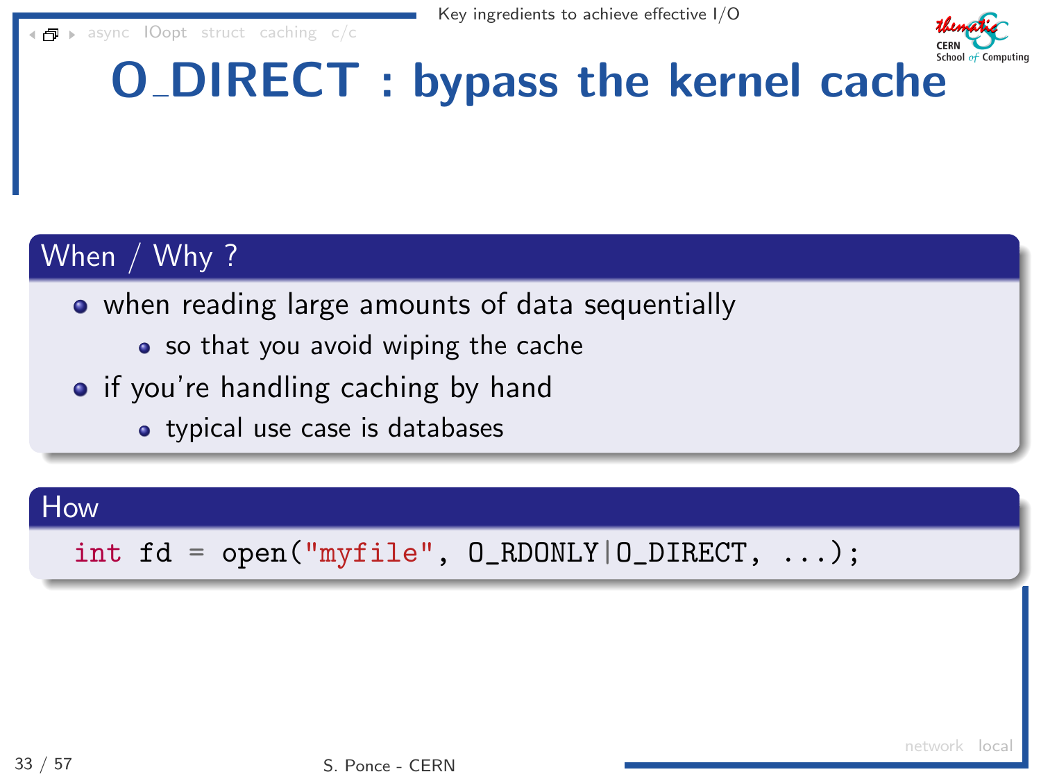# O_DIRECT : bypass the kernel cache

## When / Why ?

- when reading large amounts of data sequentially
  - so that you avoid wiping the cache
- if you're handling caching by hand
  - typical use case is databases

## How

```
int fd = open("myfile", O_RDONLY|O_DIRECT, ...);
```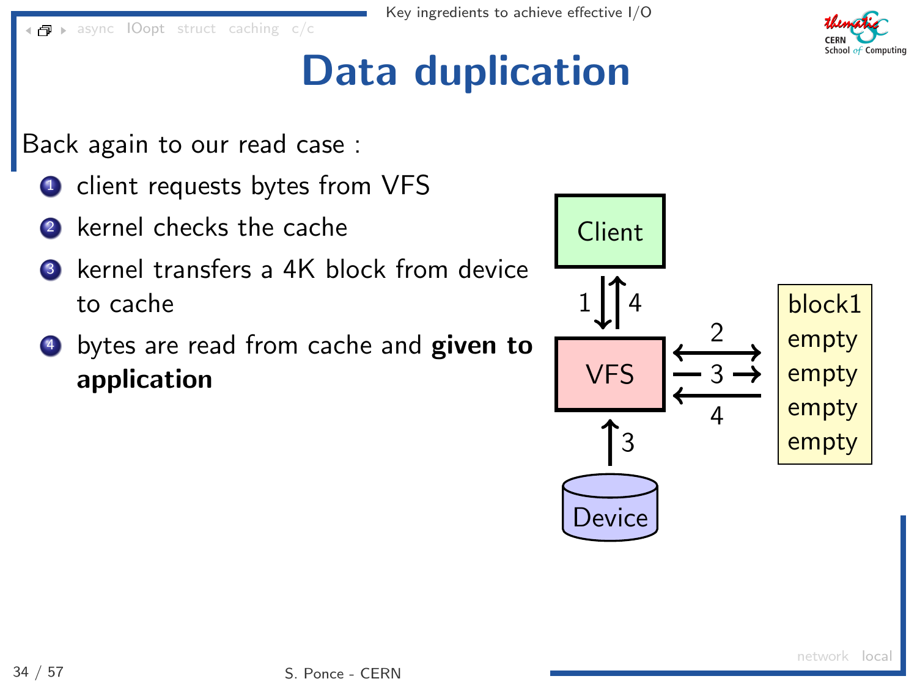# Data duplication

Back again to our read case :

1. client requests bytes from VFS
2. kernel checks the cache
3. kernel transfers a 4K block from device to cache
4. bytes are read from cache and **given to application**

Client

1 4

VFS

2

3

4

3

Device

block1
empty
empty
empty
empty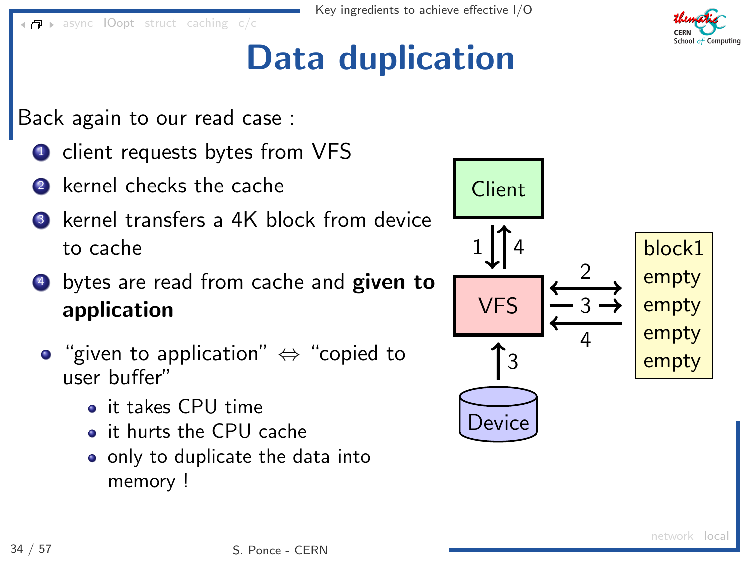# Data duplication

Back again to our read case :

1. client requests bytes from VFS
2. kernel checks the cache
3. kernel transfers a 4K block from device to cache
4. bytes are read from cache and **given to application**

- “given to application” ⇔ “copied to user buffer”
  - it takes CPU time
  - it hurts the CPU cache
  - only to duplicate the data into memory !

Client

1 4

VFS

2

3

4

3

Device

block1
empty
empty
empty
empty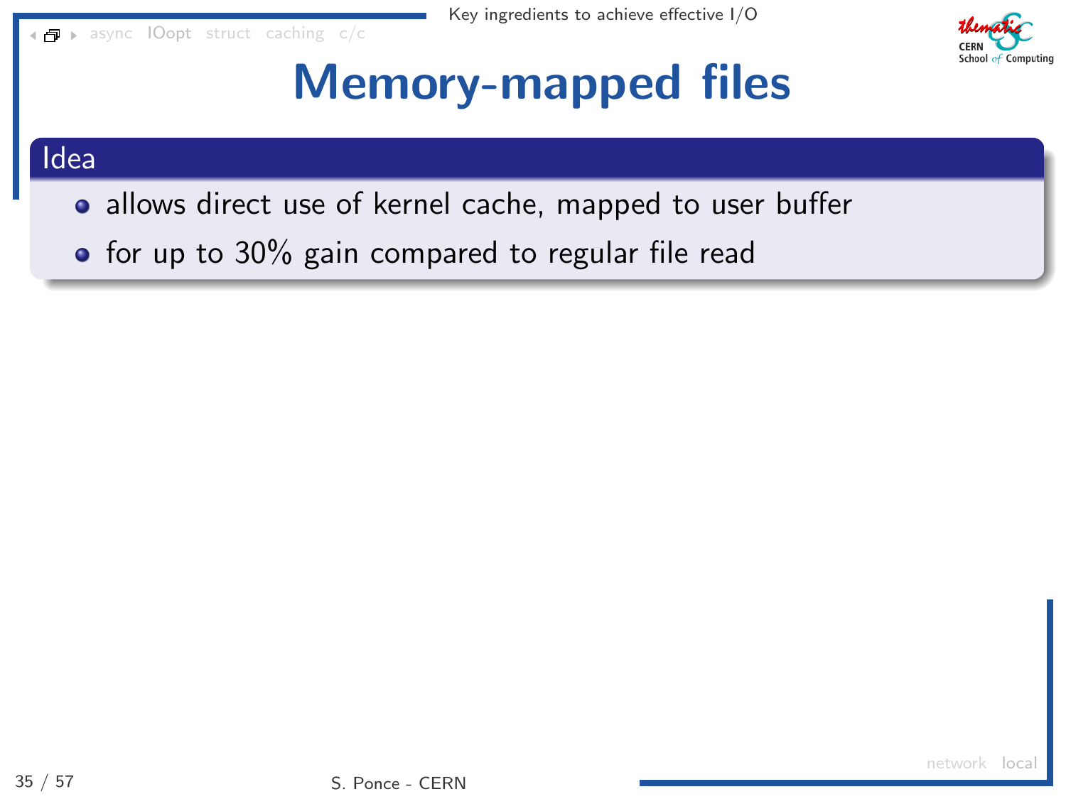# Memory-mapped files

**Idea**

- allows direct use of kernel cache, mapped to user buffer
- for up to 30% gain compared to regular file read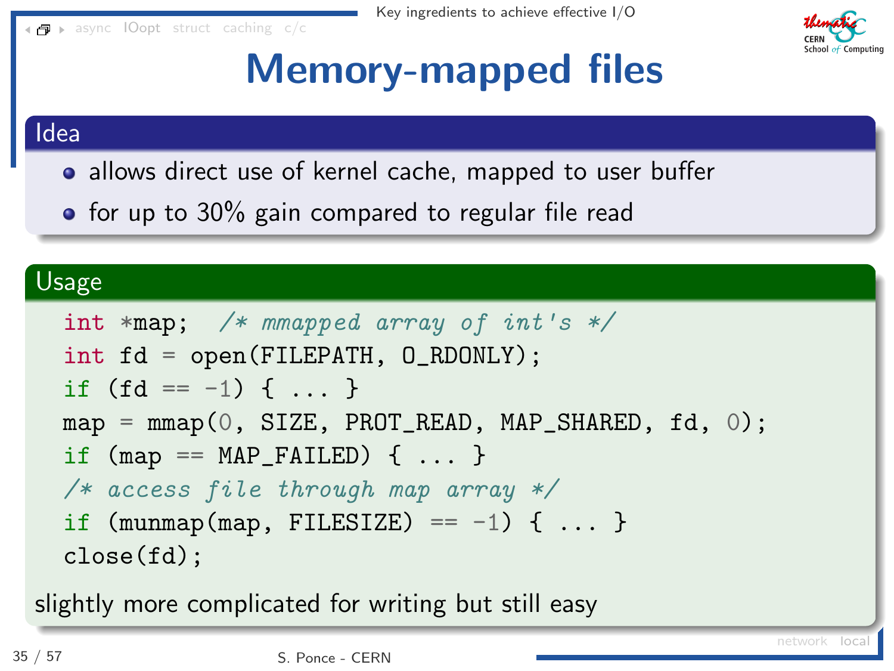# Memory-mapped files

## Idea

- allows direct use of kernel cache, mapped to user buffer
- for up to 30% gain compared to regular file read

## Usage

```
int *map;  /* mmapped array of int's */
int fd = open(FILEPATH, O_RDONLY);
if (fd == -1) { ... }
map = mmap(0, SIZE, PROT_READ, MAP_SHARED, fd, 0);
if (map == MAP_FAILED) { ... }
/* access file through map array */
if (munmap(map, FILESIZE) == -1) { ... }
close(fd);
```

slightly more complicated for writing but still easy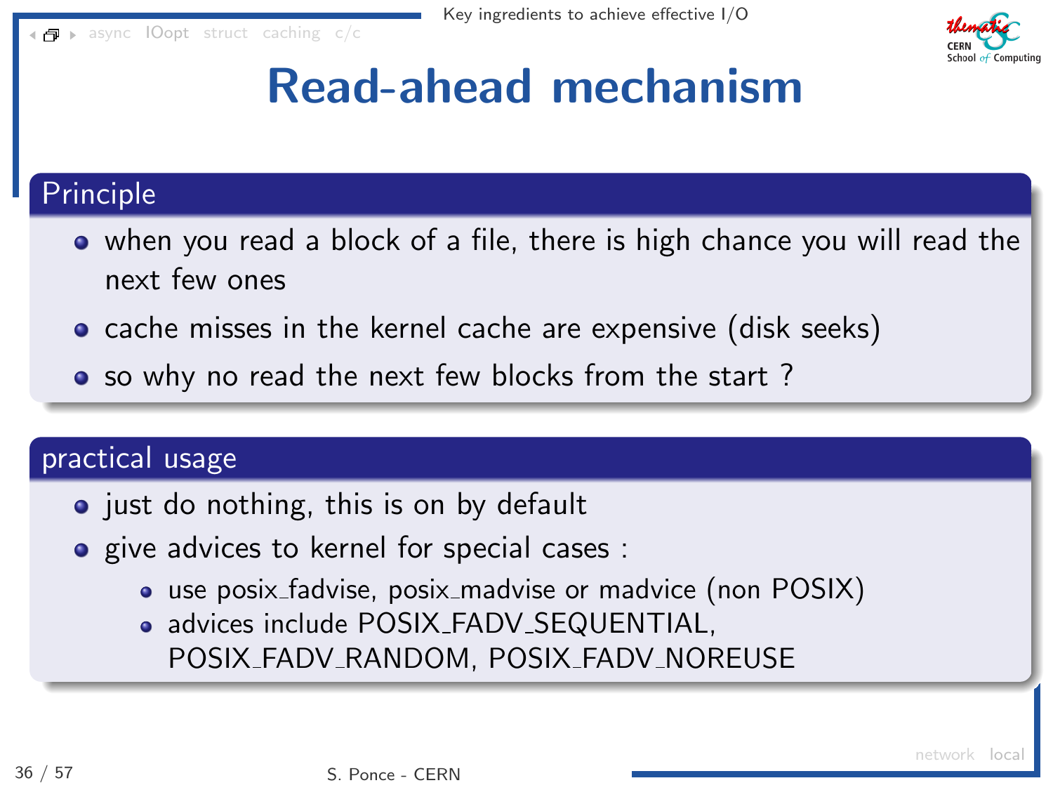# Read-ahead mechanism

## Principle

- when you read a block of a file, there is high chance you will read the next few ones
- cache misses in the kernel cache are expensive (disk seeks)
- so why no read the next few blocks from the start ?

## practical usage

- just do nothing, this is on by default
- give advices to kernel for special cases :
  - use posix_fadvise, posix_madvise or madvice (non POSIX)
  - advices include POSIX_FADV_SEQUENTIAL, POSIX_FADV_RANDOM, POSIX_FADV_NOREUSE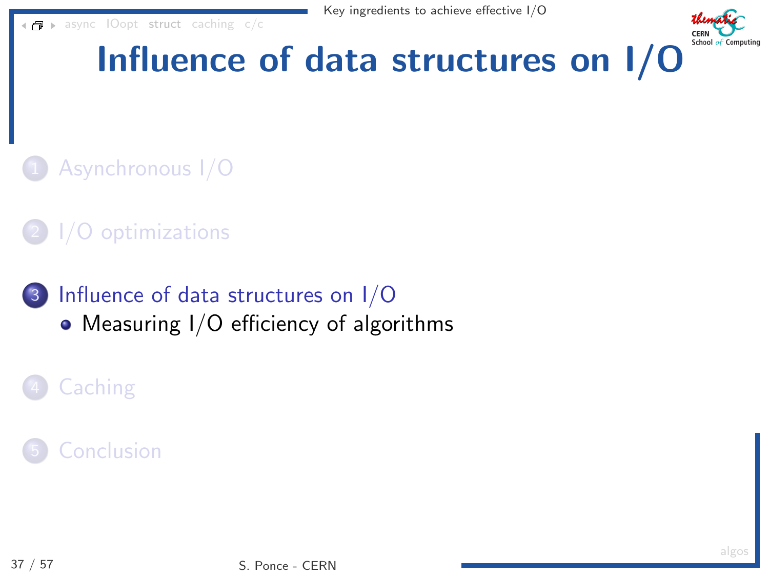# Influence of data structures on I/O

1. Asynchronous I/O
2. I/O optimizations
3. Influence of data structures on I/O
   - Measuring I/O efficiency of algorithms
4. Caching
5. Conclusion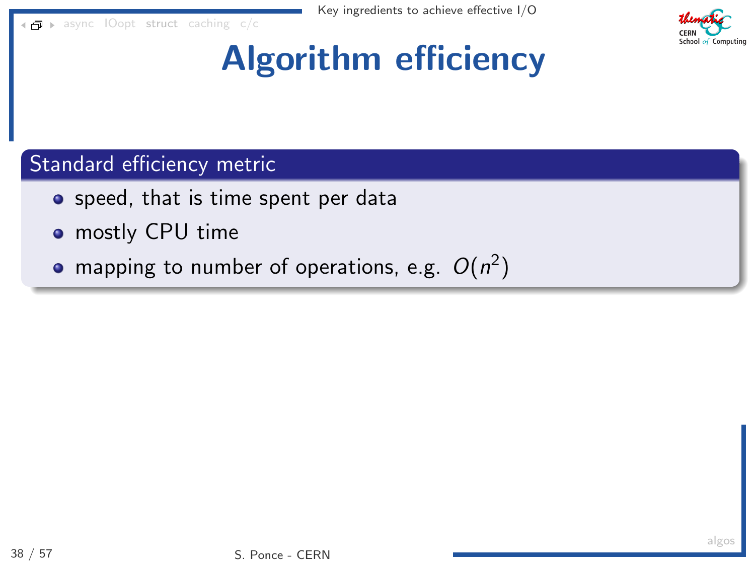# Algorithm efficiency

## Standard efficiency metric

- speed, that is time spent per data
- mostly CPU time
- mapping to number of operations, e.g. $O(n^2)$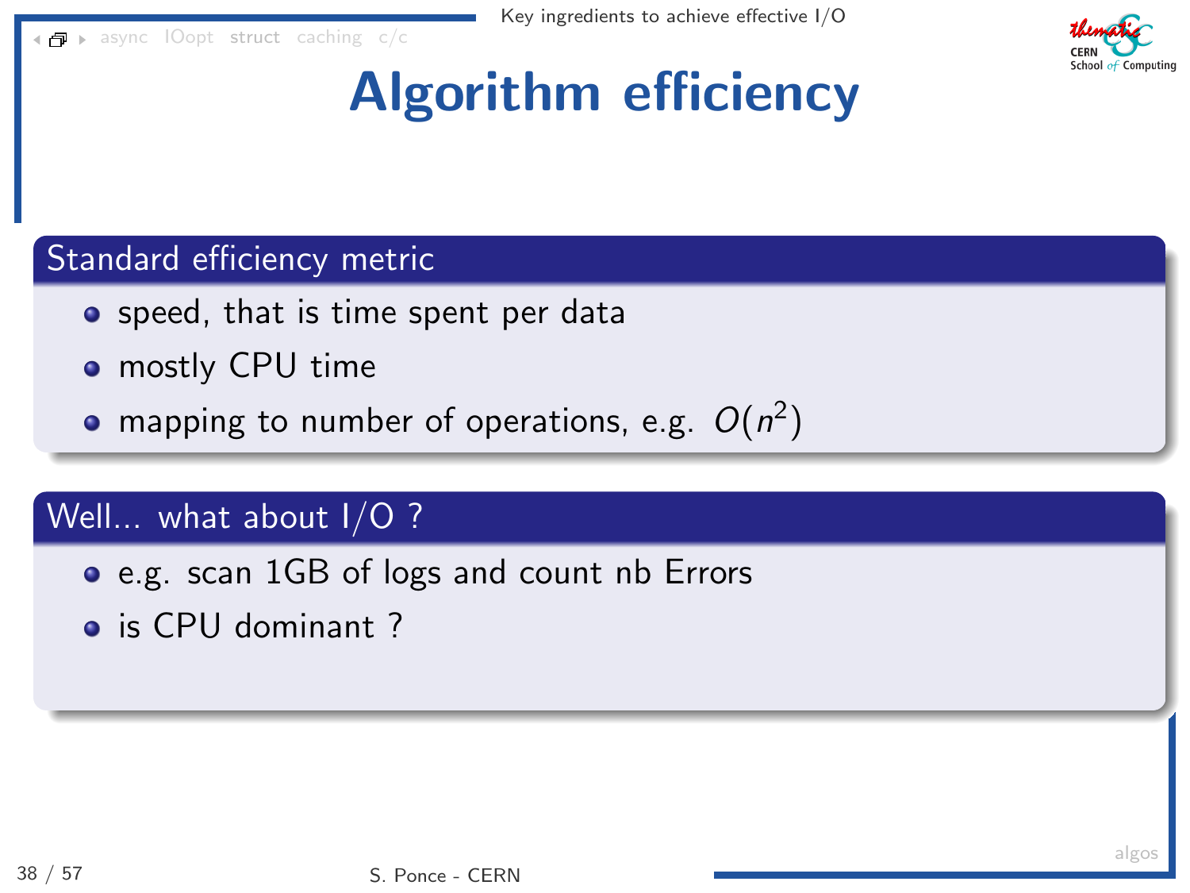# Algorithm efficiency

### Standard efficiency metric

- speed, that is time spent per data
- mostly CPU time
- mapping to number of operations, e.g. $O(n^2)$

### Well... what about I/O ?

- e.g. scan 1GB of logs and count nb Errors
- is CPU dominant ?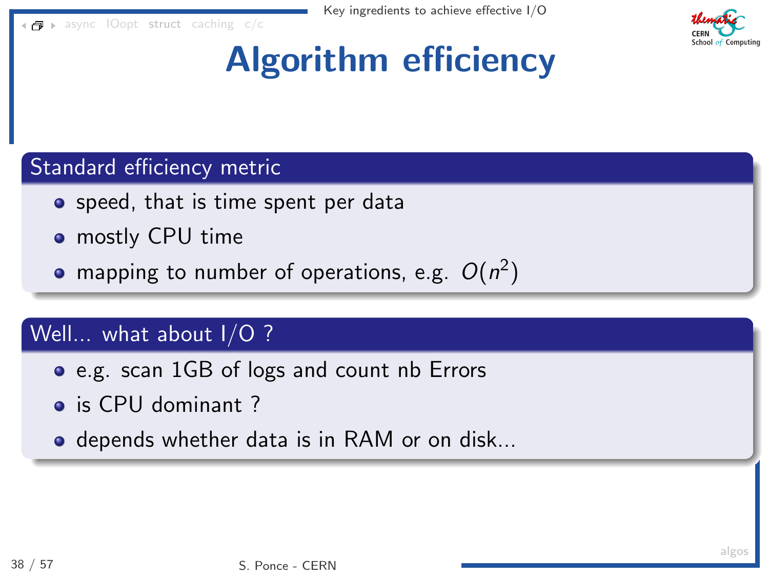# Algorithm efficiency

## Standard efficiency metric

- speed, that is time spent per data
- mostly CPU time
- mapping to number of operations, e.g. $O(n^2)$

## Well... what about I/O ?

- e.g. scan 1GB of logs and count nb Errors
- is CPU dominant ?
- depends whether data is in RAM or on disk...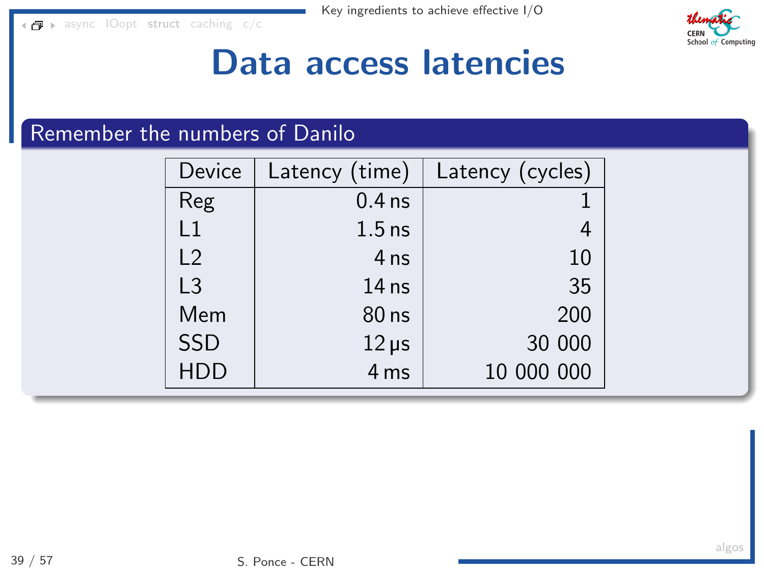# Data access latencies

## Remember the numbers of Danilo

| Device | Latency (time) | Latency (cycles) |
|---|---:|---:|
| Reg | 0.4 ns | 1 |
| L1 | 1.5 ns | 4 |
| L2 | 4 ns | 10 |
| L3 | 14 ns | 35 |
| Mem | 80 ns | 200 |
| SSD | 12 µs | 30 000 |
| HDD | 4 ms | 10 000 000 |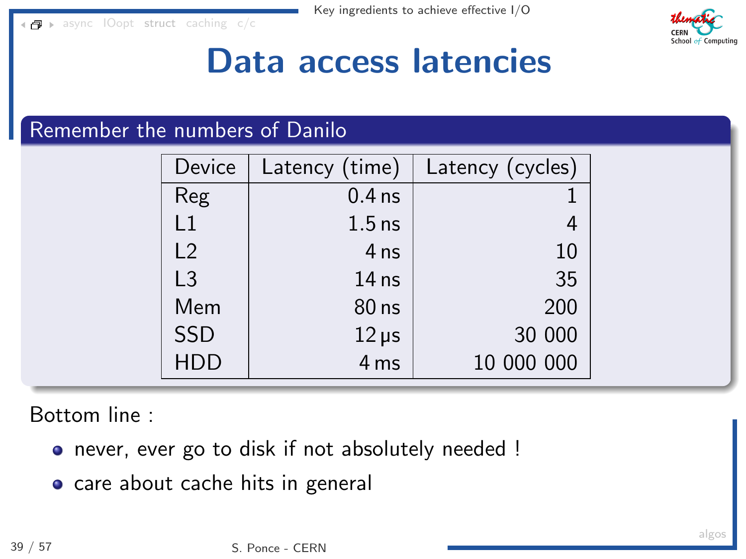# Data access latencies

## Remember the numbers of Danilo

| Device | Latency (time) | Latency (cycles) |
|---|---:|---:|
| Reg | 0.4 ns | 1 |
| L1 | 1.5 ns | 4 |
| L2 | 4 ns | 10 |
| L3 | 14 ns | 35 |
| Mem | 80 ns | 200 |
| SSD | 12 µs | 30 000 |
| HDD | 4 ms | 10 000 000 |

Bottom line :

- never, ever go to disk if not absolutely needed !
- care about cache hits in general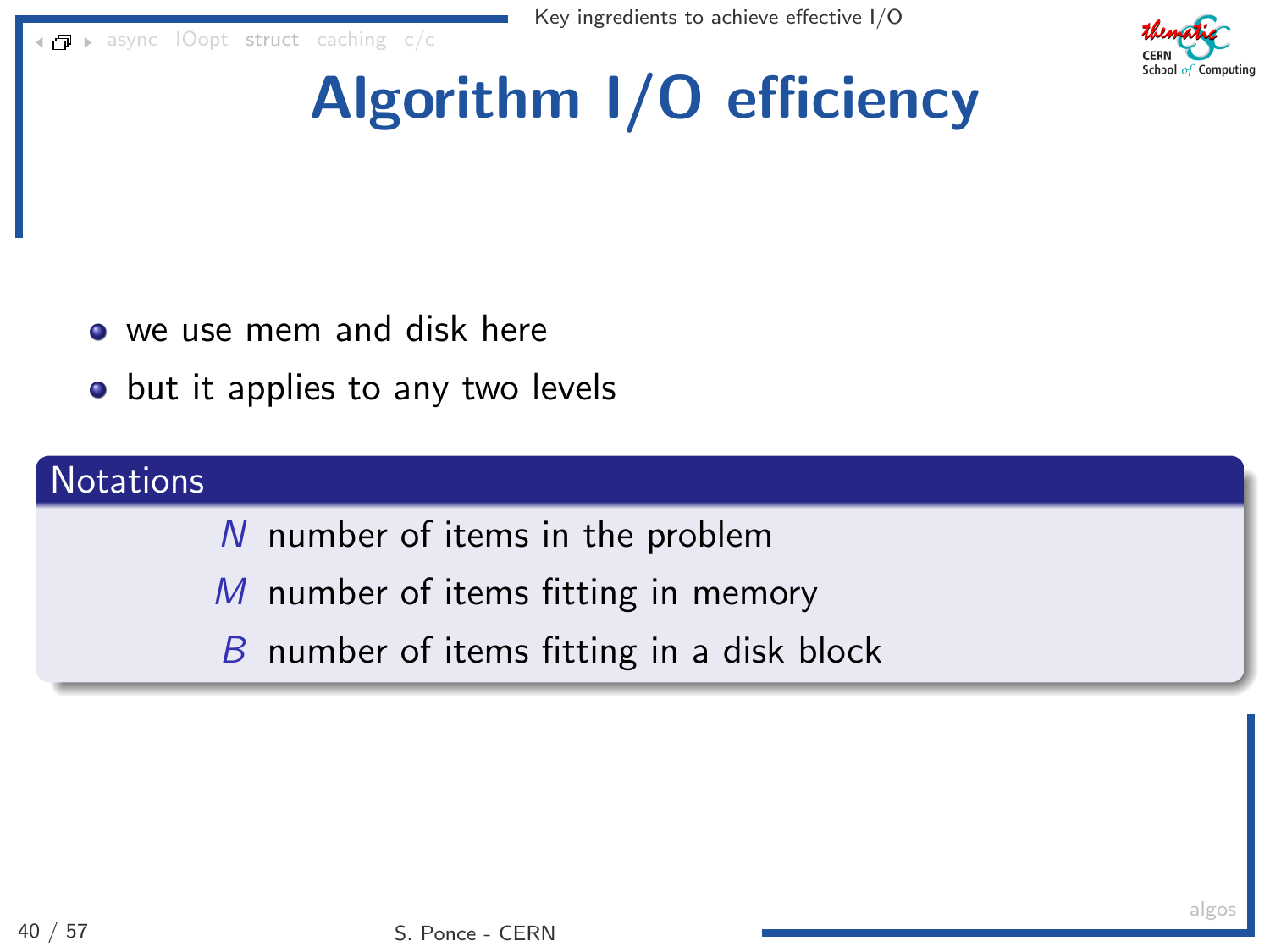# Algorithm I/O efficiency

- we use mem and disk here
- but it applies to any two levels

**Notations**

- $N$ number of items in the problem
- $M$ number of items fitting in memory
- $B$ number of items fitting in a disk block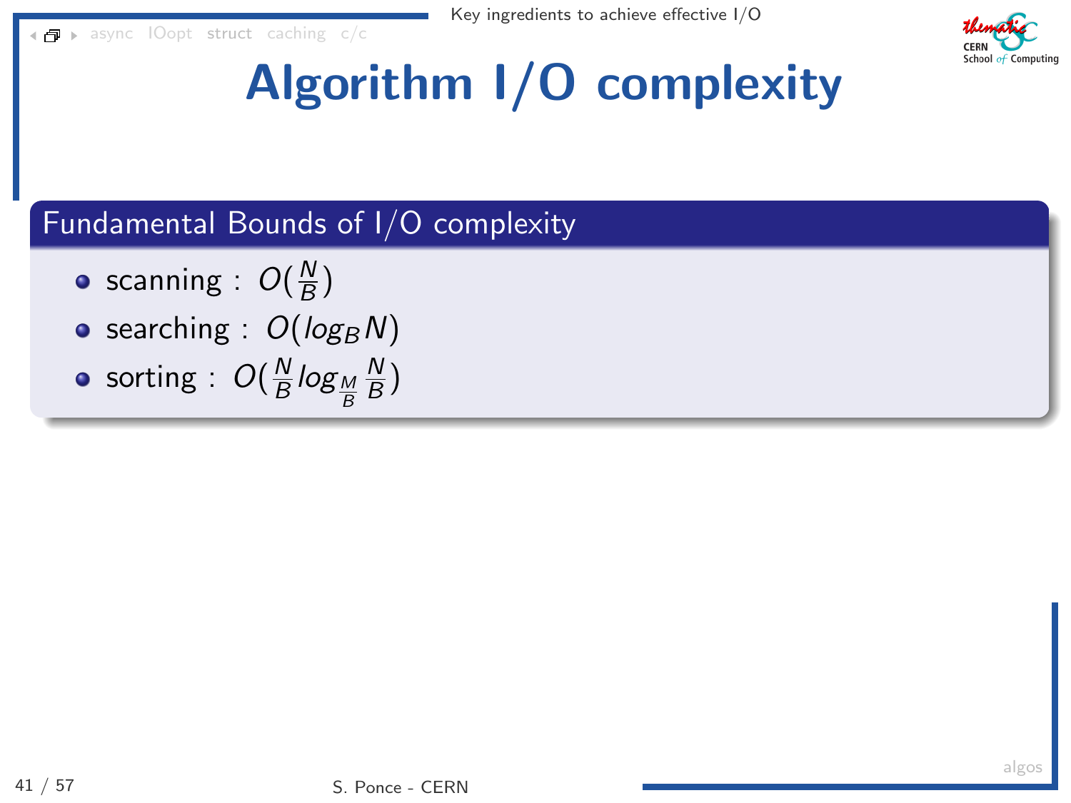# Algorithm I/O complexity

## Fundamental Bounds of I/O complexity

- scanning : $O(\frac{N}{B})$
- searching : $O(log_B N)$
- sorting : $O(\frac{N}{B} log_{\frac{M}{B}} \frac{N}{B})$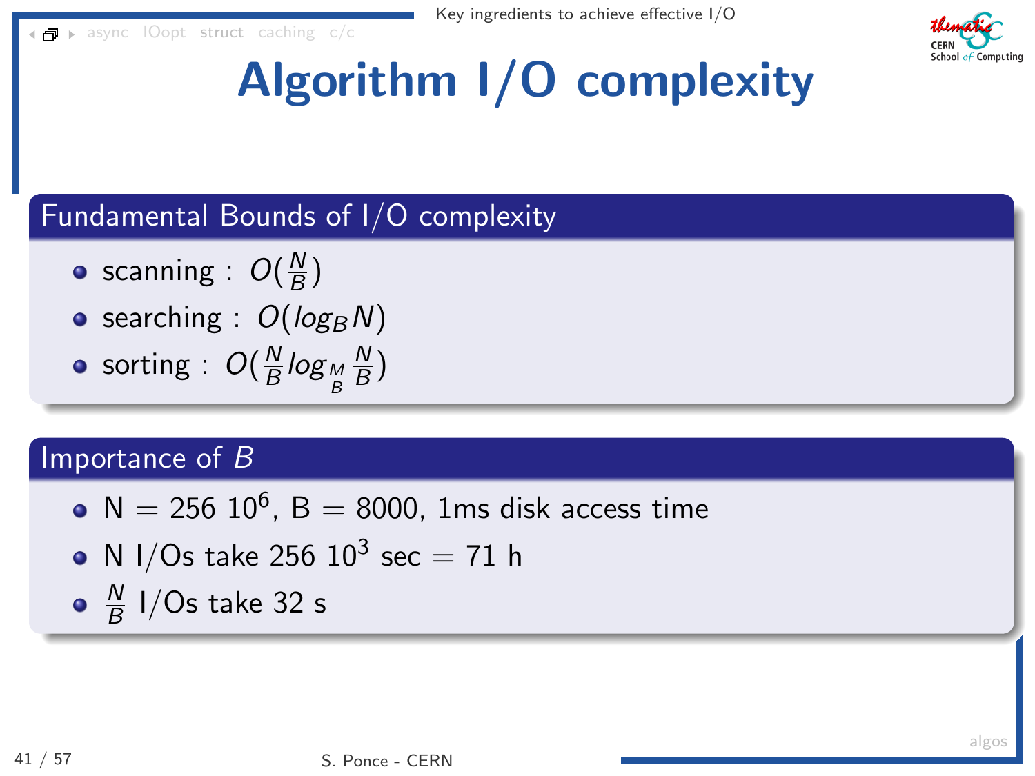# Algorithm I/O complexity

## Fundamental Bounds of I/O complexity

- scanning : $O(\frac{N}{B})$
- searching : $O(log_B N)$
- sorting : $O(\frac{N}{B} log_{\frac{M}{B}} \frac{N}{B})$

## Importance of $B$

- N = 256 $10^6$, B = 8000, 1ms disk access time
- N I/Os take 256 $10^3$ sec = 71 h
- $\frac{N}{B}$ I/Os take 32 s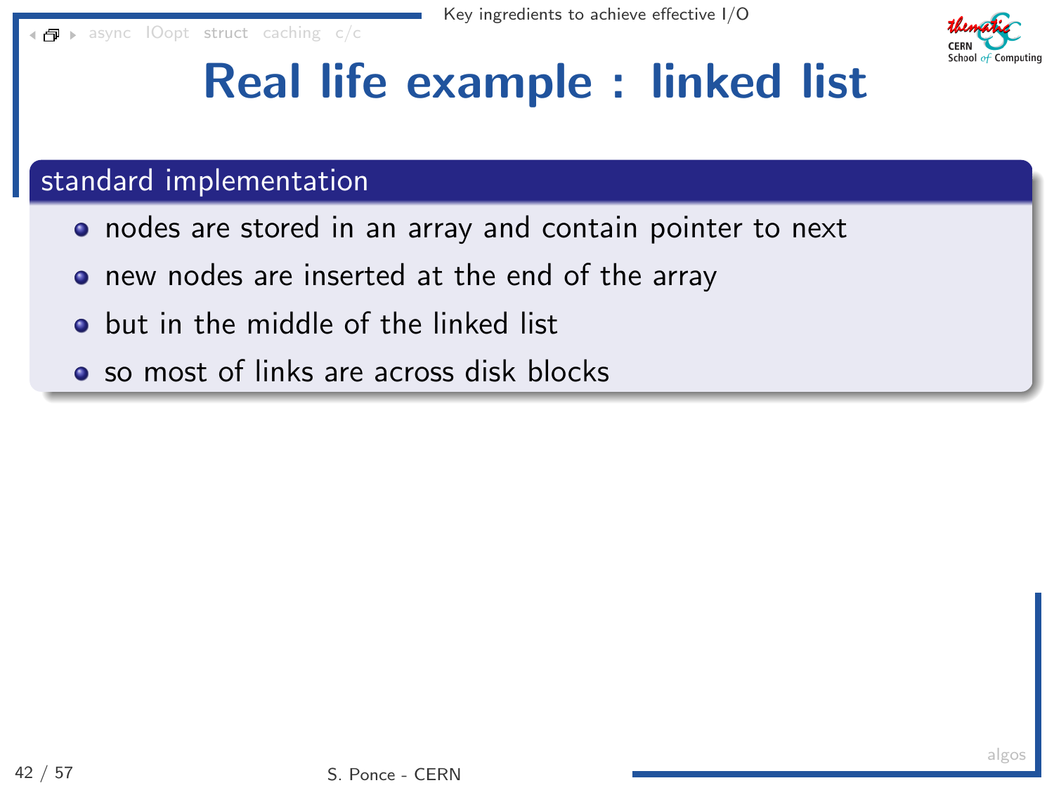# Real life example : linked list

## standard implementation

- nodes are stored in an array and contain pointer to next
- new nodes are inserted at the end of the array
- but in the middle of the linked list
- so most of links are across disk blocks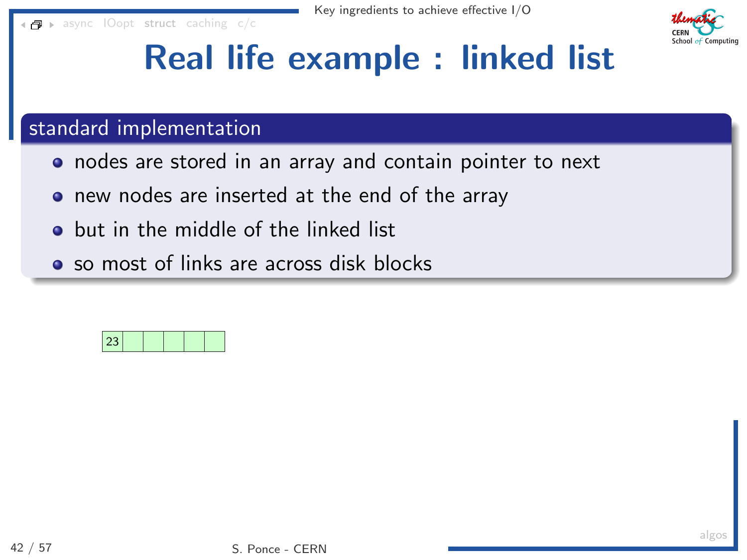# Real life example : linked list

## standard implementation

- nodes are stored in an array and contain pointer to next
- new nodes are inserted at the end of the array
- but in the middle of the linked list
- so most of links are across disk blocks

| | | | | | |
|---|---|---|---|---|---|
| 23 | | | | | |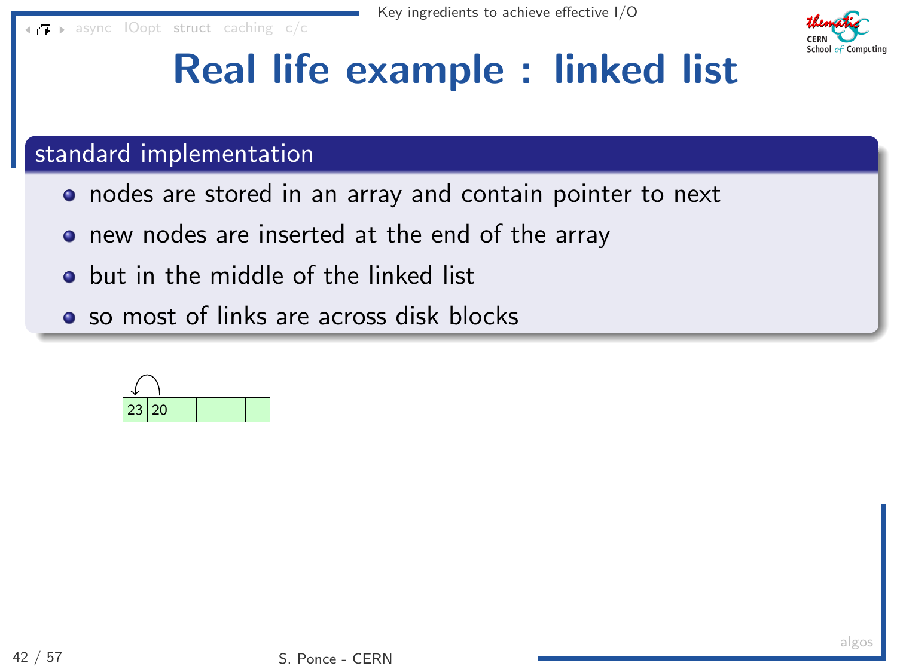# Real life example : linked list

## standard implementation

- nodes are stored in an array and contain pointer to next
- new nodes are inserted at the end of the array
- but in the middle of the linked list
- so most of links are across disk blocks

23 20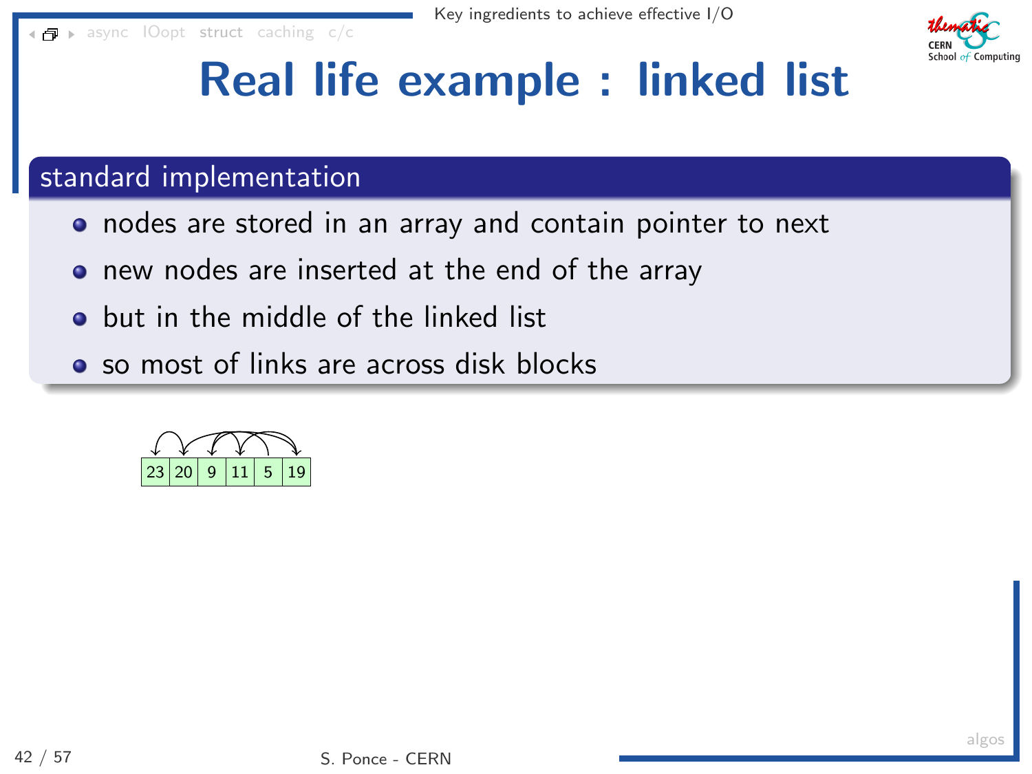# Real life example : linked list

## standard implementation

- nodes are stored in an array and contain pointer to next
- new nodes are inserted at the end of the array
- but in the middle of the linked list
- so most of links are across disk blocks

23 20 9 11 5 19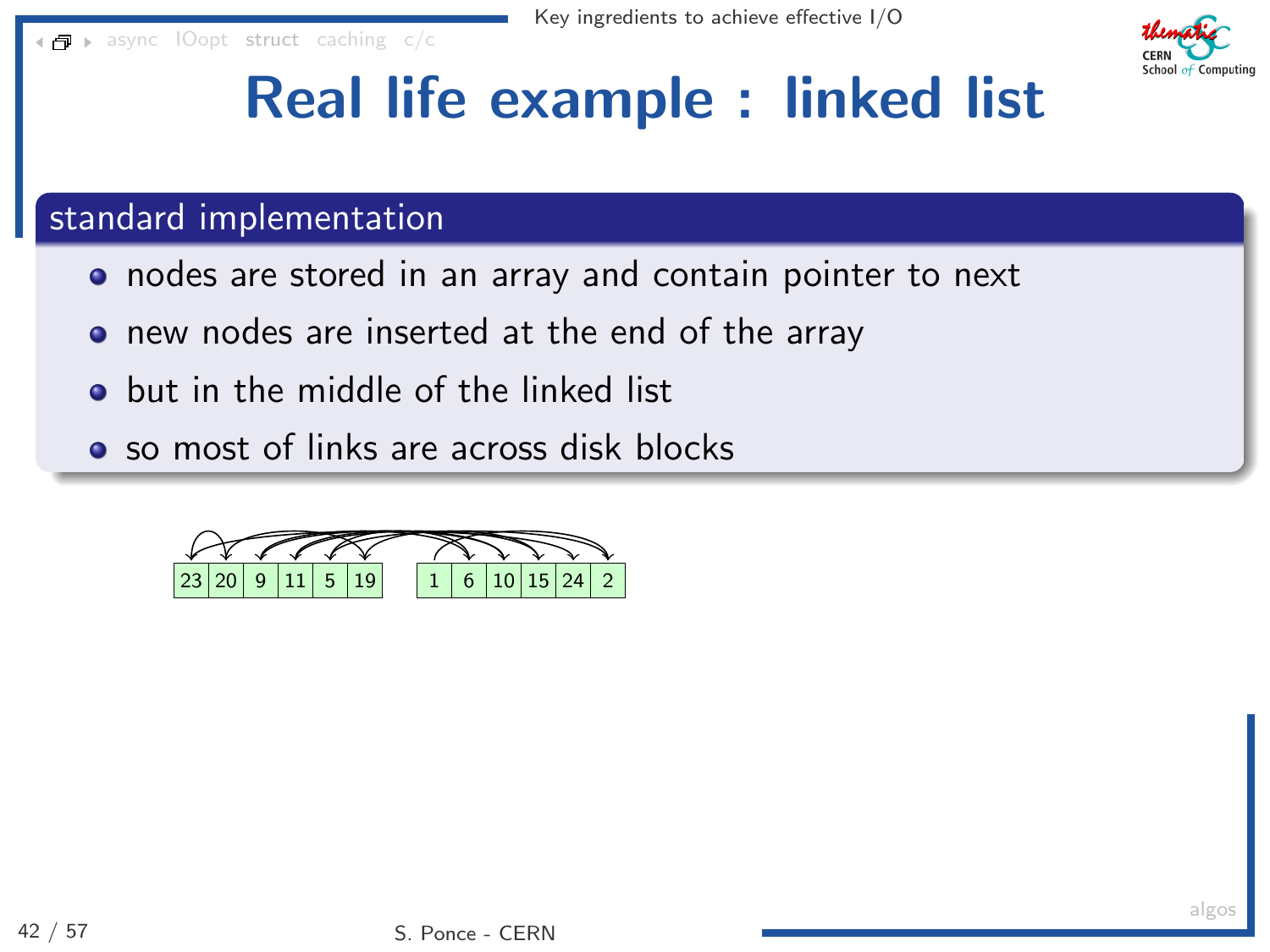# Real life example : linked list

## standard implementation

- nodes are stored in an array and contain pointer to next
- new nodes are inserted at the end of the array
- but in the middle of the linked list
- so most of links are across disk blocks

23 20 9 11 5 19

1 6 10 15 24 2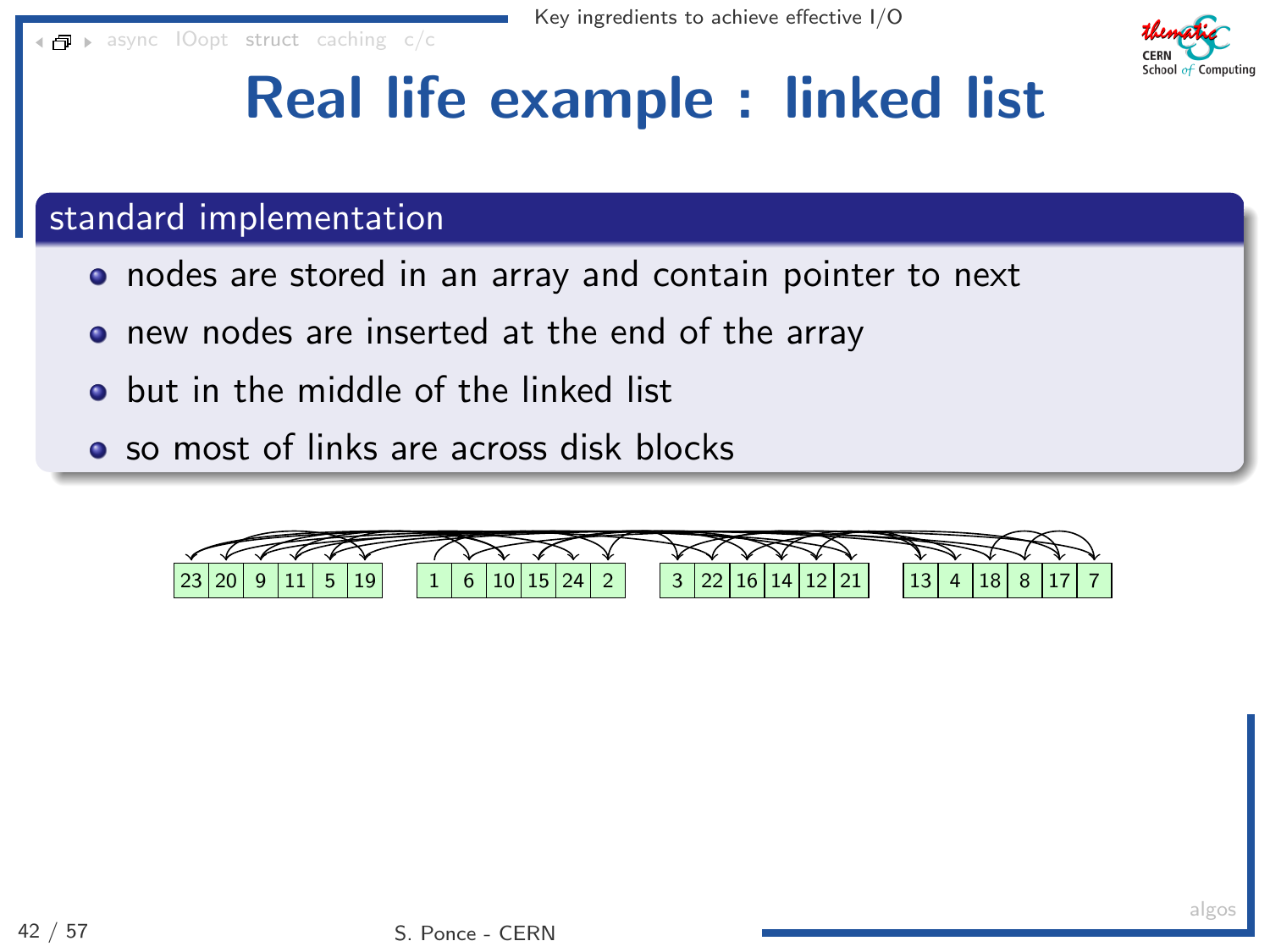# Real life example : linked list

## standard implementation

- nodes are stored in an array and contain pointer to next
- new nodes are inserted at the end of the array
- but in the middle of the linked list
- so most of links are across disk blocks

23 20 9 11 5 19

1 6 10 15 24 2

3 22 16 14 12 21

13 4 18 8 17 7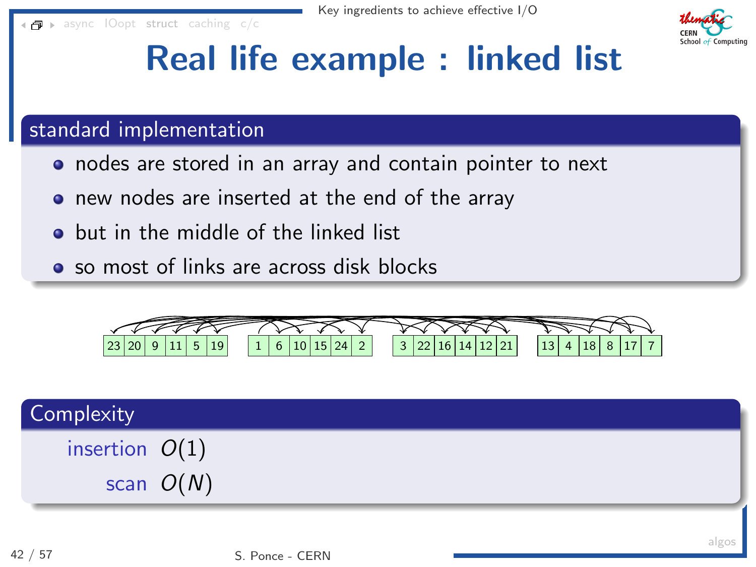# Real life example : linked list

## standard implementation

- nodes are stored in an array and contain pointer to next
- new nodes are inserted at the end of the array
- but in the middle of the linked list
- so most of links are across disk blocks

23 20 9 11 5 19 1 6 10 15 24 2 3 22 16 14 12 21 13 4 18 8 17 7

## Complexity

insertion $O(1)$

scan $O(N)$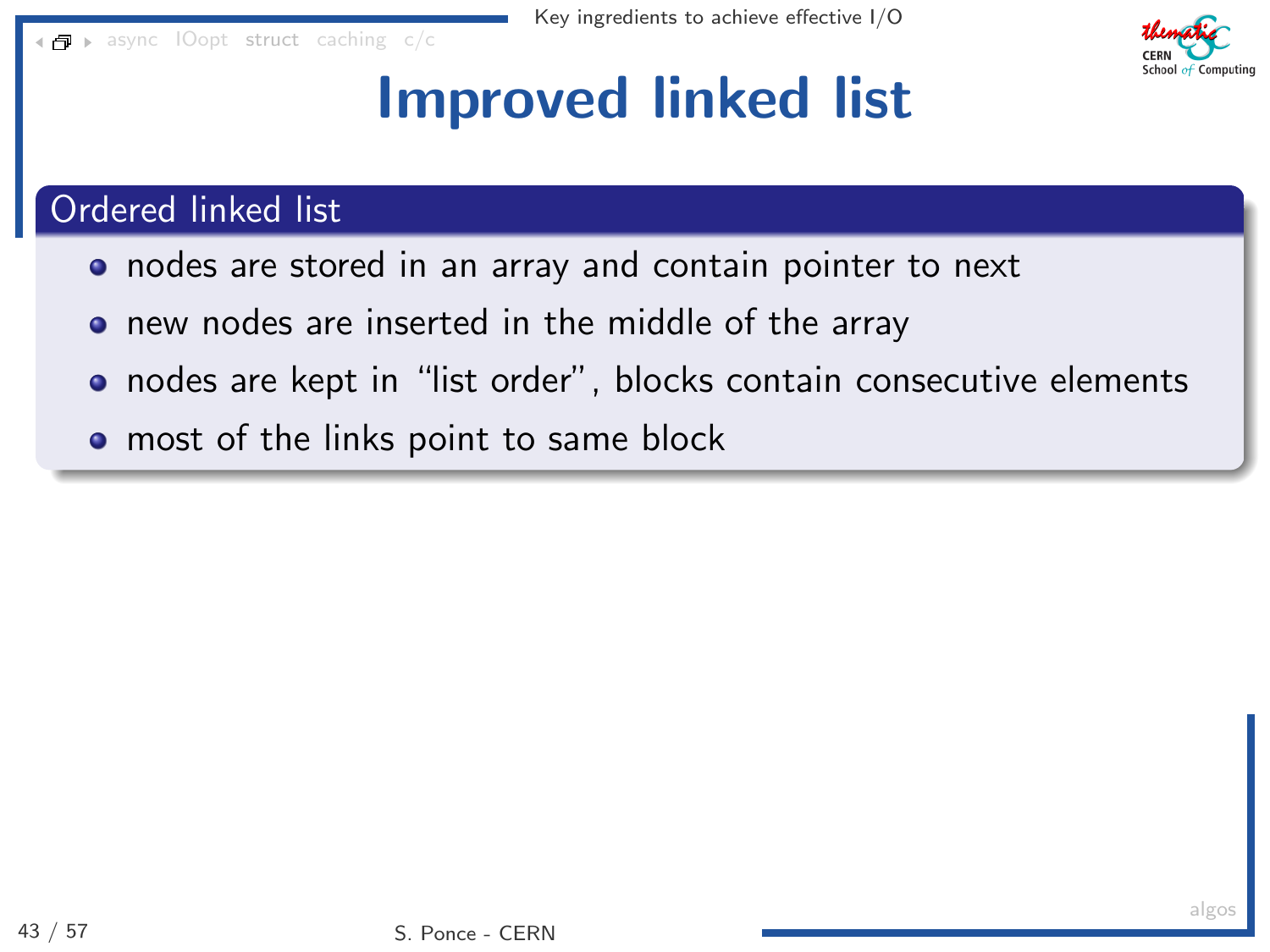# Improved linked list

## Ordered linked list

- nodes are stored in an array and contain pointer to next
- new nodes are inserted in the middle of the array
- nodes are kept in “list order”, blocks contain consecutive elements
- most of the links point to same block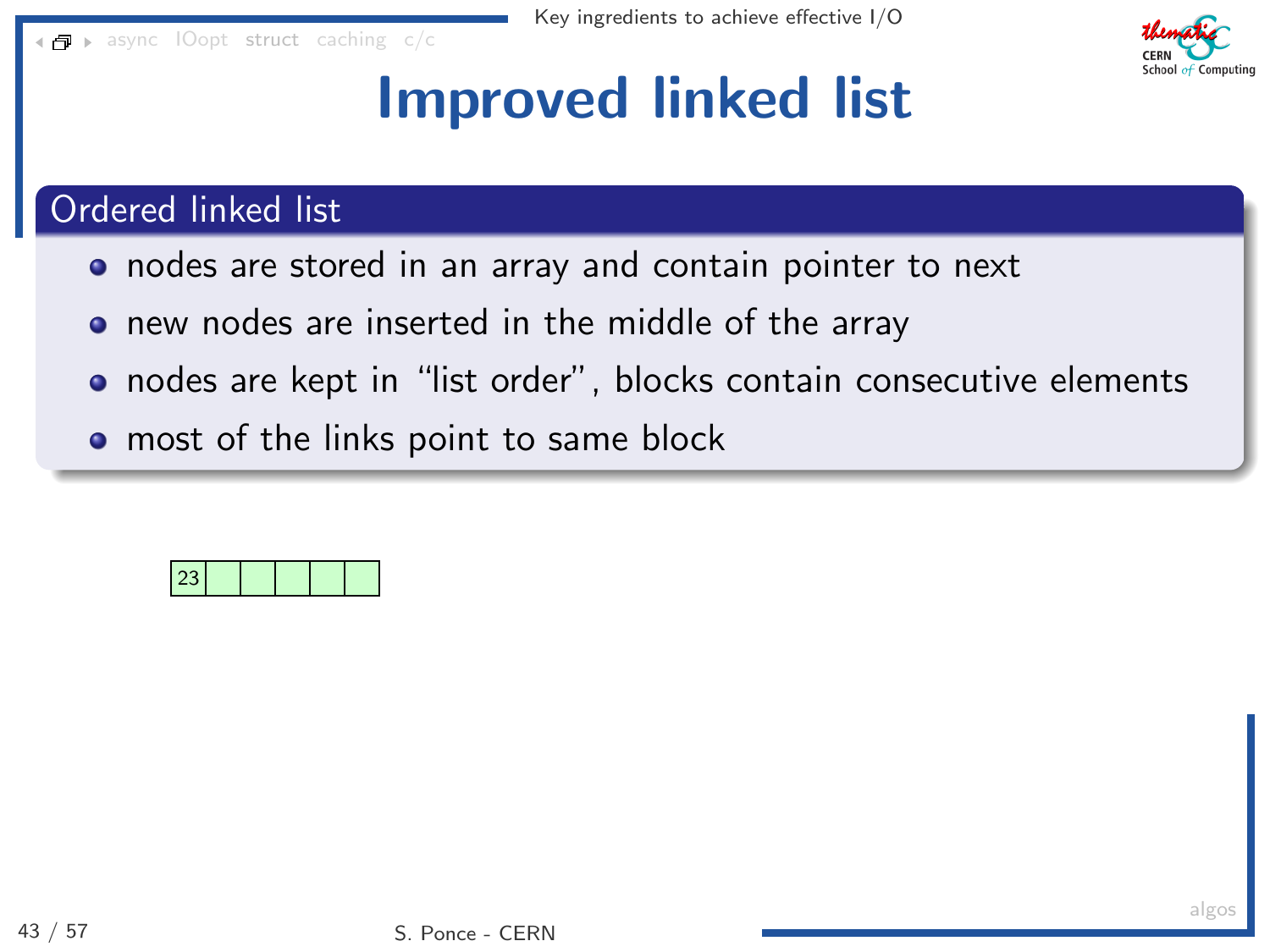# Improved linked list

## Ordered linked list

- nodes are stored in an array and contain pointer to next
- new nodes are inserted in the middle of the array
- nodes are kept in "list order", blocks contain consecutive elements
- most of the links point to same block

| | | | | | |
|---|---|---|---|---|---|
| 23 | | | | | |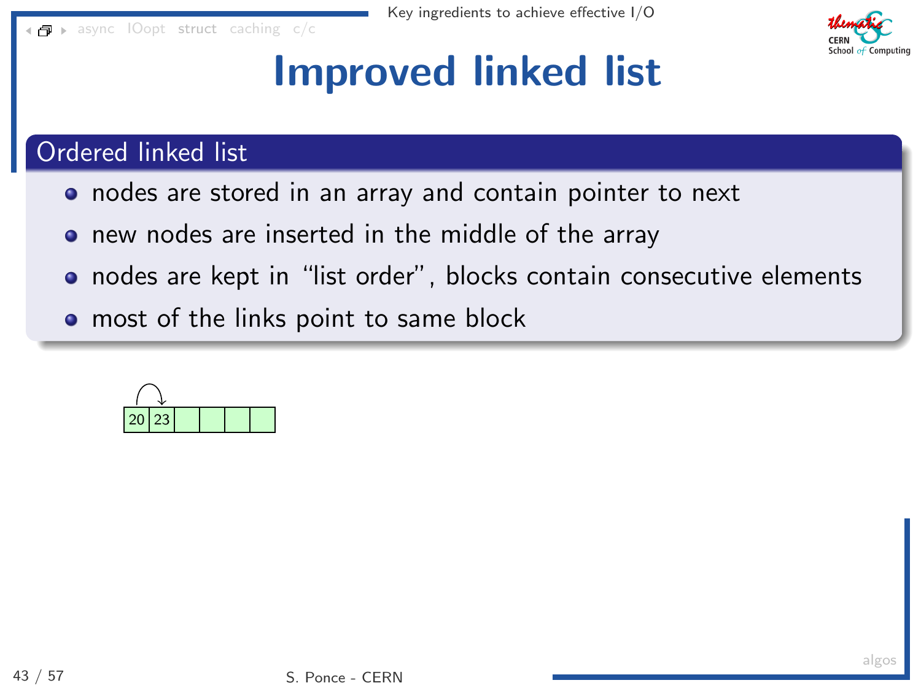# Improved linked list

## Ordered linked list

- nodes are stored in an array and contain pointer to next
- new nodes are inserted in the middle of the array
- nodes are kept in “list order”, blocks contain consecutive elements
- most of the links point to same block

20 23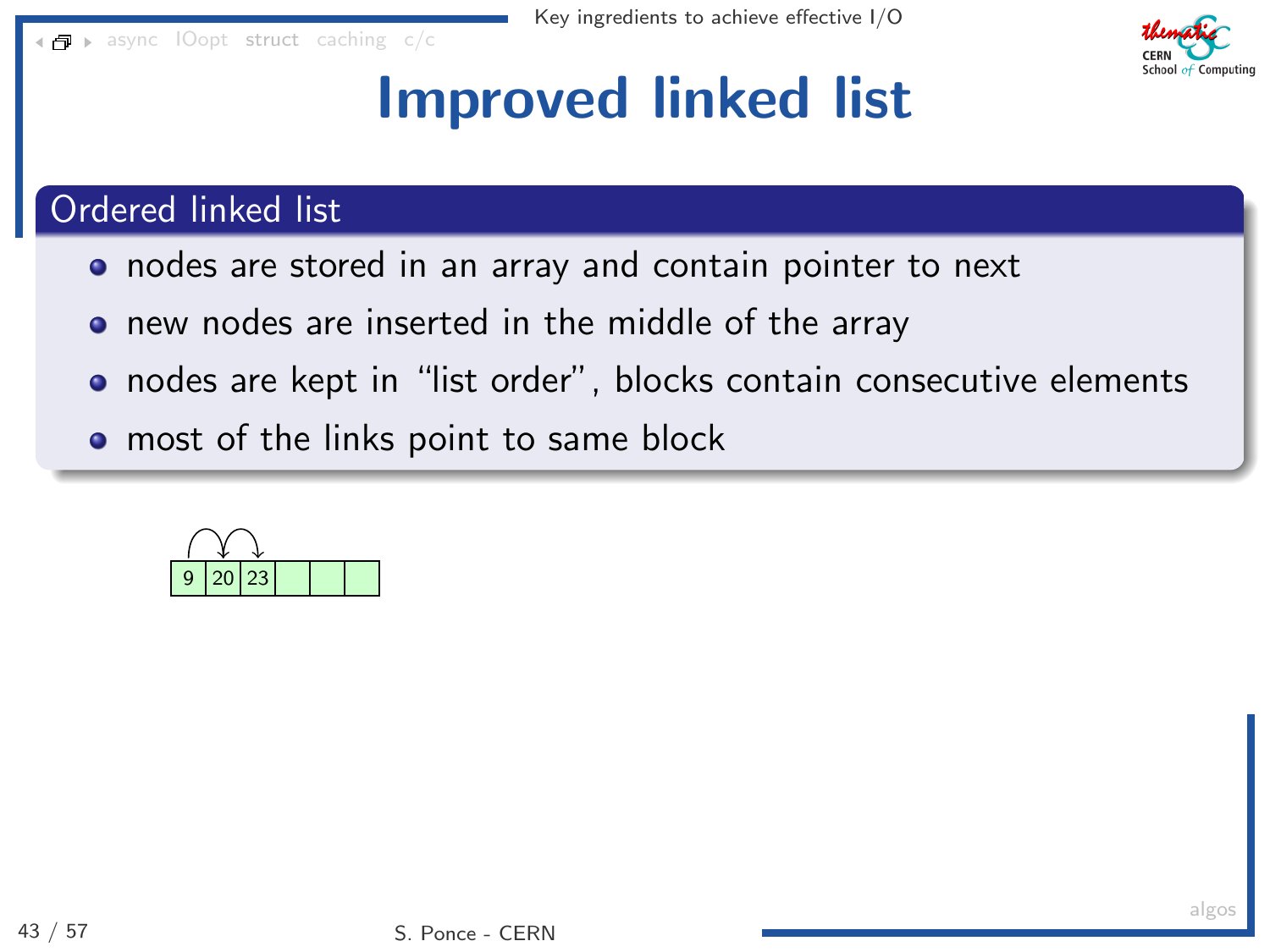# Improved linked list

## Ordered linked list

- nodes are stored in an array and contain pointer to next
- new nodes are inserted in the middle of the array
- nodes are kept in "list order", blocks contain consecutive elements
- most of the links point to same block

9 20 23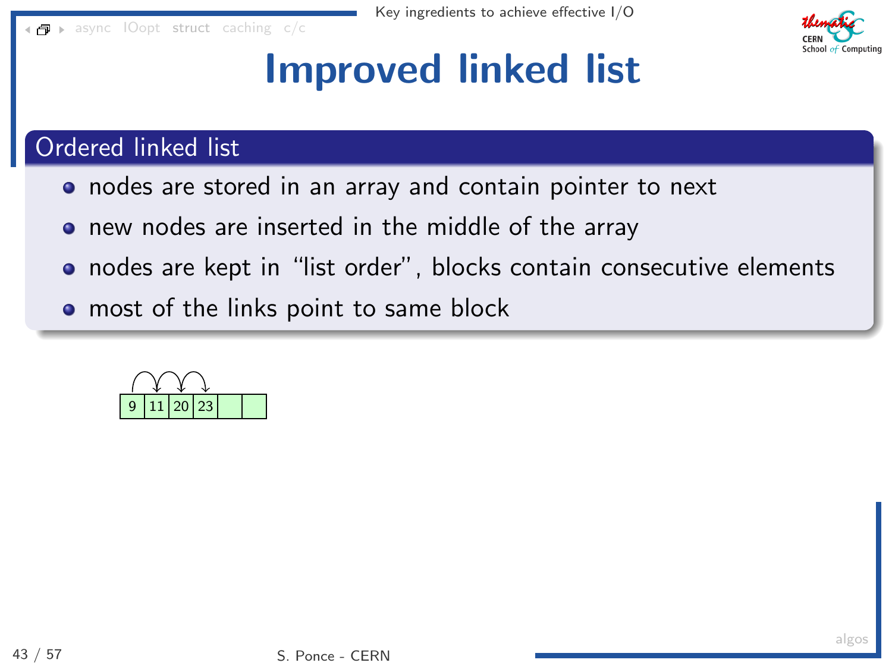# Improved linked list

## Ordered linked list

- nodes are stored in an array and contain pointer to next
- new nodes are inserted in the middle of the array
- nodes are kept in "list order", blocks contain consecutive elements
- most of the links point to same block

9 11 20 23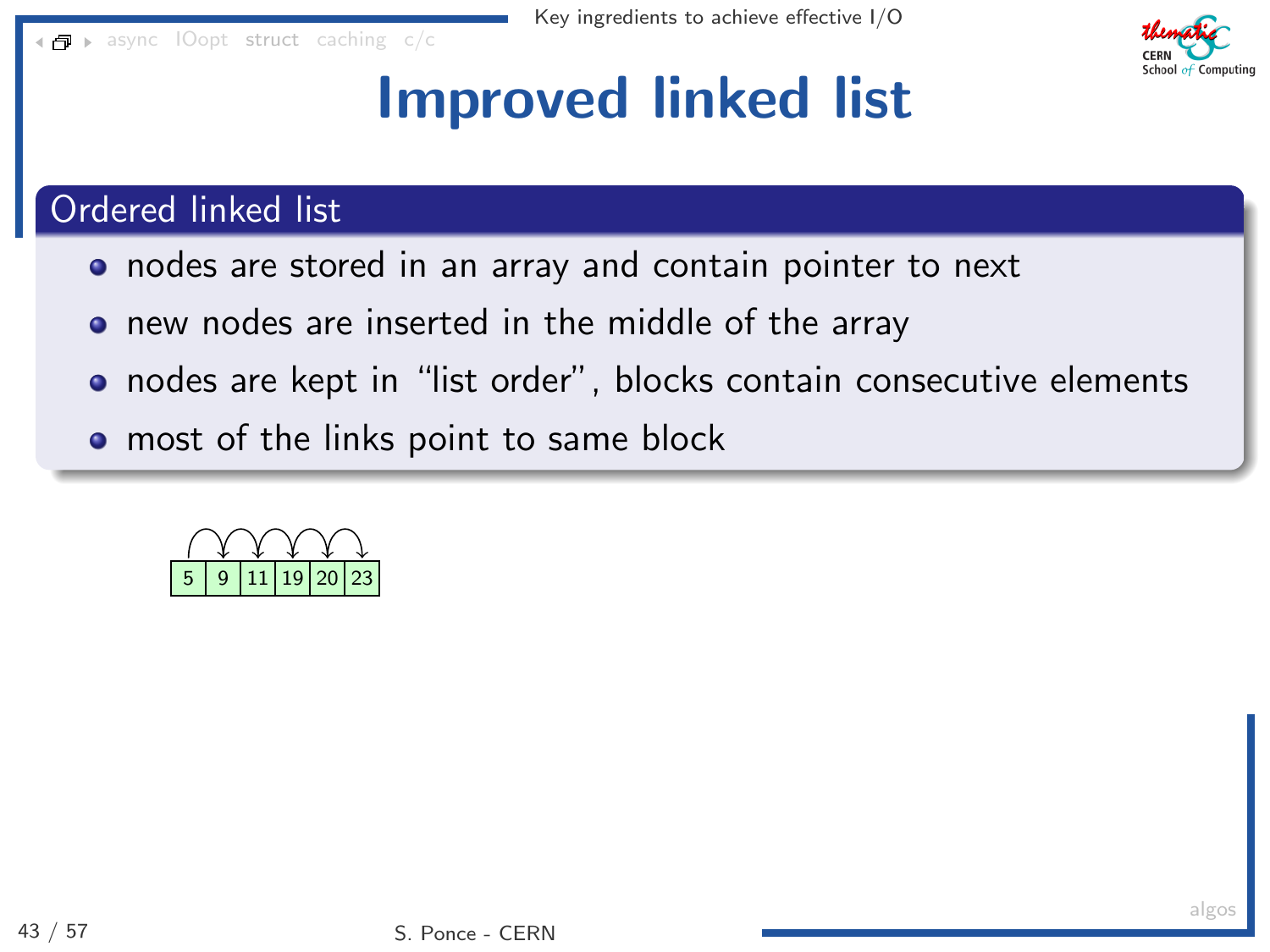# Improved linked list

## Ordered linked list

- nodes are stored in an array and contain pointer to next
- new nodes are inserted in the middle of the array
- nodes are kept in "list order", blocks contain consecutive elements
- most of the links point to same block

5 9 11 19 20 23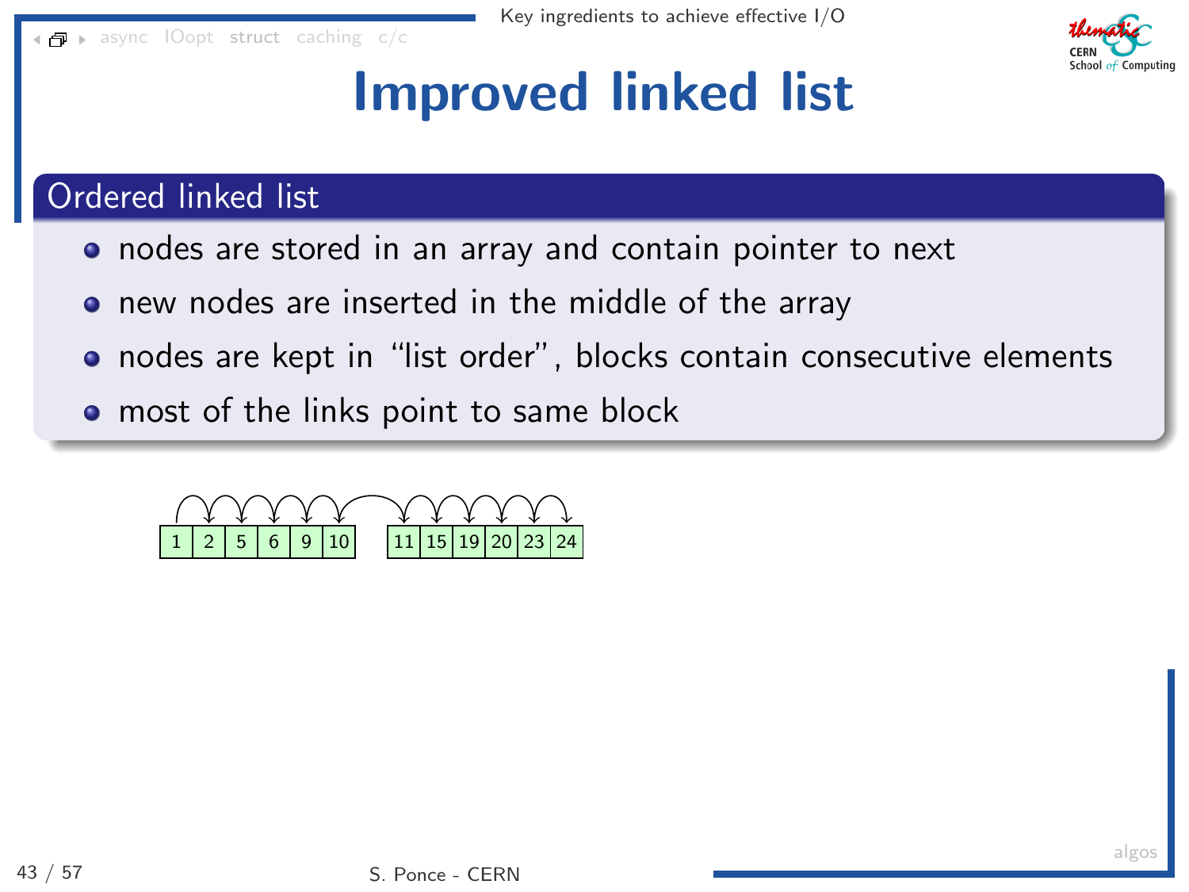# Improved linked list

## Ordered linked list

- nodes are stored in an array and contain pointer to next
- new nodes are inserted in the middle of the array
- nodes are kept in “list order”, blocks contain consecutive elements
- most of the links point to same block

1 2 5 6 9 10   11 15 19 20 23 24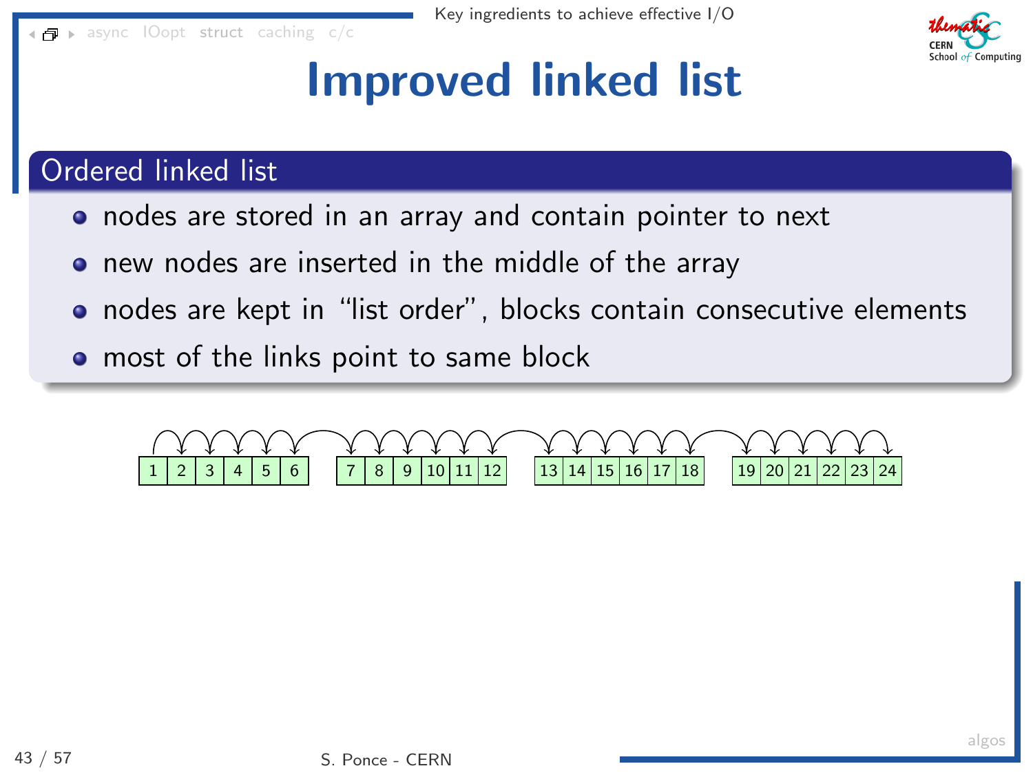# Improved linked list

## Ordered linked list

- nodes are stored in an array and contain pointer to next
- new nodes are inserted in the middle of the array
- nodes are kept in "list order", blocks contain consecutive elements
- most of the links point to same block

1 2 3 4 5 6   7 8 9 10 11 12   13 14 15 16 17 18   19 20 21 22 23 24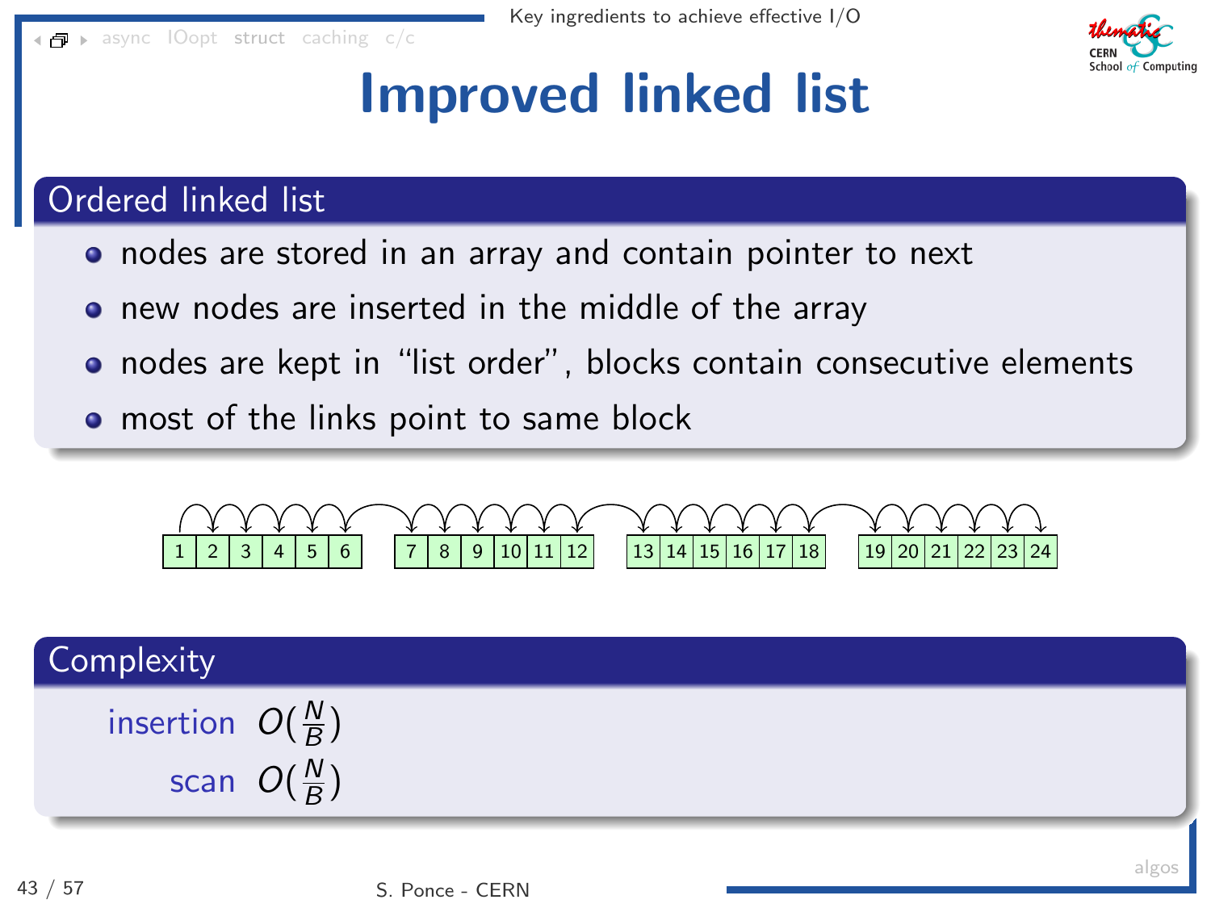# Improved linked list

## Ordered linked list

- nodes are stored in an array and contain pointer to next
- new nodes are inserted in the middle of the array
- nodes are kept in "list order", blocks contain consecutive elements
- most of the links point to same block

1 2 3 4 5 6 | 7 8 9 10 11 12 | 13 14 15 16 17 18 | 19 20 21 22 23 24

## Complexity

insertion $O(\frac{N}{B})$

scan $O(\frac{N}{B})$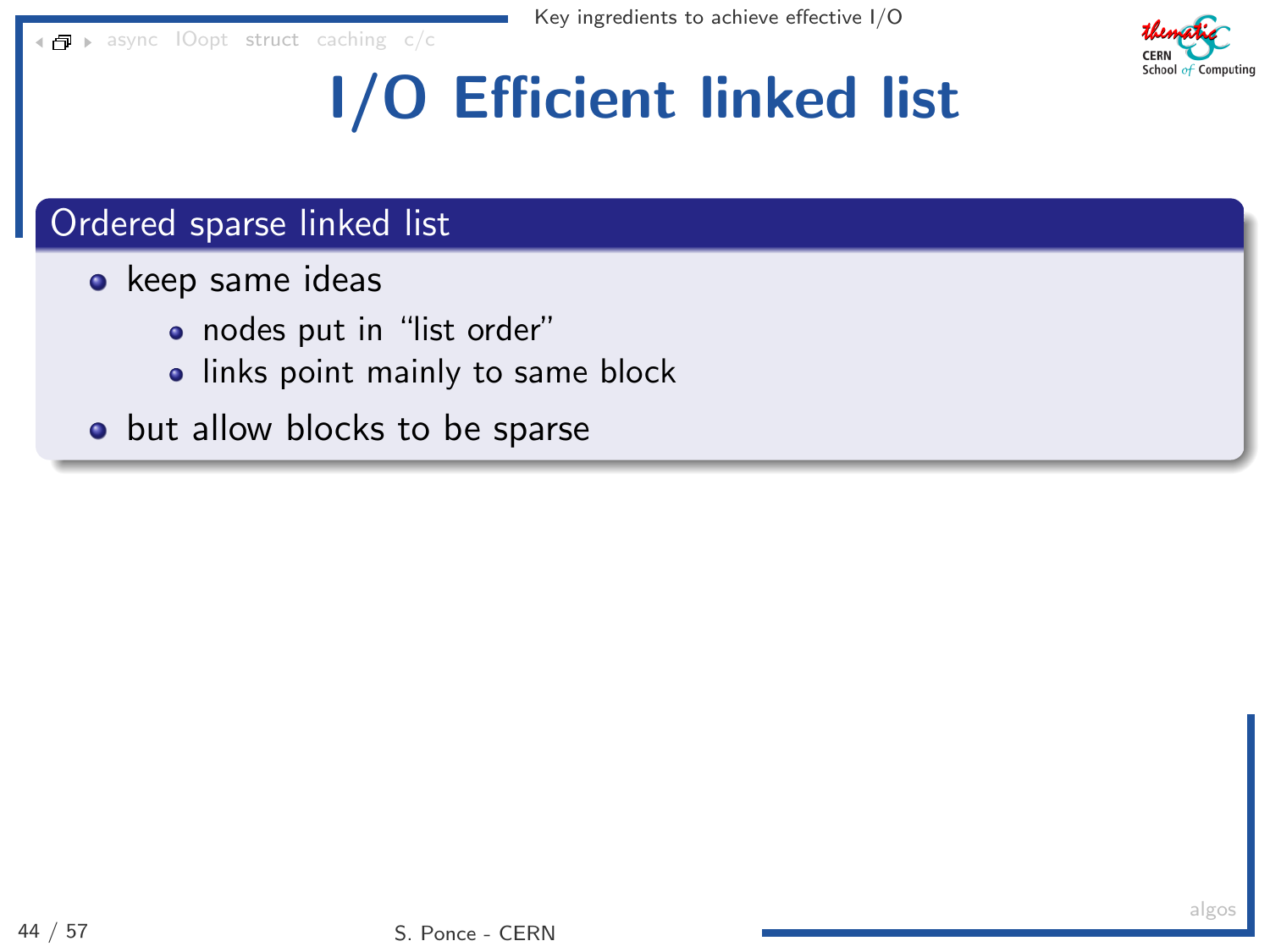# I/O Efficient linked list

## Ordered sparse linked list

- keep same ideas
  - nodes put in “list order”
  - links point mainly to same block
- but allow blocks to be sparse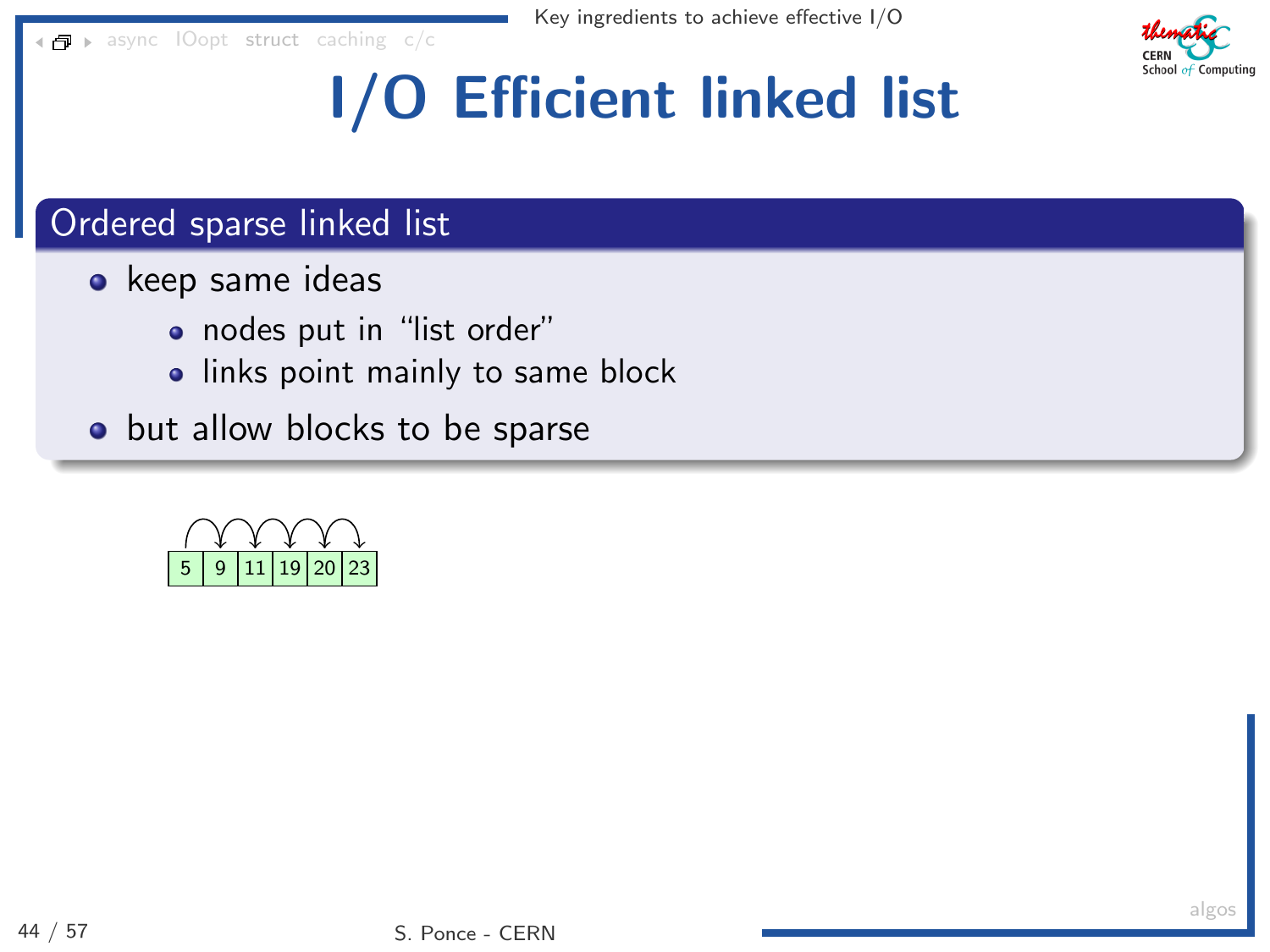# I/O Efficient linked list

## Ordered sparse linked list

- keep same ideas
  - nodes put in "list order"
  - links point mainly to same block
- but allow blocks to be sparse

5 9 11 19 20 23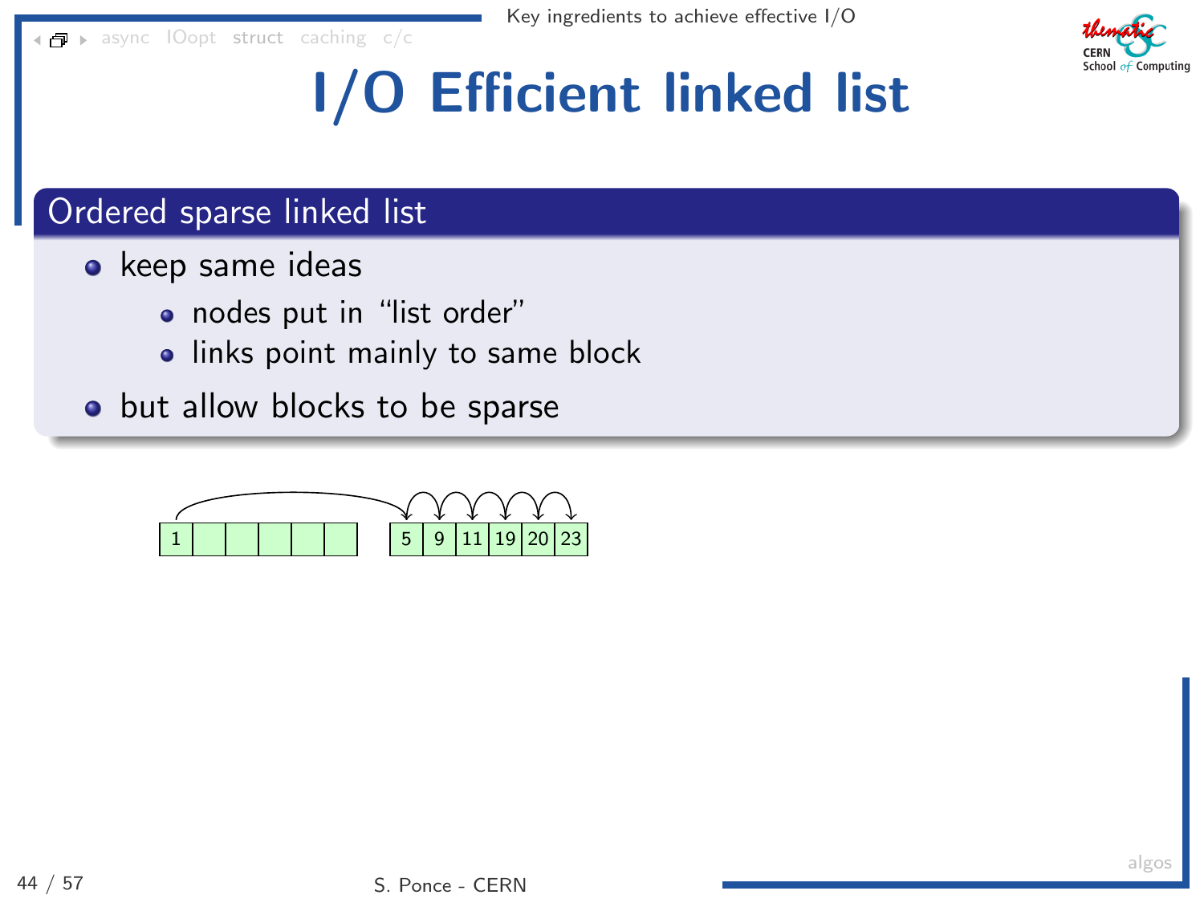# I/O Efficient linked list

## Ordered sparse linked list

- keep same ideas
  - nodes put in “list order”
  - links point mainly to same block
- but allow blocks to be sparse

1

5 9 11 19 20 23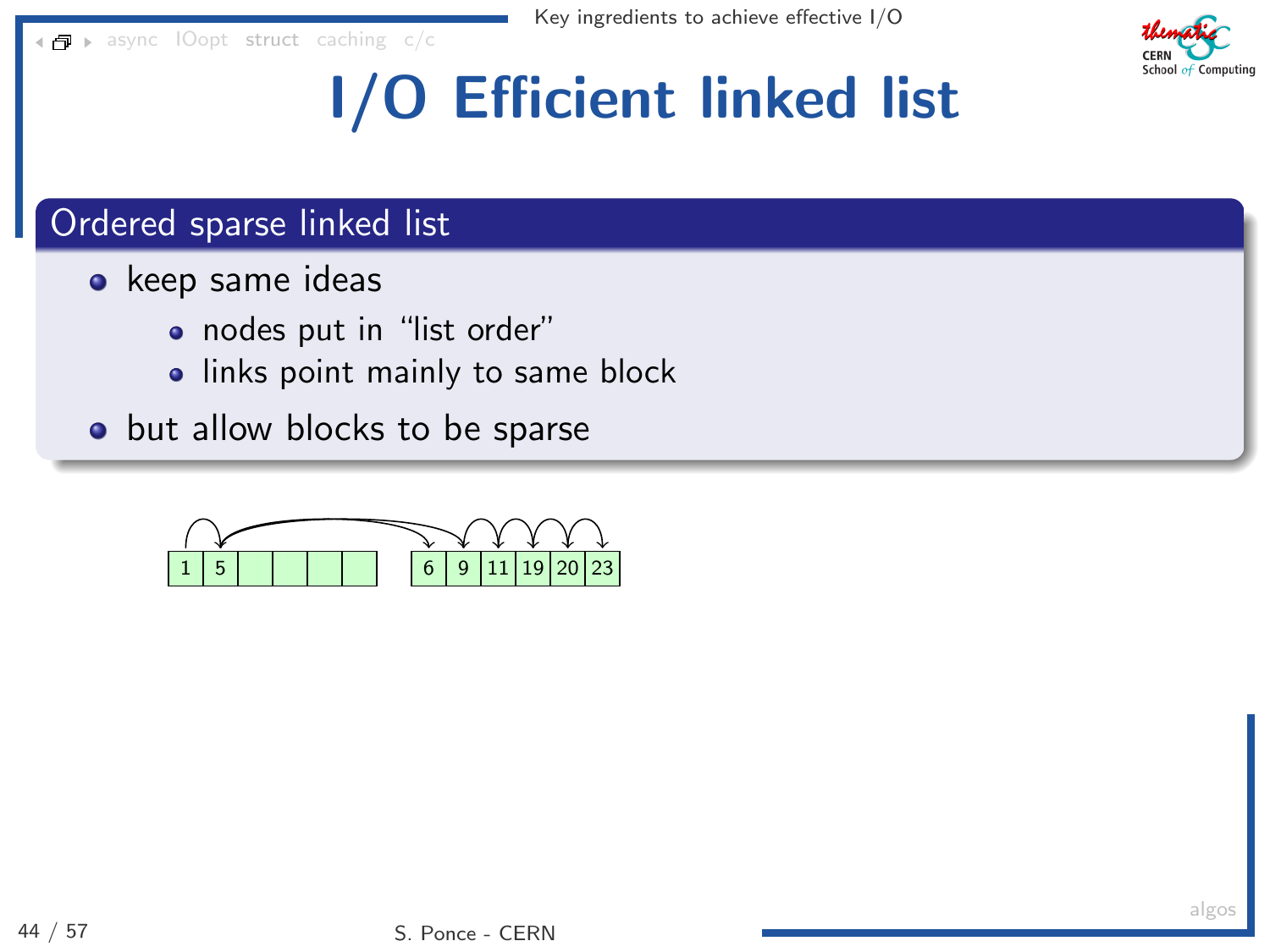# I/O Efficient linked list

## Ordered sparse linked list

- keep same ideas
  - nodes put in “list order”
  - links point mainly to same block
- but allow blocks to be sparse

1 5 6 9 11 19 20 23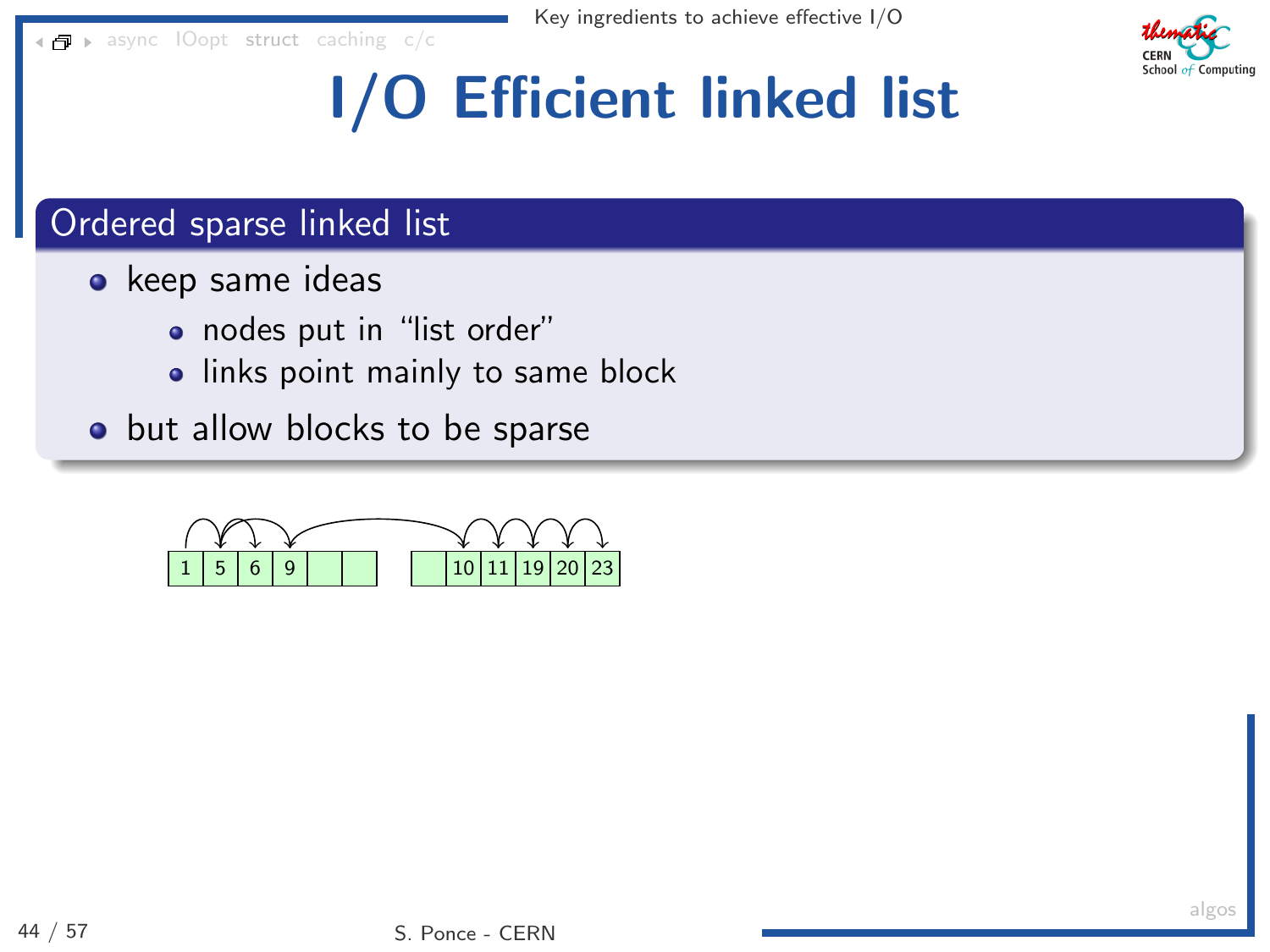# I/O Efficient linked list

## Ordered sparse linked list

- keep same ideas
  - nodes put in "list order"
  - links point mainly to same block
- but allow blocks to be sparse

1 5 6 9 10 11 19 20 23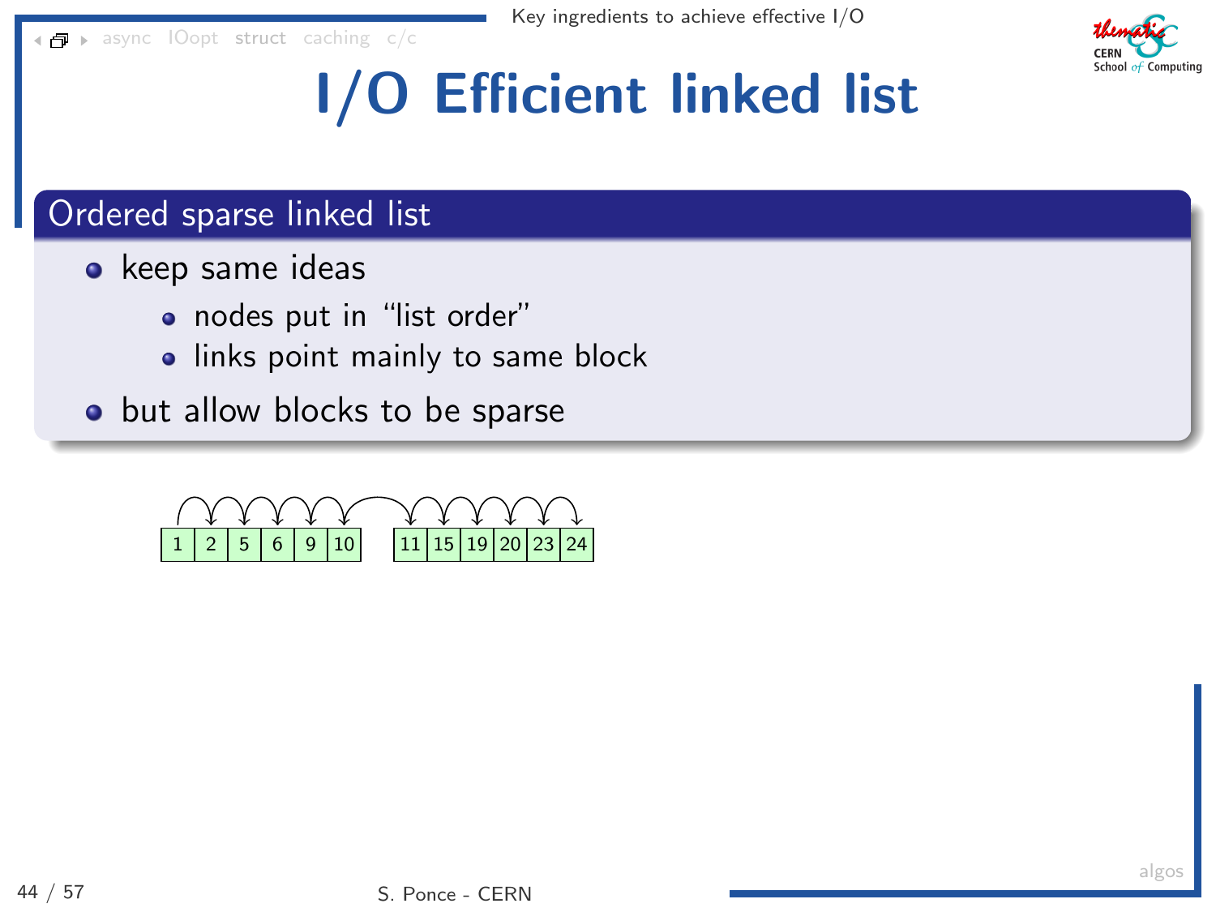# I/O Efficient linked list

## Ordered sparse linked list

- keep same ideas
  - nodes put in “list order”
  - links point mainly to same block
- but allow blocks to be sparse

1 2 5 6 9 10 11 15 19 20 23 24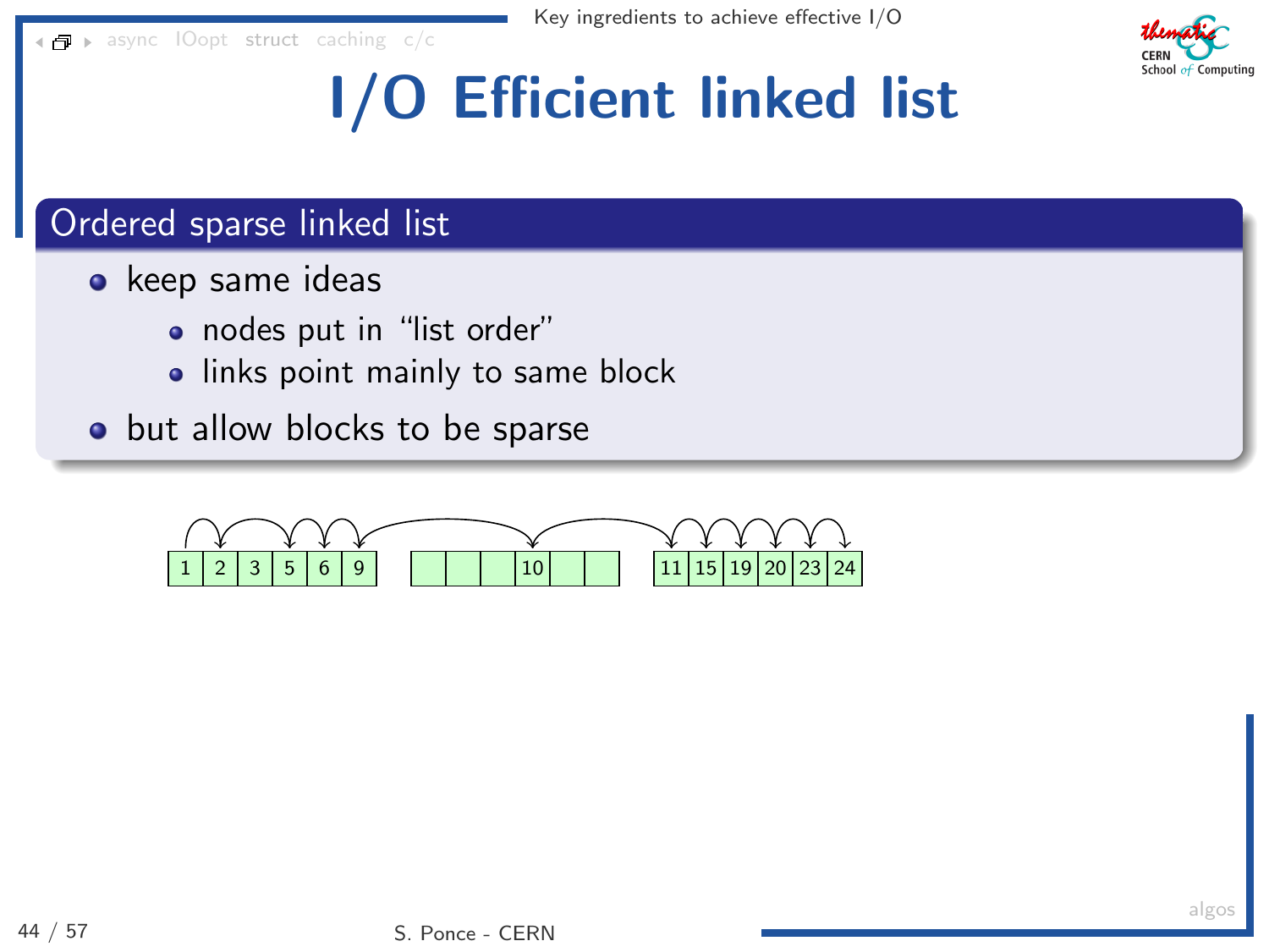# I/O Efficient linked list

## Ordered sparse linked list

- keep same ideas
  - nodes put in "list order"
  - links point mainly to same block
- but allow blocks to be sparse

1 2 3 5 6 9

10

11 15 19 20 23 24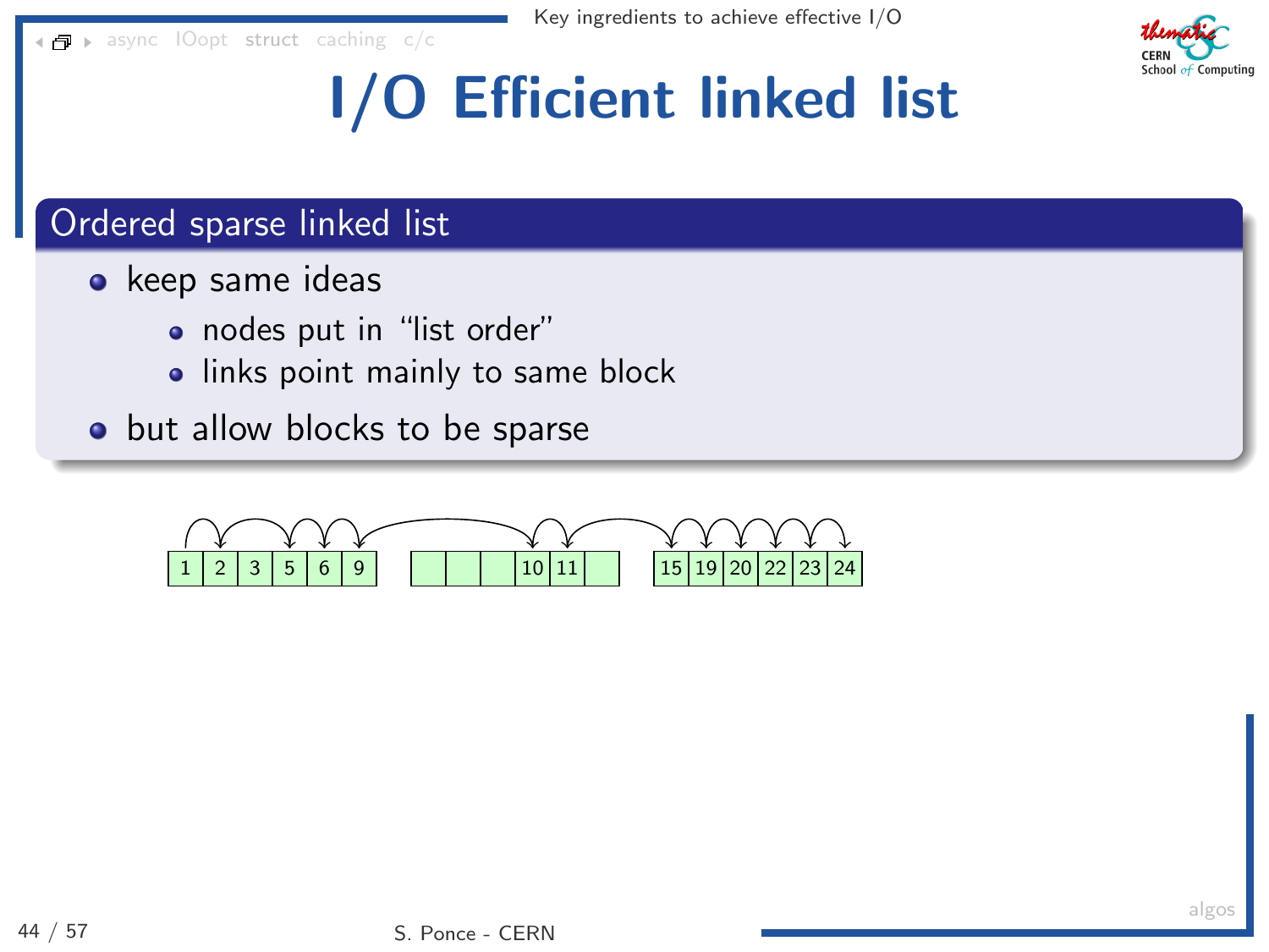# I/O Efficient linked list

## Ordered sparse linked list

- keep same ideas
  - nodes put in “list order”
  - links point mainly to same block
- but allow blocks to be sparse

1 2 3 5 6 9    10 11    15 19 20 22 23 24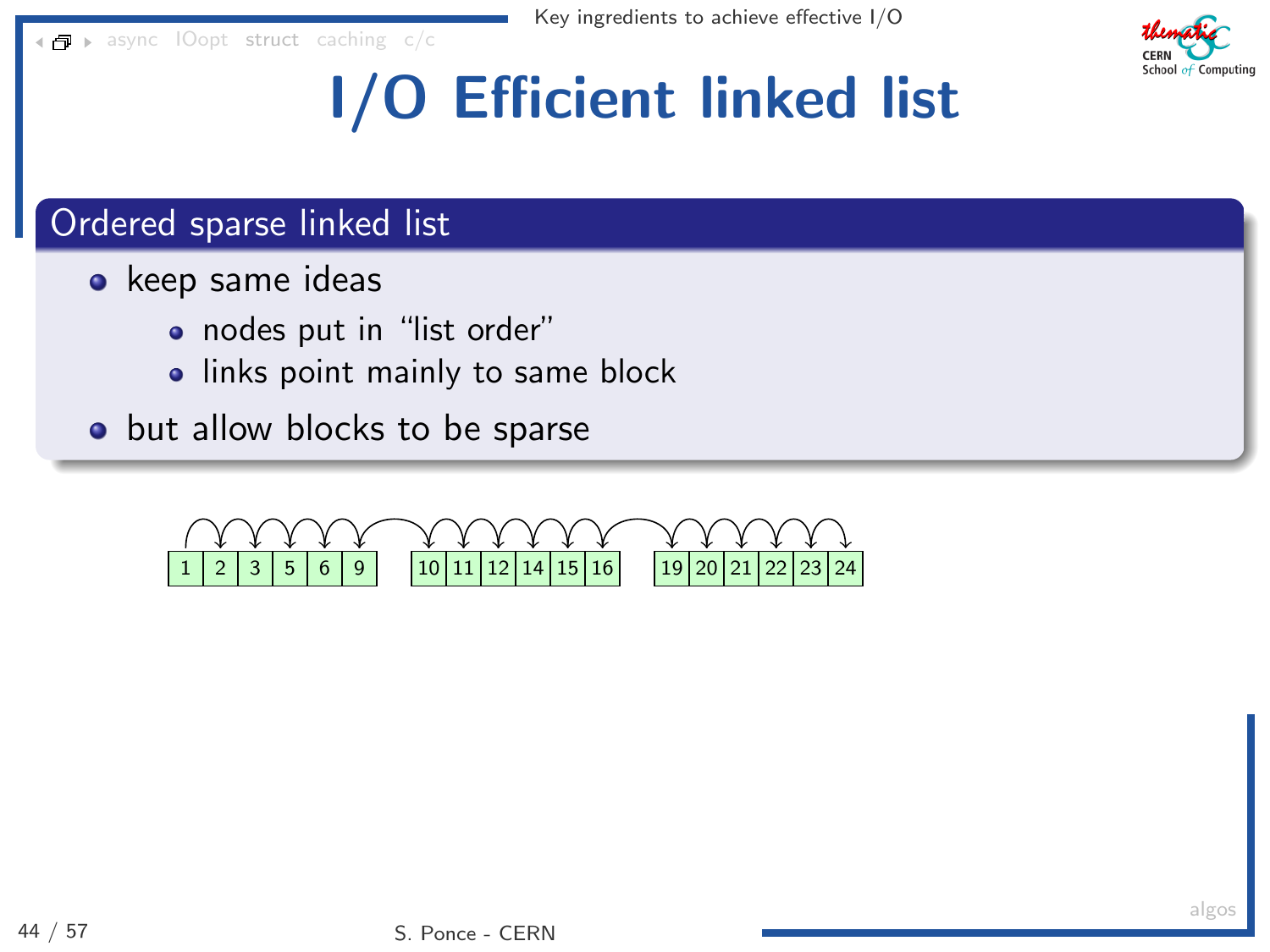# I/O Efficient linked list

## Ordered sparse linked list

- keep same ideas
  - nodes put in “list order”
  - links point mainly to same block
- but allow blocks to be sparse

1 2 3 5 6 9 10 11 12 14 15 16 19 20 21 22 23 24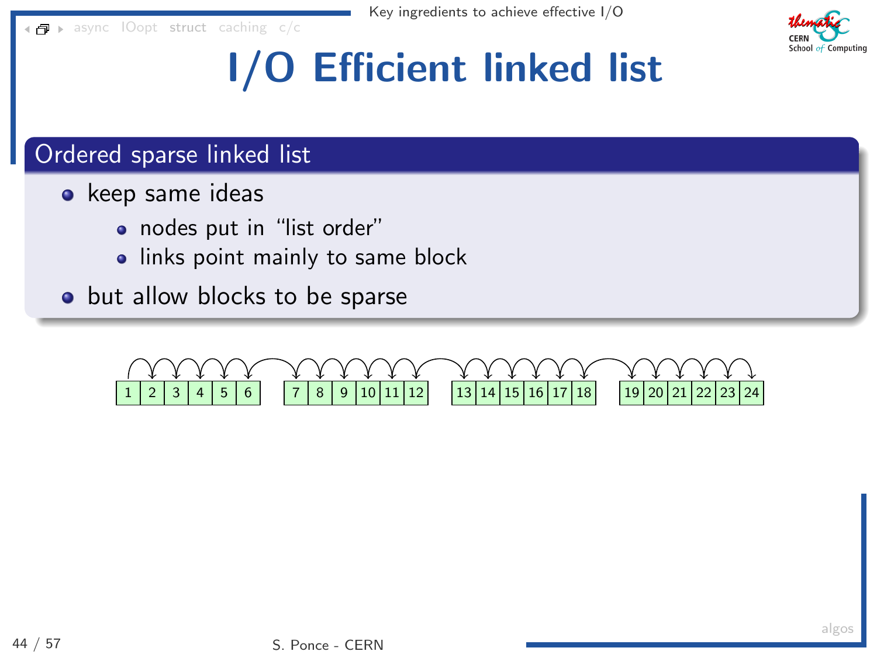# I/O Efficient linked list

## Ordered sparse linked list

- keep same ideas
  - nodes put in “list order”
  - links point mainly to same block
- but allow blocks to be sparse

1 2 3 4 5 6   7 8 9 10 11 12   13 14 15 16 17 18   19 20 21 22 23 24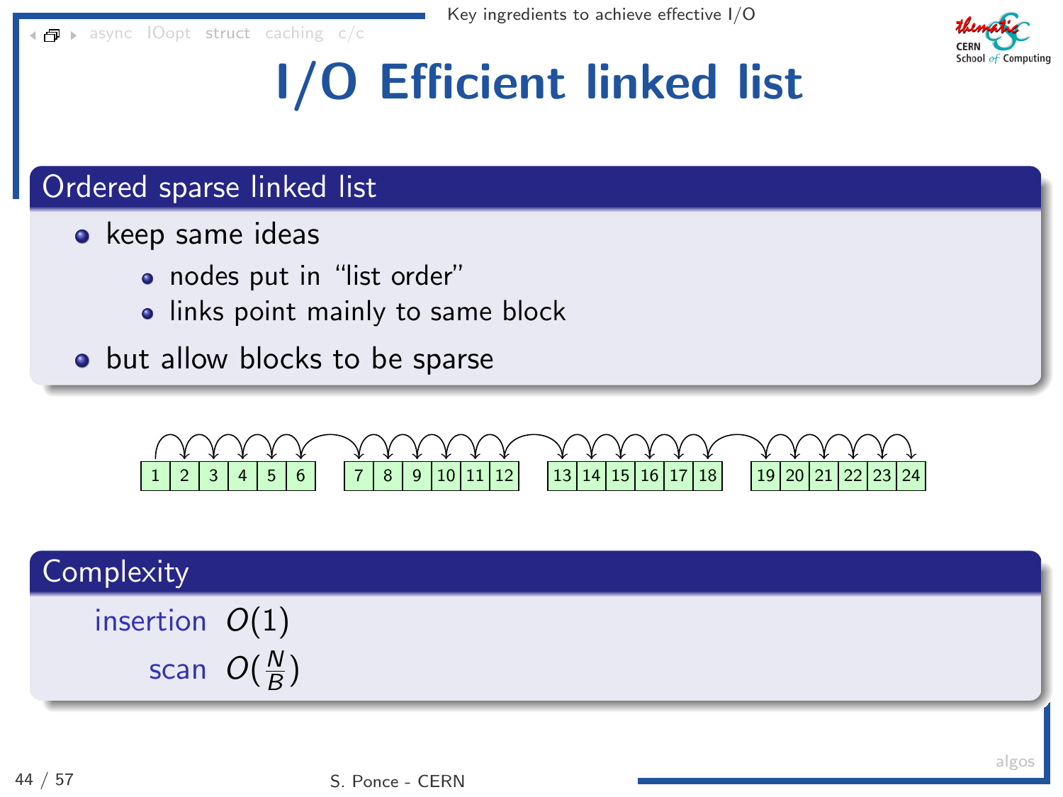# I/O Efficient linked list

## Ordered sparse linked list

- keep same ideas
  - nodes put in "list order"
  - links point mainly to same block
- but allow blocks to be sparse

1 2 3 4 5 6    7 8 9 10 11 12    13 14 15 16 17 18    19 20 21 22 23 24

## Complexity

insertion $O(1)$

scan $O(\frac{N}{B})$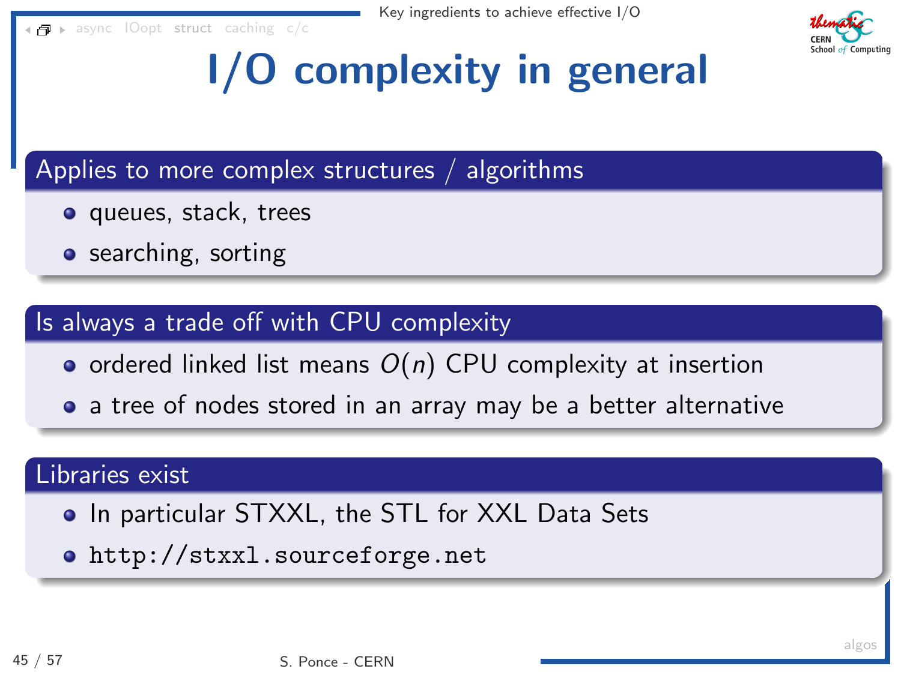# I/O complexity in general

### Applies to more complex structures / algorithms

- queues, stack, trees
- searching, sorting

### Is always a trade off with CPU complexity

- ordered linked list means $O(n)$ CPU complexity at insertion
- a tree of nodes stored in an array may be a better alternative

### Libraries exist

- In particular STXXL, the STL for XXL Data Sets
- `http://stxxl.sourceforge.net`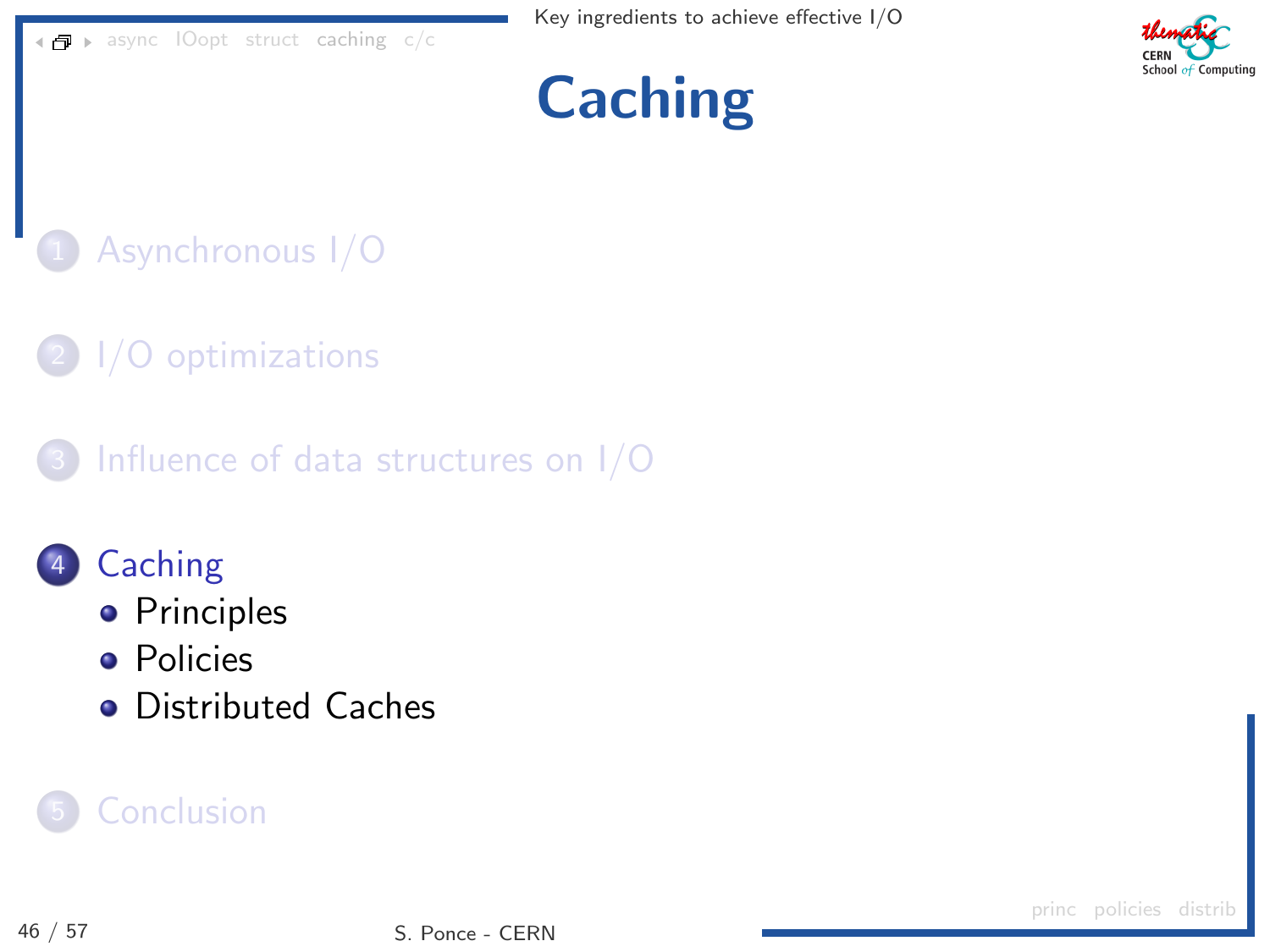# Caching

1. Asynchronous I/O
2. I/O optimizations
3. Influence of data structures on I/O
4. Caching
   - Principles
   - Policies
   - Distributed Caches
5. Conclusion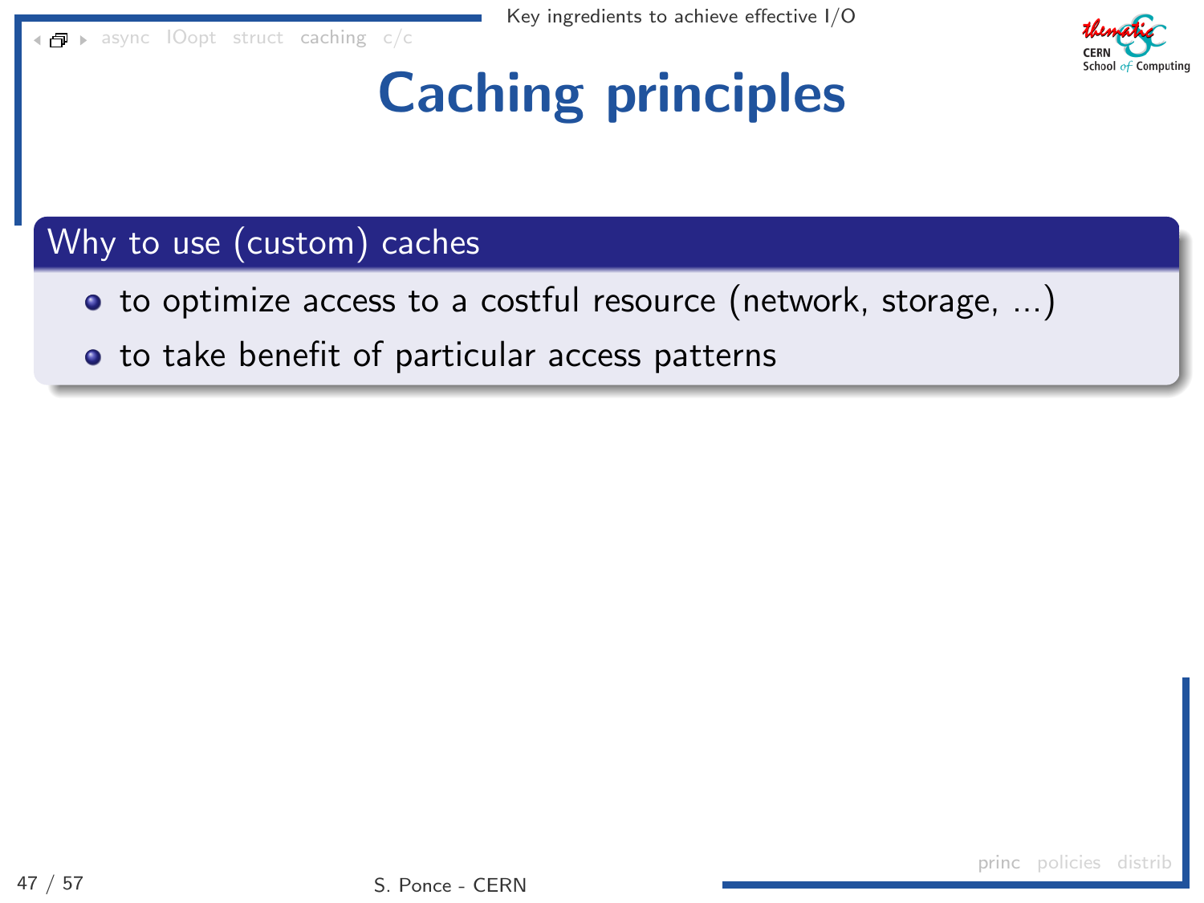# Caching principles

## Why to use (custom) caches

- to optimize access to a costful resource (network, storage, ...)
- to take benefit of particular access patterns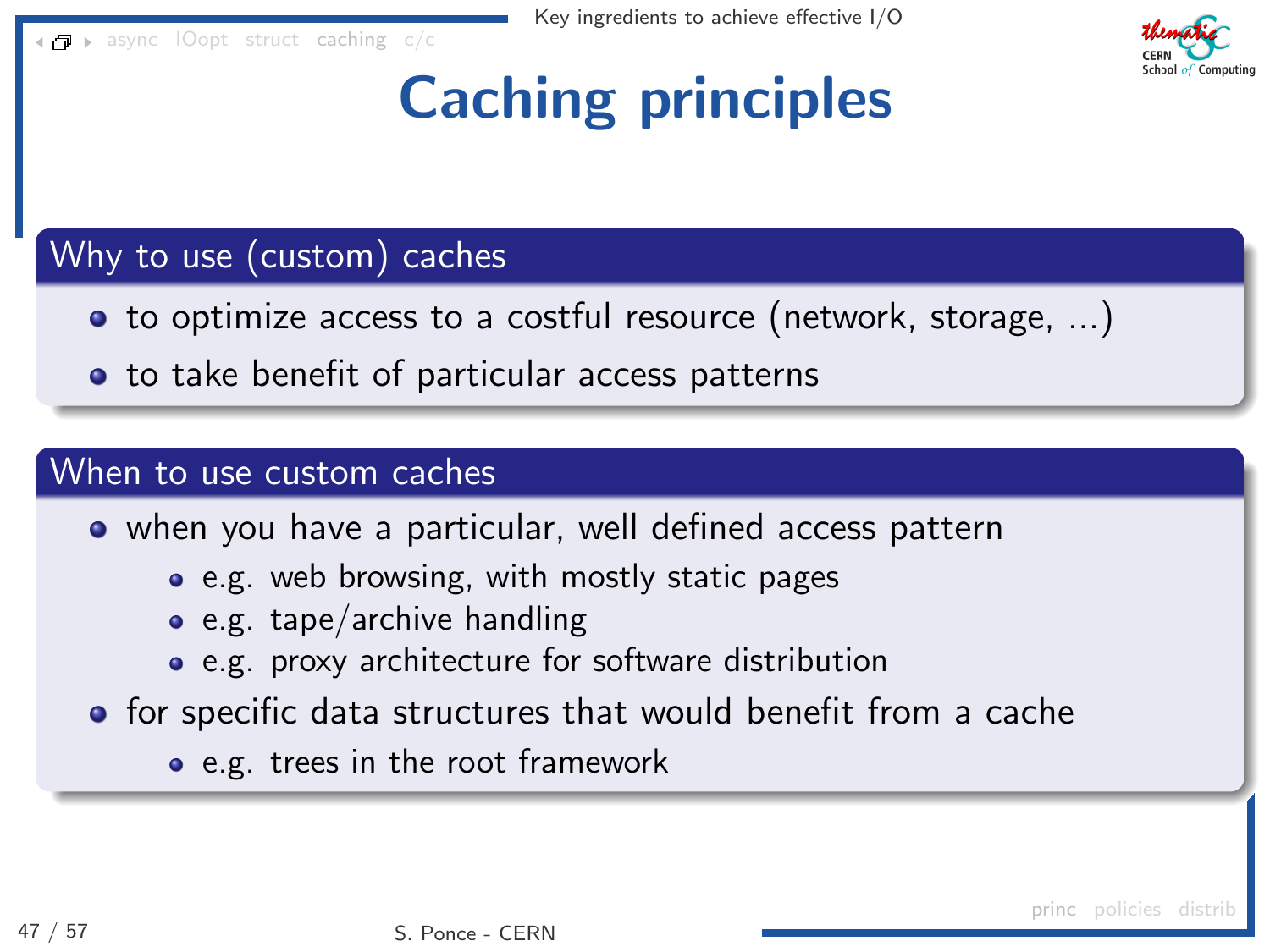# Caching principles

## Why to use (custom) caches

- to optimize access to a costful resource (network, storage, ...)
- to take benefit of particular access patterns

## When to use custom caches

- when you have a particular, well defined access pattern
  - e.g. web browsing, with mostly static pages
  - e.g. tape/archive handling
  - e.g. proxy architecture for software distribution
- for specific data structures that would benefit from a cache
  - e.g. trees in the root framework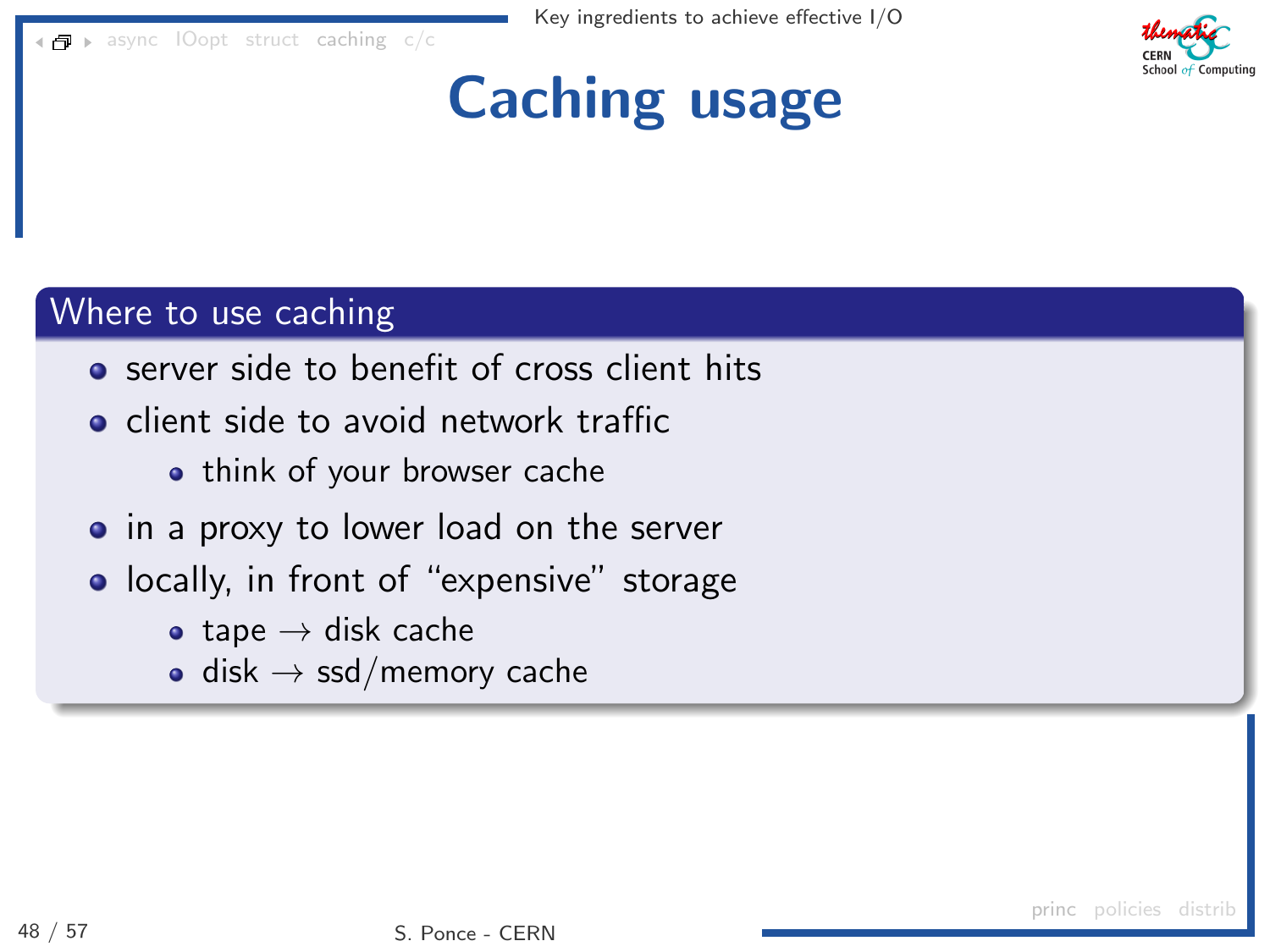# Caching usage

## Where to use caching

- server side to benefit of cross client hits
- client side to avoid network traffic
  - think of your browser cache
- in a proxy to lower load on the server
- locally, in front of "expensive" storage
  - tape $\rightarrow$ disk cache
  - disk $\rightarrow$ ssd/memory cache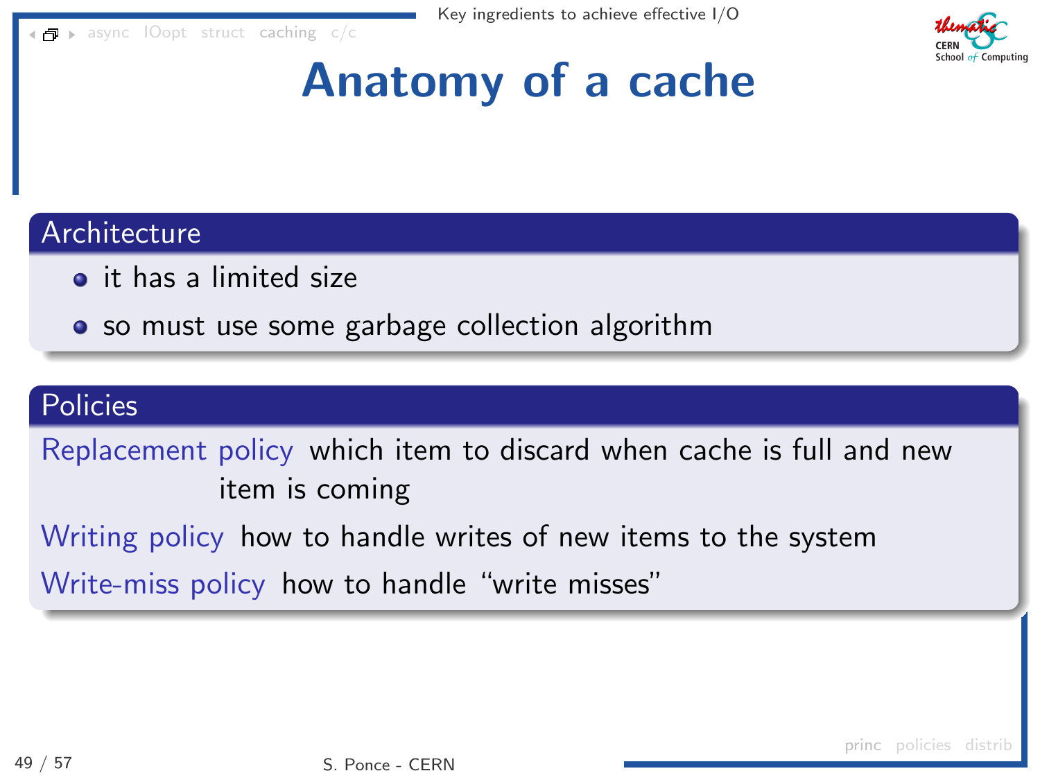# Anatomy of a cache

## Architecture

- it has a limited size
- so must use some garbage collection algorithm

## Policies

**Replacement policy** which item to discard when cache is full and new item is coming

**Writing policy** how to handle writes of new items to the system

**Write-miss policy** how to handle “write misses”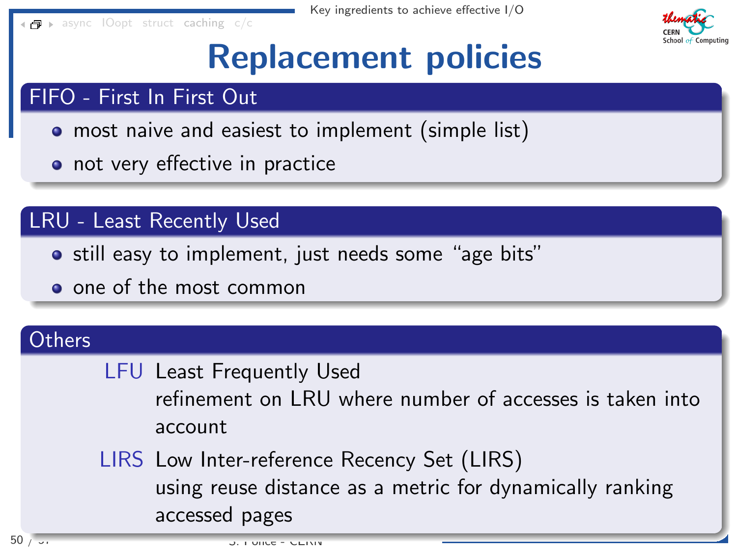# Replacement policies

## FIFO - First In First Out

- most naive and easiest to implement (simple list)
- not very effective in practice

## LRU - Least Recently Used

- still easy to implement, just needs some “age bits”
- one of the most common

## Others

**LFU** Least Frequently Used
refinement on LRU where number of accesses is taken into account

**LIRS** Low Inter-reference Recency Set (LIRS)
using reuse distance as a metric for dynamically ranking accessed pages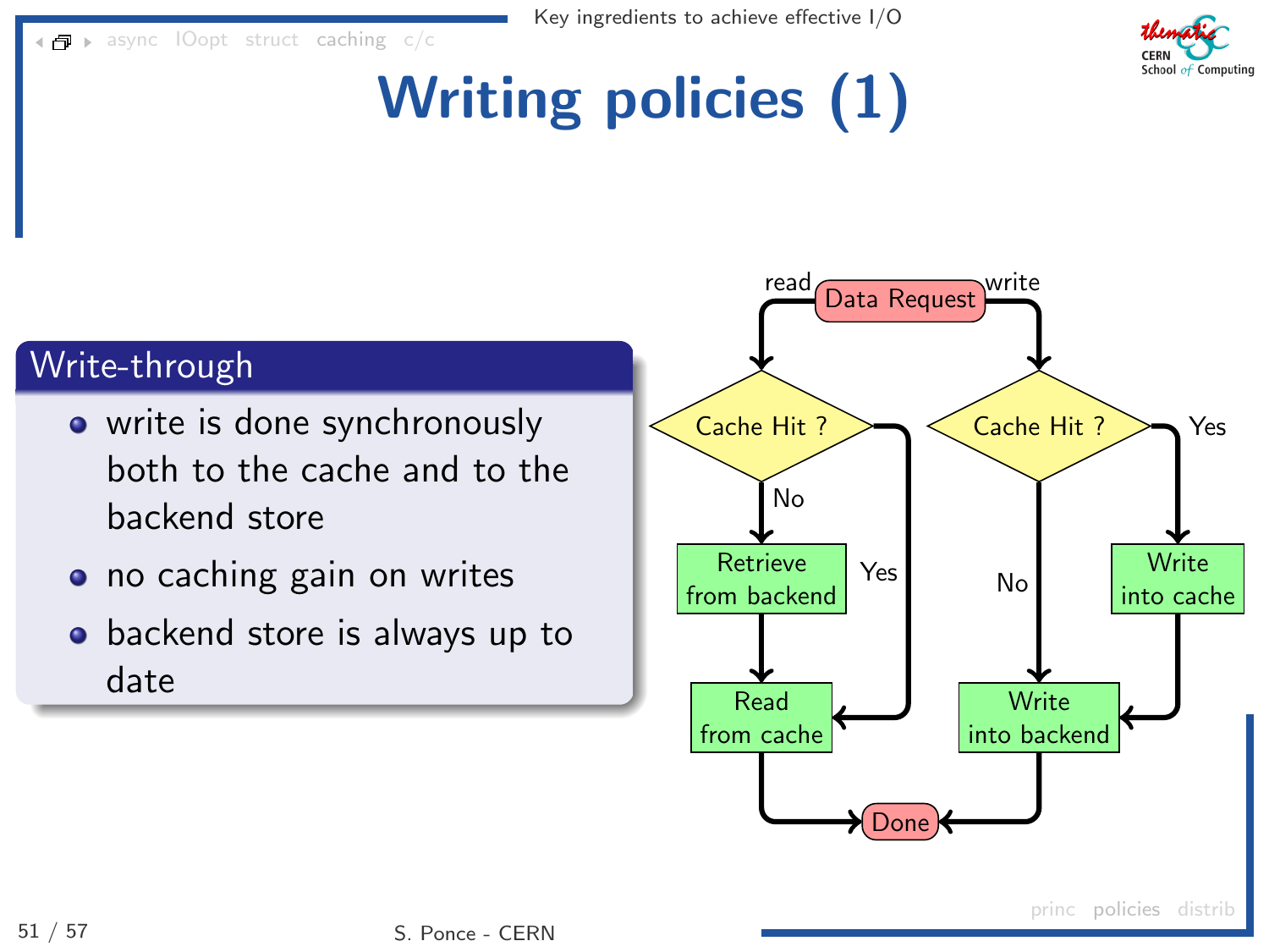# Writing policies (1)

**Write-through**

- write is done synchronously both to the cache and to the backend store
- no caching gain on writes
- backend store is always up to date

Data Request

read

write

Cache Hit ?

No

Yes

Retrieve from backend

Read from cache

Cache Hit ?

Yes

No

Write into cache

Write into backend

Done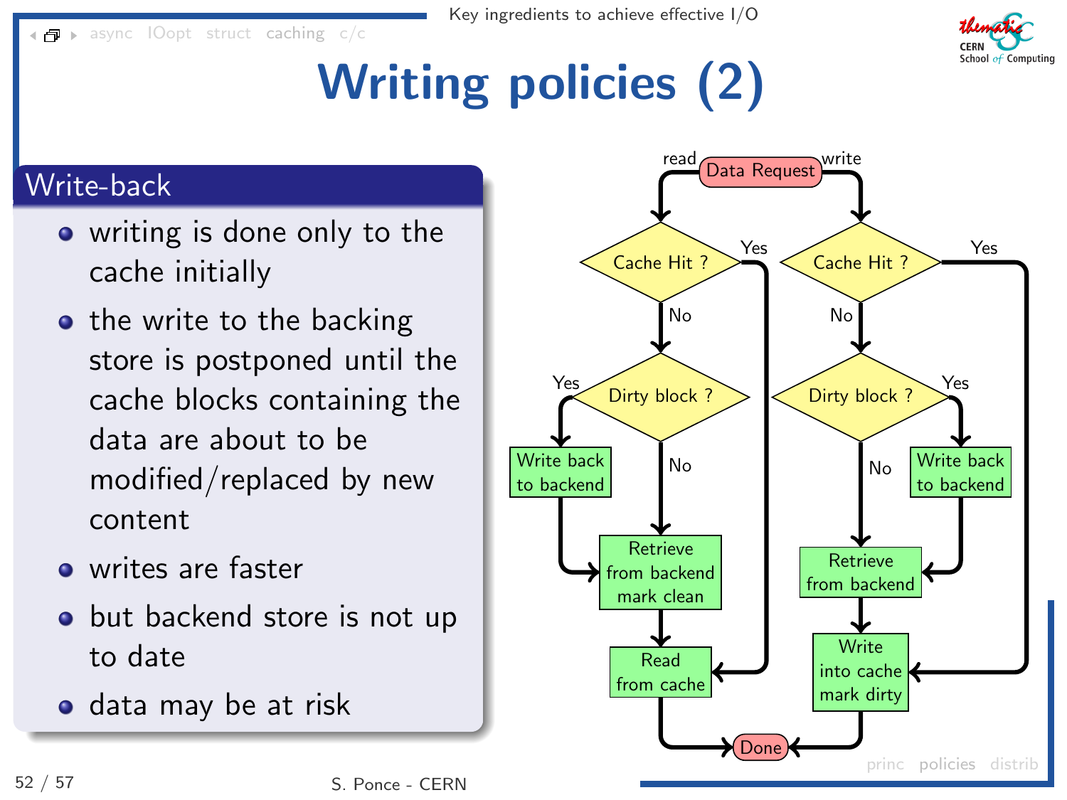# Writing policies (2)

## Write-back

- writing is done only to the cache initially
- the write to the backing store is postponed until the cache blocks containing the data are about to be modified/replaced by new content
- writes are faster
- but backend store is not up to date
- data may be at risk

Data Request

read → Cache Hit ? — Yes → Read from cache; No → Dirty block ? — Yes → Write back to backend → Retrieve from backend mark clean; No → Retrieve from backend mark clean → Read from cache → Done

write → Cache Hit ? — Yes → Write into cache mark dirty; No → Dirty block ? — Yes → Write back to backend → Retrieve from backend; No → Retrieve from backend → Write into cache mark dirty → Done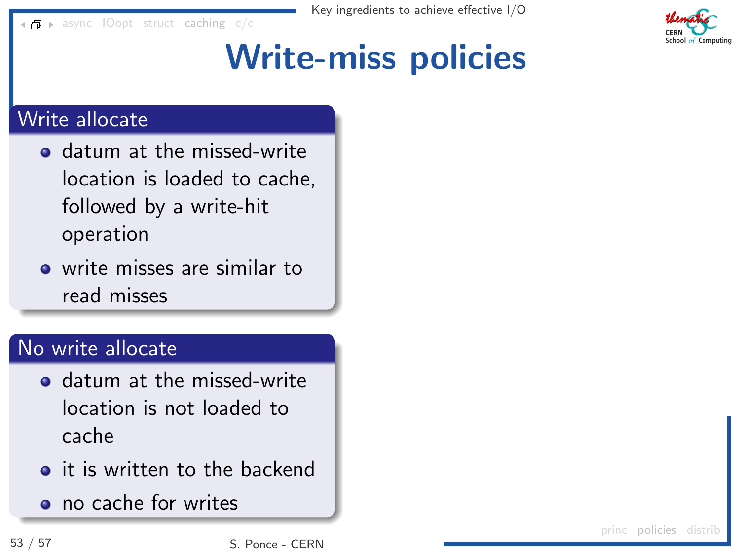# Write-miss policies

## Write allocate

- datum at the missed-write location is loaded to cache, followed by a write-hit operation
- write misses are similar to read misses

## No write allocate

- datum at the missed-write location is not loaded to cache
- it is written to the backend
- no cache for writes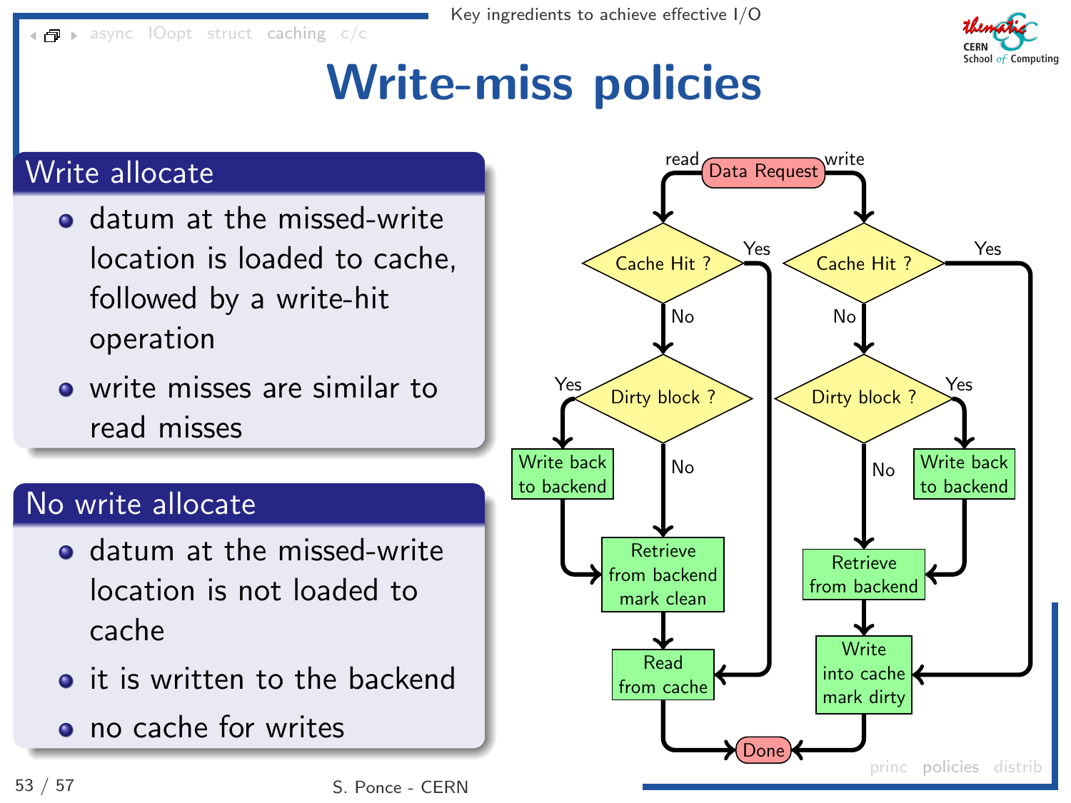# Write-miss policies

## Write allocate

- datum at the missed-write location is loaded to cache, followed by a write-hit operation
- write misses are similar to read misses

## No write allocate

- datum at the missed-write location is not loaded to cache
- it is written to the backend
- no cache for writes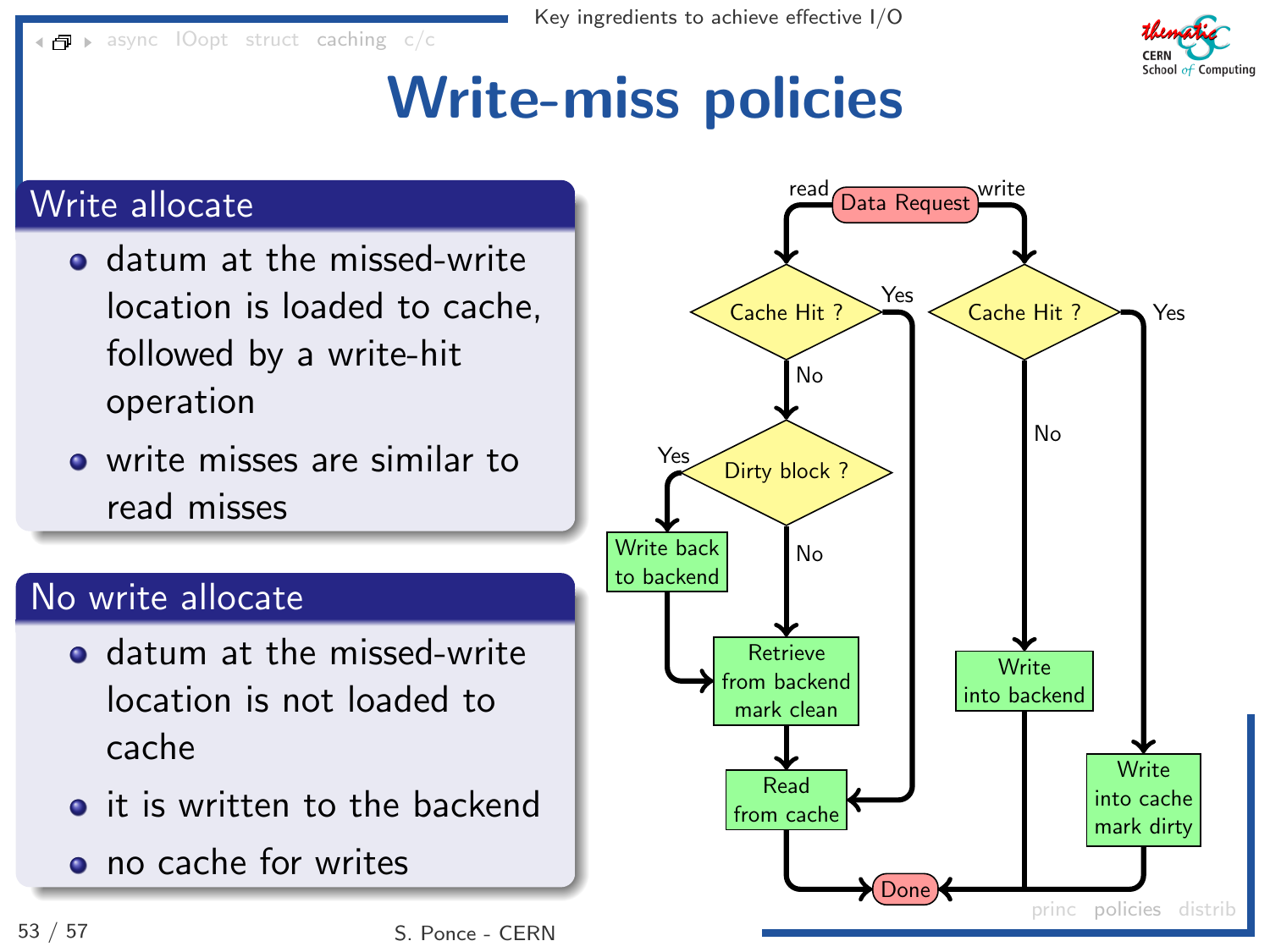# Write-miss policies

## Write allocate

- datum at the missed-write location is loaded to cache, followed by a write-hit operation
- write misses are similar to read misses

## No write allocate

- datum at the missed-write location is not loaded to cache
- it is written to the backend
- no cache for writes

Data Request
read
write
Cache Hit ?
Yes
No
Cache Hit ?
Yes
No
Dirty block ?
Yes
No
Write back to backend
Retrieve from backend mark clean
Read from cache
Write into backend
Write into cache mark dirty
Done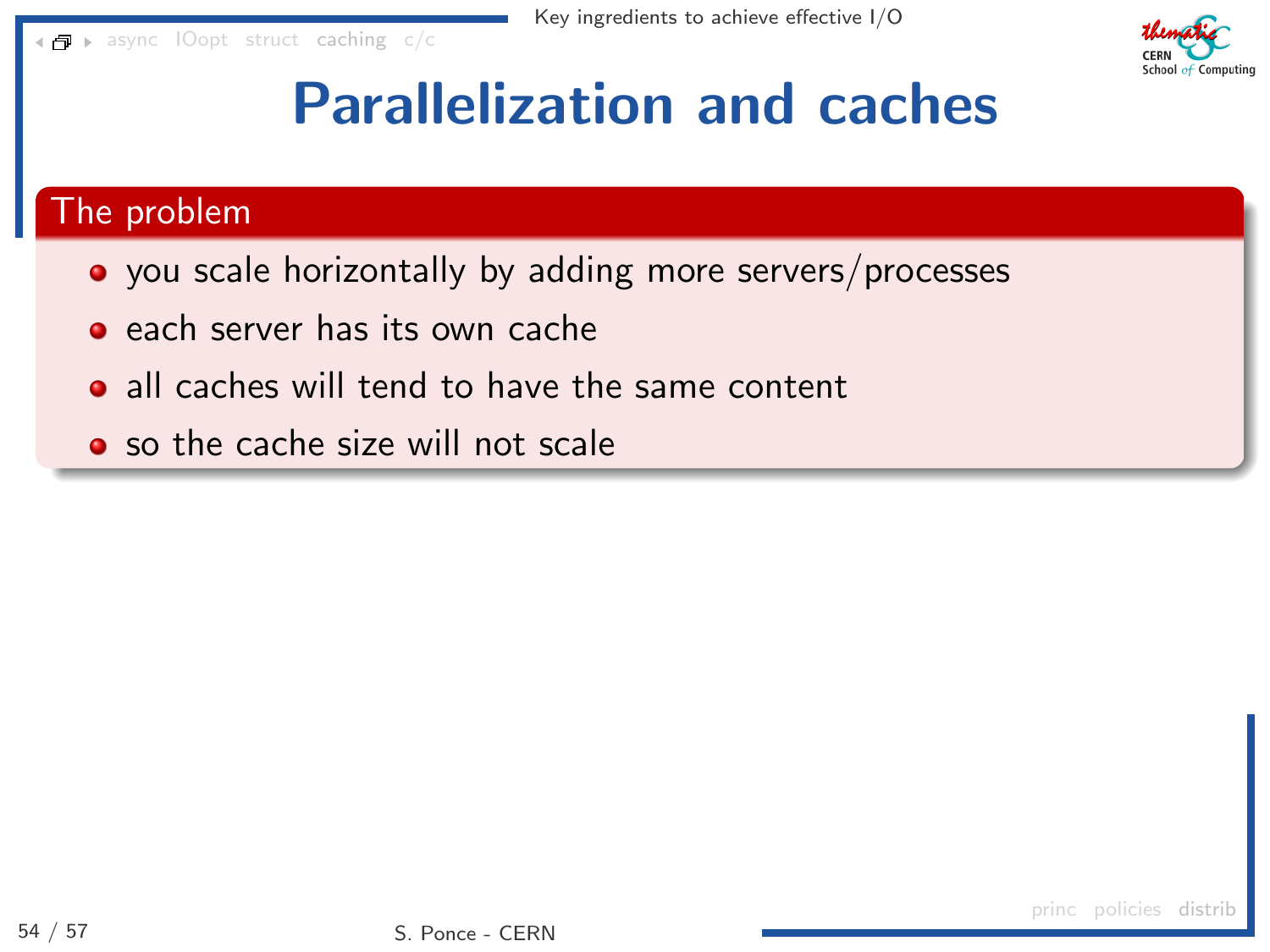# Parallelization and caches

## The problem

- you scale horizontally by adding more servers/processes
- each server has its own cache
- all caches will tend to have the same content
- so the cache size will not scale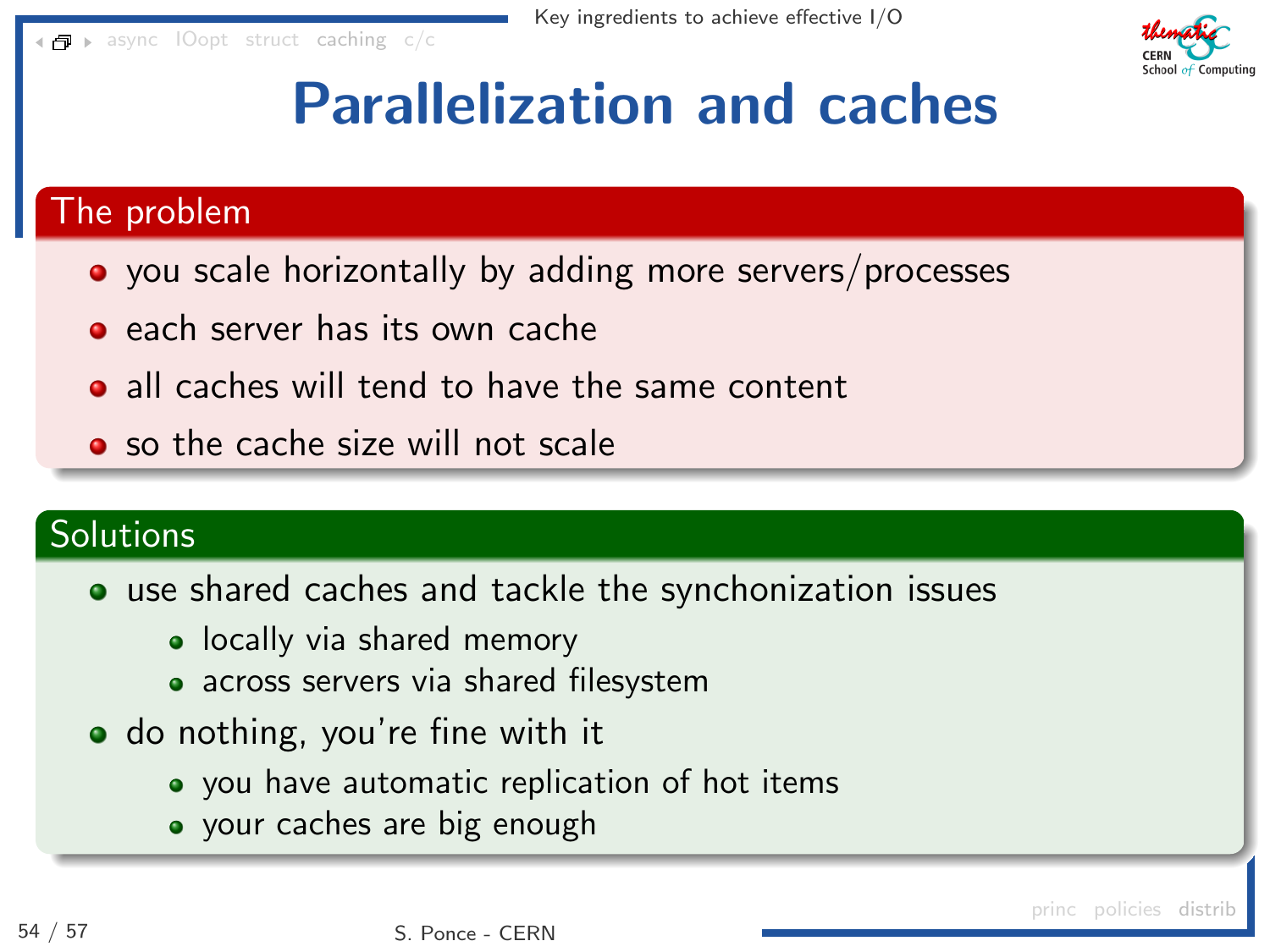# Parallelization and caches

## The problem

- you scale horizontally by adding more servers/processes
- each server has its own cache
- all caches will tend to have the same content
- so the cache size will not scale

## Solutions

- use shared caches and tackle the synchonization issues
  - locally via shared memory
  - across servers via shared filesystem
- do nothing, you're fine with it
  - you have automatic replication of hot items
  - your caches are big enough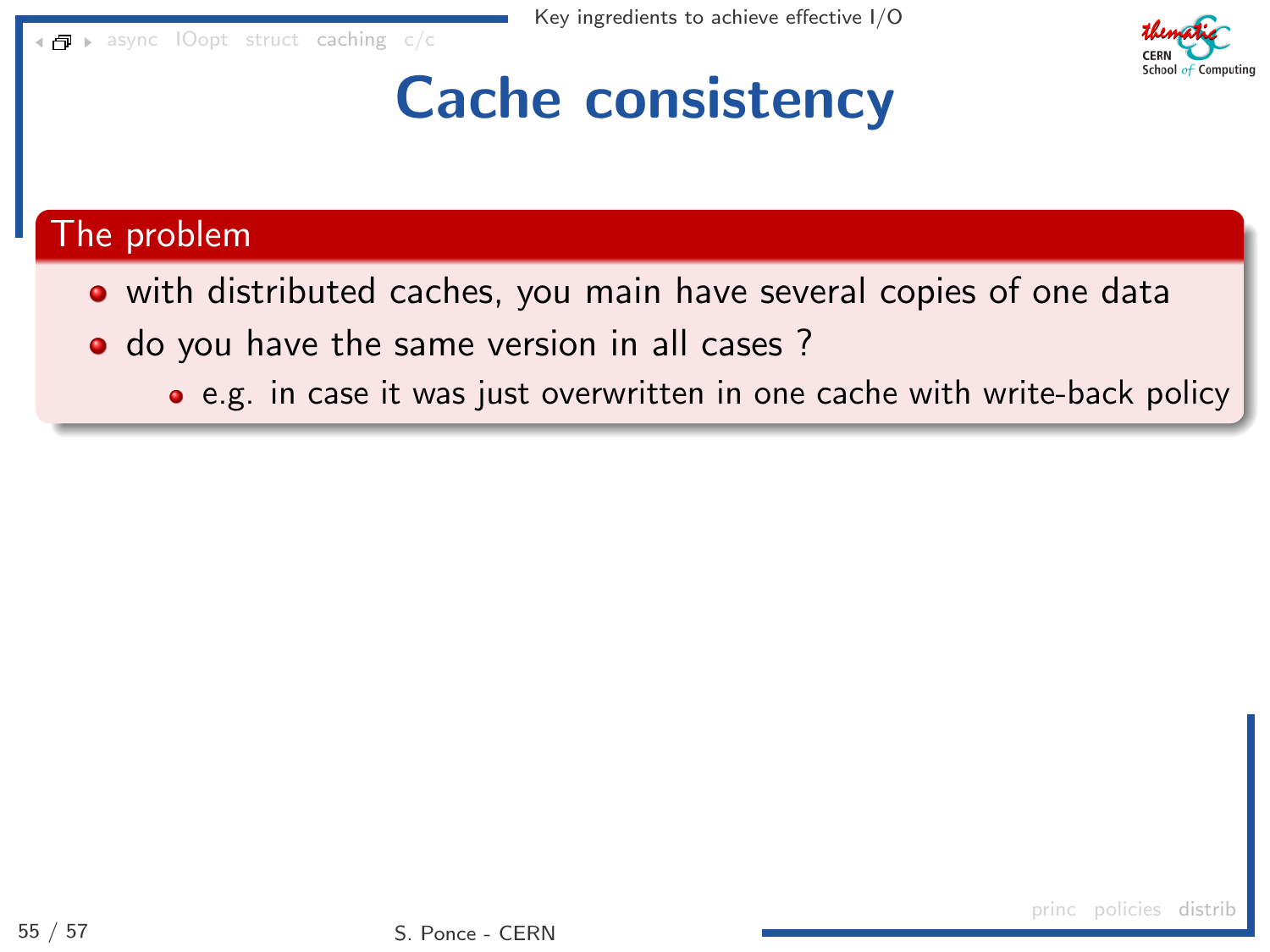# Cache consistency

## The problem

- with distributed caches, you main have several copies of one data
- do you have the same version in all cases ?
  - e.g. in case it was just overwritten in one cache with write-back policy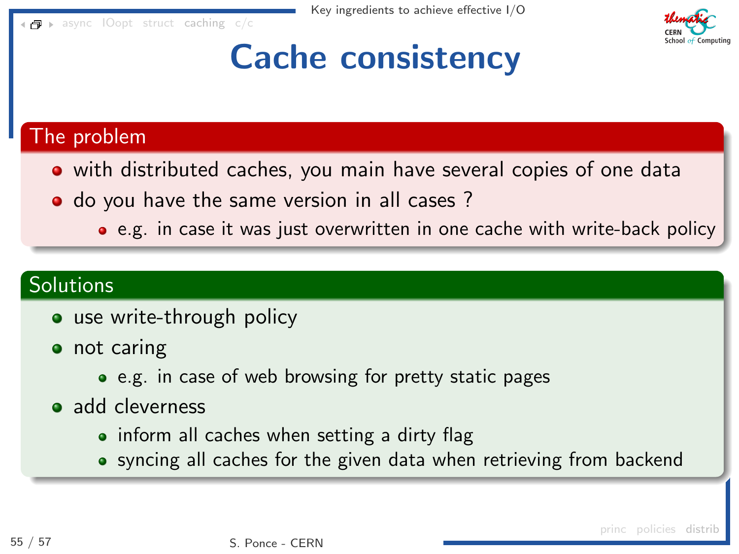# Cache consistency

## The problem

- with distributed caches, you main have several copies of one data
- do you have the same version in all cases ?
  - e.g. in case it was just overwritten in one cache with write-back policy

## Solutions

- use write-through policy
- not caring
  - e.g. in case of web browsing for pretty static pages
- add cleverness
  - inform all caches when setting a dirty flag
  - syncing all caches for the given data when retrieving from backend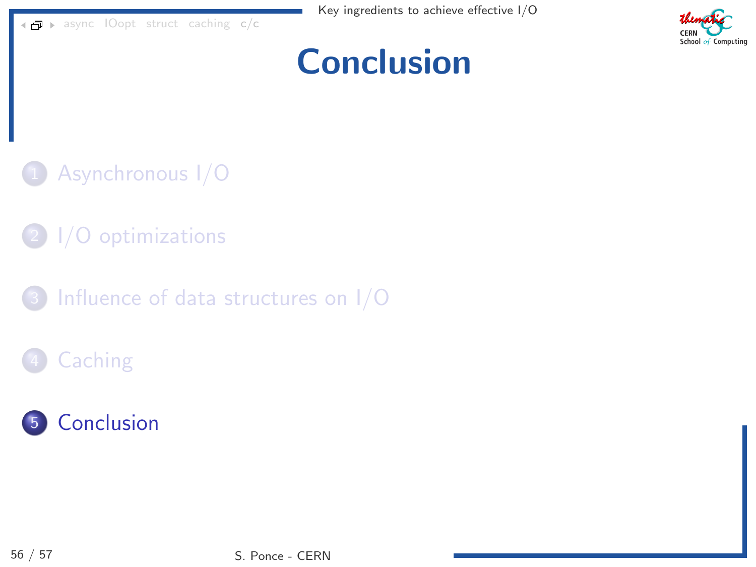# Conclusion

1. Asynchronous I/O
2. I/O optimizations
3. Influence of data structures on I/O
4. Caching
5. Conclusion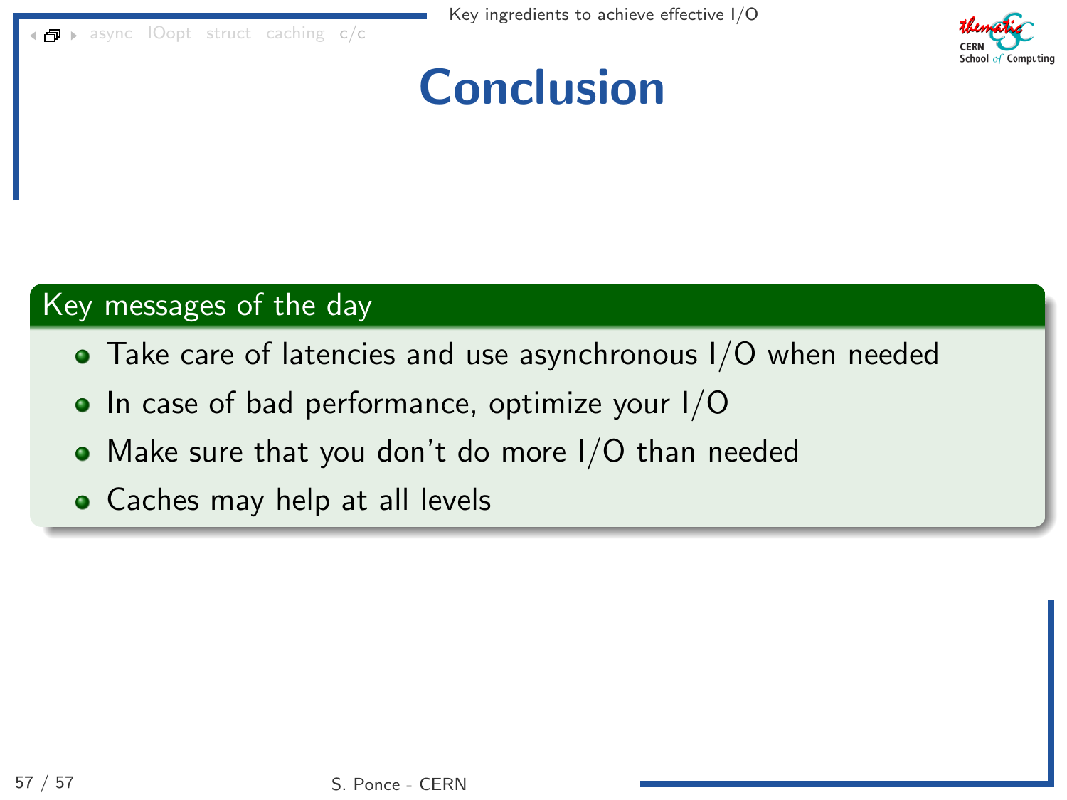# Conclusion

**Key messages of the day**

- Take care of latencies and use asynchronous I/O when needed
- In case of bad performance, optimize your I/O
- Make sure that you don't do more I/O than needed
- Caches may help at all levels